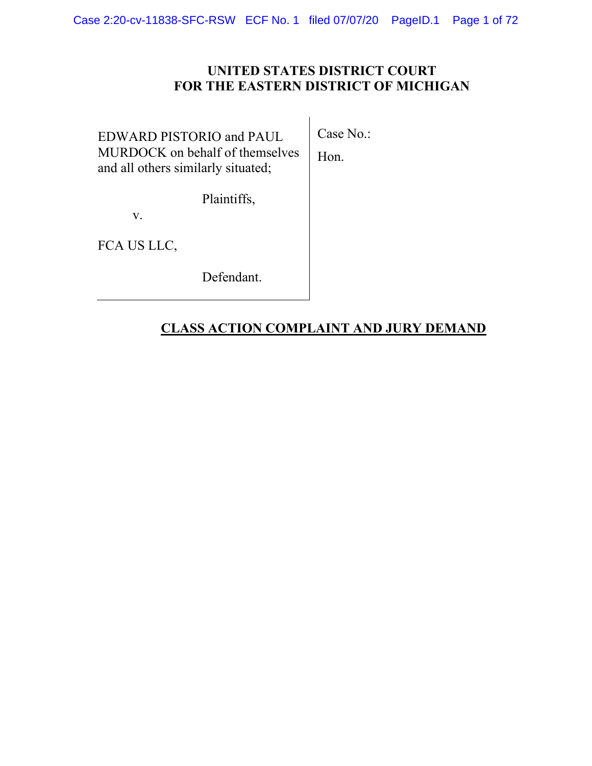# UNITED STATES DISTRICT COURT
# FOR THE EASTERN DISTRICT OF MICHIGAN

| | |
|---|---|
| EDWARD PISTORIO and PAUL MURDOCK on behalf of themselves and all others similarly situated;<br><br>Plaintiffs,<br><br>v.<br><br>FCA US LLC,<br><br>Defendant. | Case No.:<br><br>Hon. |

## **CLASS ACTION COMPLAINT AND JURY DEMAND**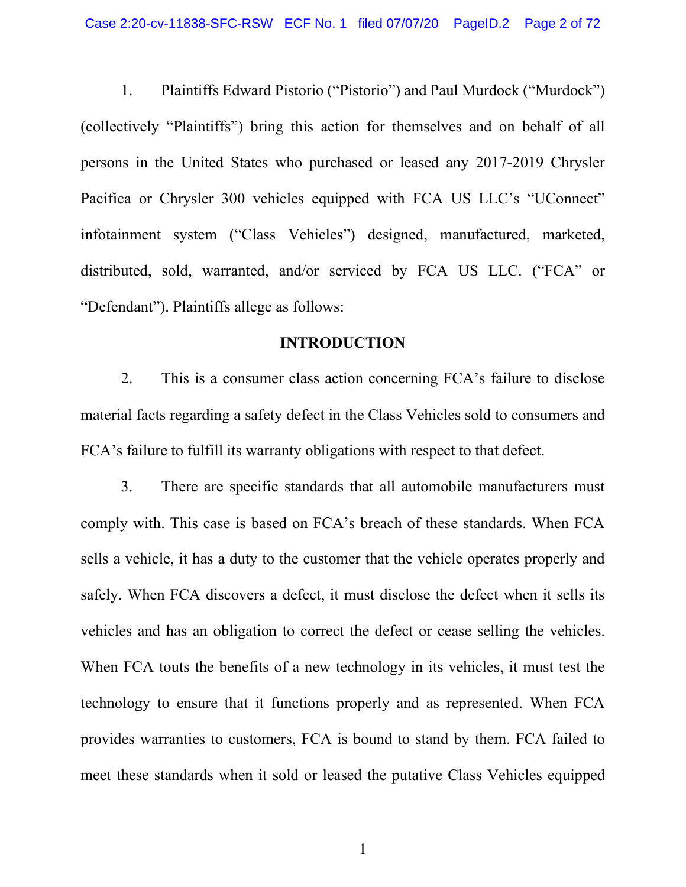1. Plaintiffs Edward Pistorio ("Pistorio") and Paul Murdock ("Murdock") (collectively "Plaintiffs") bring this action for themselves and on behalf of all persons in the United States who purchased or leased any 2017-2019 Chrysler Pacifica or Chrysler 300 vehicles equipped with FCA US LLC's "UConnect" infotainment system ("Class Vehicles") designed, manufactured, marketed, distributed, sold, warranted, and/or serviced by FCA US LLC. ("FCA" or "Defendant"). Plaintiffs allege as follows:

## INTRODUCTION

2. This is a consumer class action concerning FCA's failure to disclose material facts regarding a safety defect in the Class Vehicles sold to consumers and FCA's failure to fulfill its warranty obligations with respect to that defect.

3. There are specific standards that all automobile manufacturers must comply with. This case is based on FCA's breach of these standards. When FCA sells a vehicle, it has a duty to the customer that the vehicle operates properly and safely. When FCA discovers a defect, it must disclose the defect when it sells its vehicles and has an obligation to correct the defect or cease selling the vehicles. When FCA touts the benefits of a new technology in its vehicles, it must test the technology to ensure that it functions properly and as represented. When FCA provides warranties to customers, FCA is bound to stand by them. FCA failed to meet these standards when it sold or leased the putative Class Vehicles equipped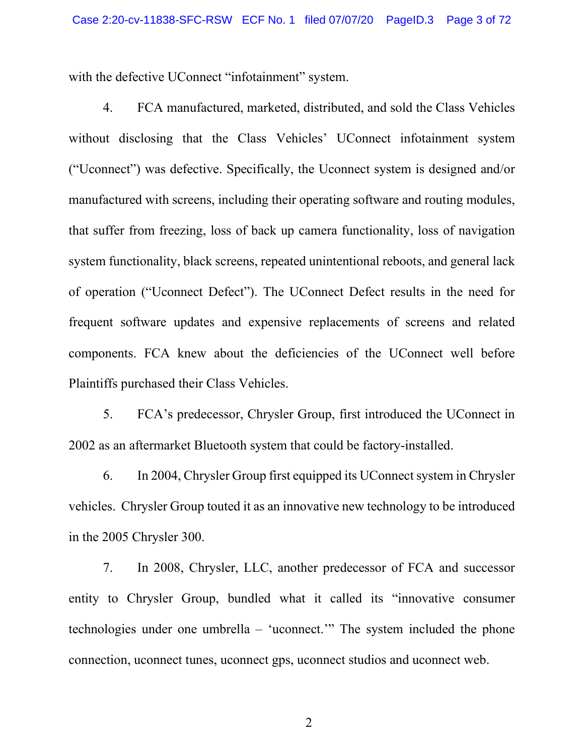with the defective UConnect "infotainment" system.

4. FCA manufactured, marketed, distributed, and sold the Class Vehicles without disclosing that the Class Vehicles' UConnect infotainment system ("Uconnect") was defective. Specifically, the Uconnect system is designed and/or manufactured with screens, including their operating software and routing modules, that suffer from freezing, loss of back up camera functionality, loss of navigation system functionality, black screens, repeated unintentional reboots, and general lack of operation ("Uconnect Defect"). The UConnect Defect results in the need for frequent software updates and expensive replacements of screens and related components. FCA knew about the deficiencies of the UConnect well before Plaintiffs purchased their Class Vehicles.

5. FCA's predecessor, Chrysler Group, first introduced the UConnect in 2002 as an aftermarket Bluetooth system that could be factory-installed.

6. In 2004, Chrysler Group first equipped its UConnect system in Chrysler vehicles. Chrysler Group touted it as an innovative new technology to be introduced in the 2005 Chrysler 300.

7. In 2008, Chrysler, LLC, another predecessor of FCA and successor entity to Chrysler Group, bundled what it called its "innovative consumer technologies under one umbrella – 'uconnect.'" The system included the phone connection, uconnect tunes, uconnect gps, uconnect studios and uconnect web.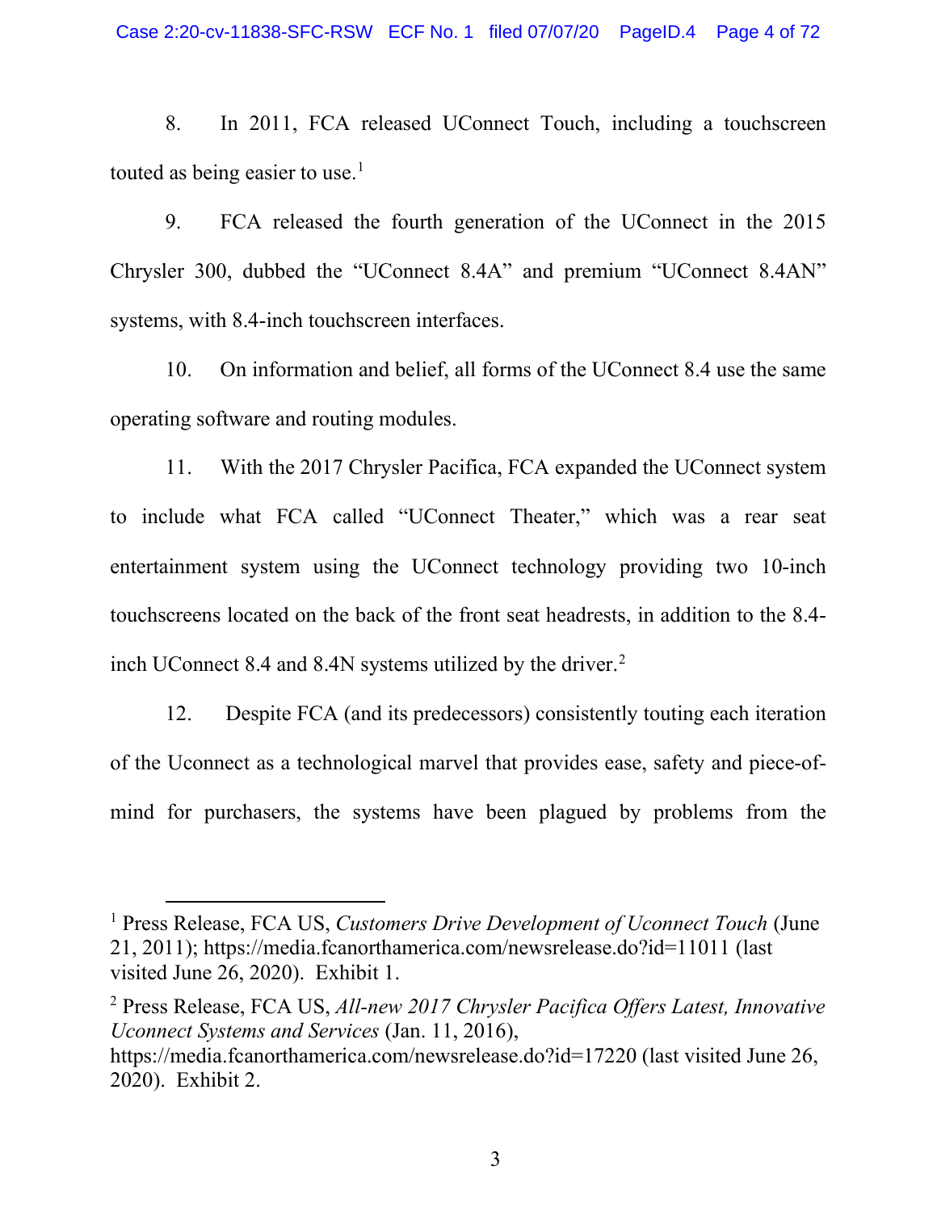8. In 2011, FCA released UConnect Touch, including a touchscreen touted as being easier to use.[1]

9. FCA released the fourth generation of the UConnect in the 2015 Chrysler 300, dubbed the "UConnect 8.4A" and premium "UConnect 8.4AN" systems, with 8.4-inch touchscreen interfaces.

10. On information and belief, all forms of the UConnect 8.4 use the same operating software and routing modules.

11. With the 2017 Chrysler Pacifica, FCA expanded the UConnect system to include what FCA called "UConnect Theater," which was a rear seat entertainment system using the UConnect technology providing two 10-inch touchscreens located on the back of the front seat headrests, in addition to the 8.4-inch UConnect 8.4 and 8.4N systems utilized by the driver.[2]

12. Despite FCA (and its predecessors) consistently touting each iteration of the Uconnect as a technological marvel that provides ease, safety and piece-of-mind for purchasers, the systems have been plagued by problems from the

---

[1] Press Release, FCA US, *Customers Drive Development of Uconnect Touch* (June 21, 2011); https://media.fcanorthamerica.com/newsrelease.do?id=11011 (last visited June 26, 2020). Exhibit 1.

[2] Press Release, FCA US, *All-new 2017 Chrysler Pacifica Offers Latest, Innovative Uconnect Systems and Services* (Jan. 11, 2016), https://media.fcanorthamerica.com/newsrelease.do?id=17220 (last visited June 26, 2020). Exhibit 2.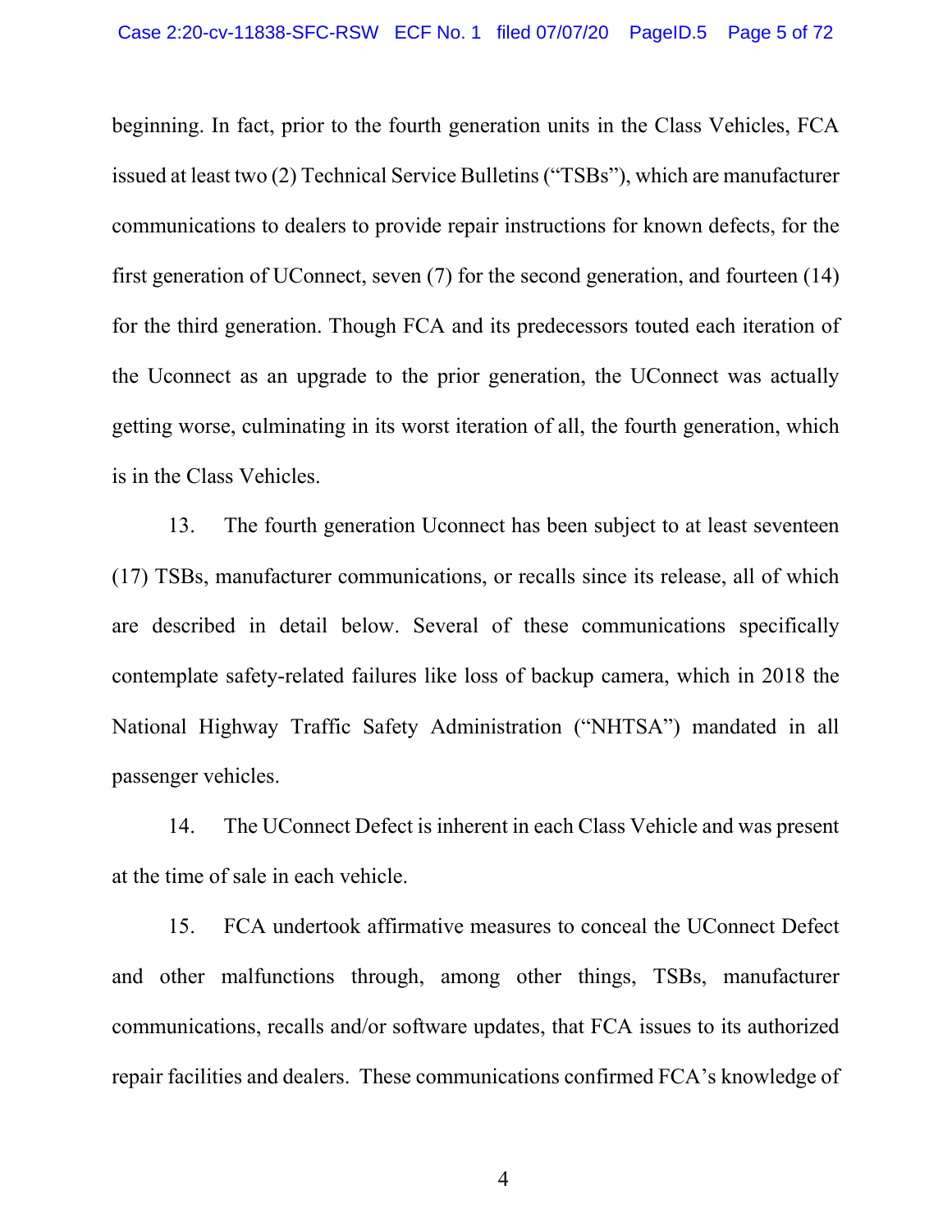beginning. In fact, prior to the fourth generation units in the Class Vehicles, FCA issued at least two (2) Technical Service Bulletins ("TSBs"), which are manufacturer communications to dealers to provide repair instructions for known defects, for the first generation of UConnect, seven (7) for the second generation, and fourteen (14) for the third generation. Though FCA and its predecessors touted each iteration of the Uconnect as an upgrade to the prior generation, the UConnect was actually getting worse, culminating in its worst iteration of all, the fourth generation, which is in the Class Vehicles.

13. The fourth generation Uconnect has been subject to at least seventeen (17) TSBs, manufacturer communications, or recalls since its release, all of which are described in detail below. Several of these communications specifically contemplate safety-related failures like loss of backup camera, which in 2018 the National Highway Traffic Safety Administration ("NHTSA") mandated in all passenger vehicles.

14. The UConnect Defect is inherent in each Class Vehicle and was present at the time of sale in each vehicle.

15. FCA undertook affirmative measures to conceal the UConnect Defect and other malfunctions through, among other things, TSBs, manufacturer communications, recalls and/or software updates, that FCA issues to its authorized repair facilities and dealers. These communications confirmed FCA's knowledge of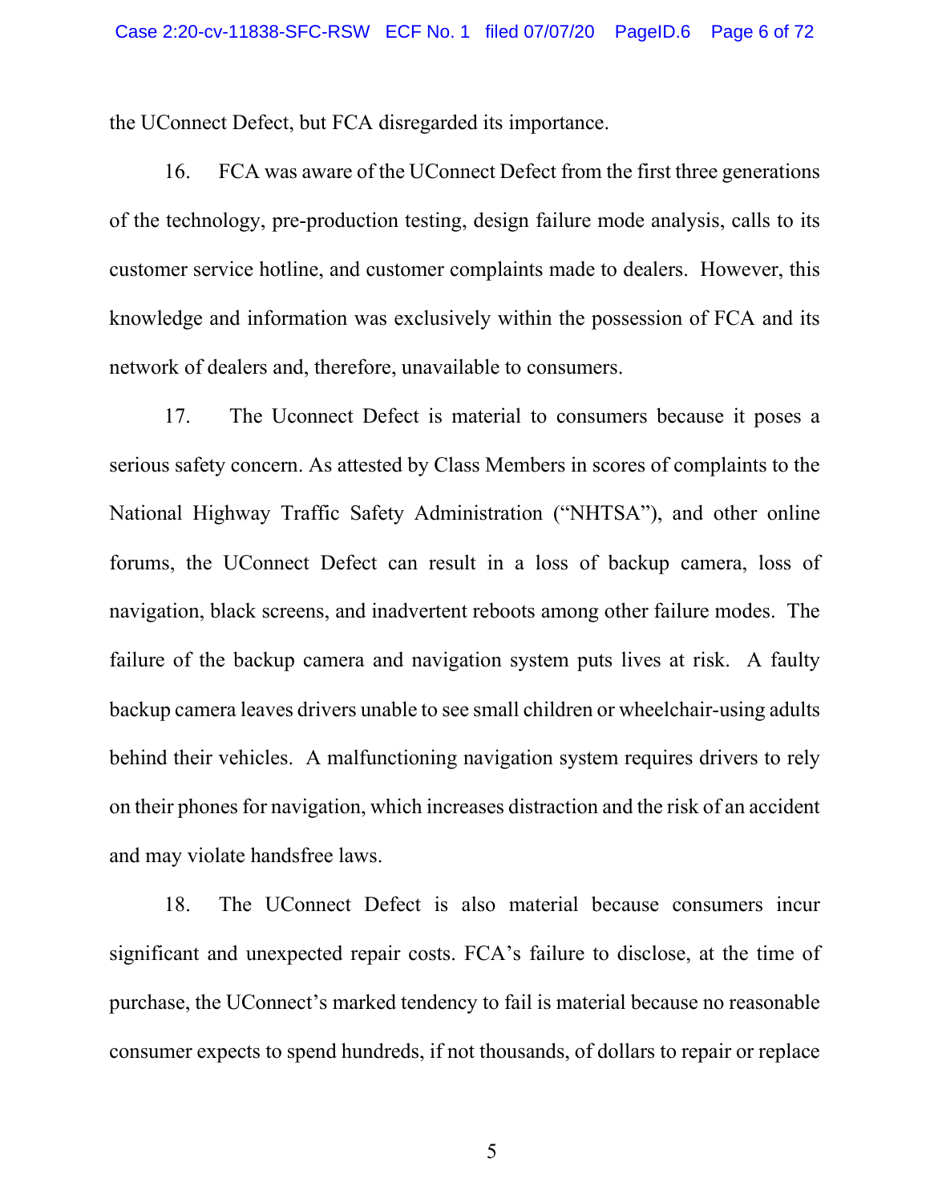the UConnect Defect, but FCA disregarded its importance.

16. FCA was aware of the UConnect Defect from the first three generations of the technology, pre-production testing, design failure mode analysis, calls to its customer service hotline, and customer complaints made to dealers. However, this knowledge and information was exclusively within the possession of FCA and its network of dealers and, therefore, unavailable to consumers.

17. The Uconnect Defect is material to consumers because it poses a serious safety concern. As attested by Class Members in scores of complaints to the National Highway Traffic Safety Administration ("NHTSA"), and other online forums, the UConnect Defect can result in a loss of backup camera, loss of navigation, black screens, and inadvertent reboots among other failure modes. The failure of the backup camera and navigation system puts lives at risk. A faulty backup camera leaves drivers unable to see small children or wheelchair-using adults behind their vehicles. A malfunctioning navigation system requires drivers to rely on their phones for navigation, which increases distraction and the risk of an accident and may violate handsfree laws.

18. The UConnect Defect is also material because consumers incur significant and unexpected repair costs. FCA's failure to disclose, at the time of purchase, the UConnect's marked tendency to fail is material because no reasonable consumer expects to spend hundreds, if not thousands, of dollars to repair or replace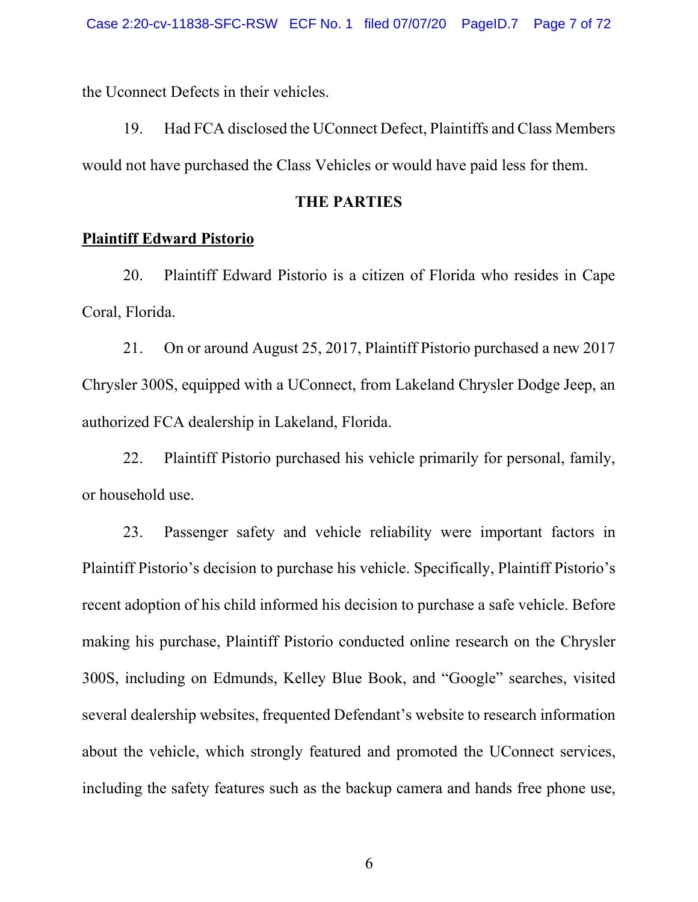the Uconnect Defects in their vehicles.

19. Had FCA disclosed the UConnect Defect, Plaintiffs and Class Members would not have purchased the Class Vehicles or would have paid less for them.

## THE PARTIES

**Plaintiff Edward Pistorio**

20. Plaintiff Edward Pistorio is a citizen of Florida who resides in Cape Coral, Florida.

21. On or around August 25, 2017, Plaintiff Pistorio purchased a new 2017 Chrysler 300S, equipped with a UConnect, from Lakeland Chrysler Dodge Jeep, an authorized FCA dealership in Lakeland, Florida.

22. Plaintiff Pistorio purchased his vehicle primarily for personal, family, or household use.

23. Passenger safety and vehicle reliability were important factors in Plaintiff Pistorio's decision to purchase his vehicle. Specifically, Plaintiff Pistorio's recent adoption of his child informed his decision to purchase a safe vehicle. Before making his purchase, Plaintiff Pistorio conducted online research on the Chrysler 300S, including on Edmunds, Kelley Blue Book, and "Google" searches, visited several dealership websites, frequented Defendant's website to research information about the vehicle, which strongly featured and promoted the UConnect services, including the safety features such as the backup camera and hands free phone use,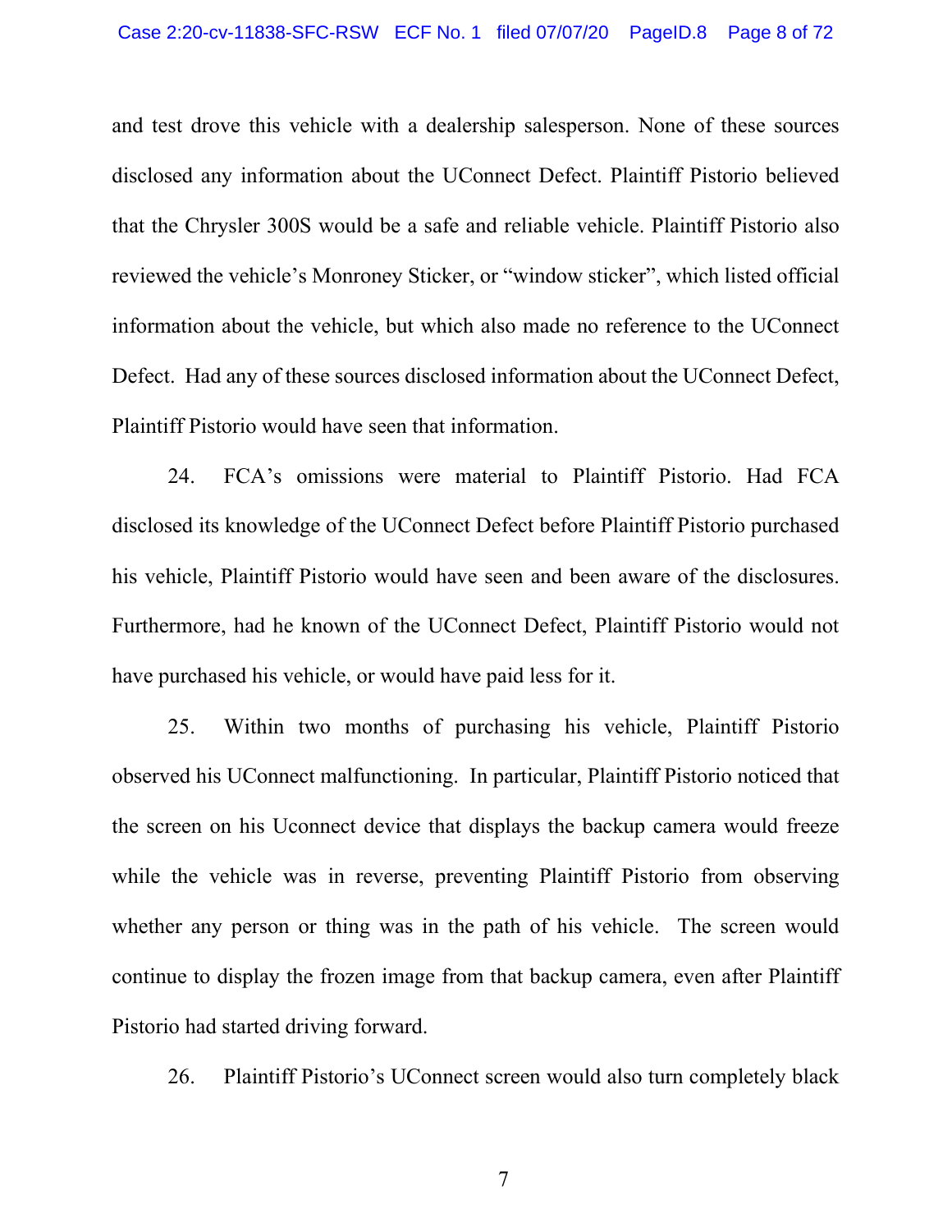and test drove this vehicle with a dealership salesperson. None of these sources disclosed any information about the UConnect Defect. Plaintiff Pistorio believed that the Chrysler 300S would be a safe and reliable vehicle. Plaintiff Pistorio also reviewed the vehicle's Monroney Sticker, or "window sticker", which listed official information about the vehicle, but which also made no reference to the UConnect Defect. Had any of these sources disclosed information about the UConnect Defect, Plaintiff Pistorio would have seen that information.

24. FCA's omissions were material to Plaintiff Pistorio. Had FCA disclosed its knowledge of the UConnect Defect before Plaintiff Pistorio purchased his vehicle, Plaintiff Pistorio would have seen and been aware of the disclosures. Furthermore, had he known of the UConnect Defect, Plaintiff Pistorio would not have purchased his vehicle, or would have paid less for it.

25. Within two months of purchasing his vehicle, Plaintiff Pistorio observed his UConnect malfunctioning. In particular, Plaintiff Pistorio noticed that the screen on his Uconnect device that displays the backup camera would freeze while the vehicle was in reverse, preventing Plaintiff Pistorio from observing whether any person or thing was in the path of his vehicle. The screen would continue to display the frozen image from that backup camera, even after Plaintiff Pistorio had started driving forward.

26. Plaintiff Pistorio's UConnect screen would also turn completely black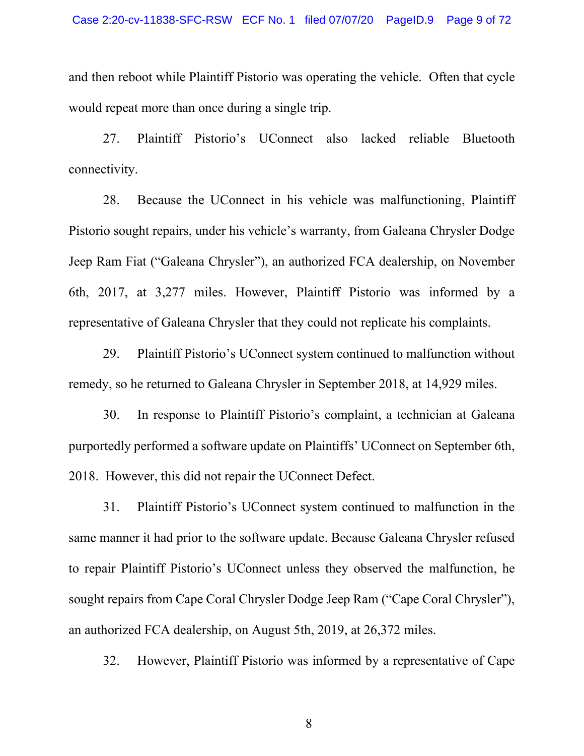and then reboot while Plaintiff Pistorio was operating the vehicle. Often that cycle would repeat more than once during a single trip.

27. Plaintiff Pistorio's UConnect also lacked reliable Bluetooth connectivity.

28. Because the UConnect in his vehicle was malfunctioning, Plaintiff Pistorio sought repairs, under his vehicle's warranty, from Galeana Chrysler Dodge Jeep Ram Fiat ("Galeana Chrysler"), an authorized FCA dealership, on November 6th, 2017, at 3,277 miles. However, Plaintiff Pistorio was informed by a representative of Galeana Chrysler that they could not replicate his complaints.

29. Plaintiff Pistorio's UConnect system continued to malfunction without remedy, so he returned to Galeana Chrysler in September 2018, at 14,929 miles.

30. In response to Plaintiff Pistorio's complaint, a technician at Galeana purportedly performed a software update on Plaintiffs' UConnect on September 6th, 2018. However, this did not repair the UConnect Defect.

31. Plaintiff Pistorio's UConnect system continued to malfunction in the same manner it had prior to the software update. Because Galeana Chrysler refused to repair Plaintiff Pistorio's UConnect unless they observed the malfunction, he sought repairs from Cape Coral Chrysler Dodge Jeep Ram ("Cape Coral Chrysler"), an authorized FCA dealership, on August 5th, 2019, at 26,372 miles.

32. However, Plaintiff Pistorio was informed by a representative of Cape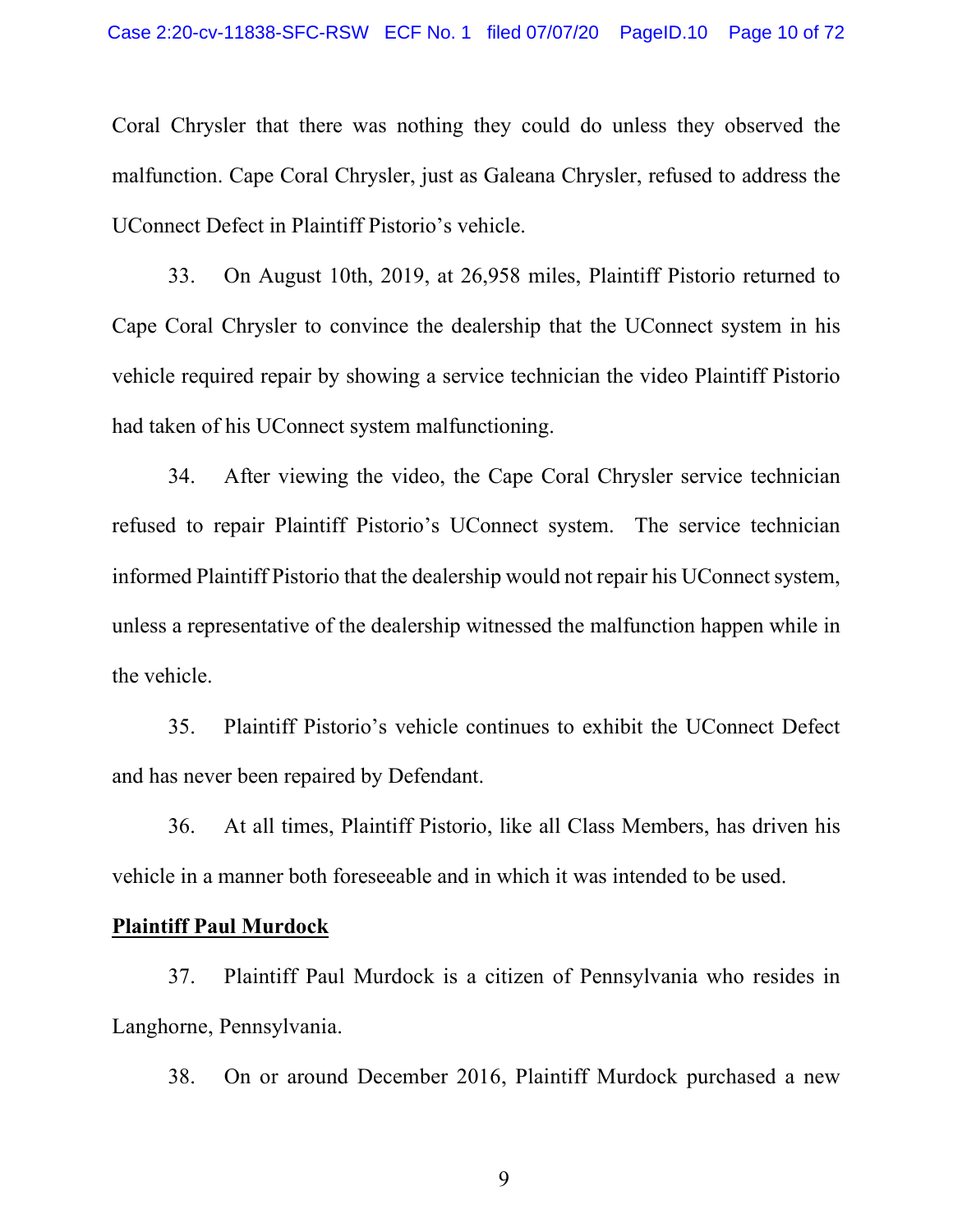Coral Chrysler that there was nothing they could do unless they observed the malfunction. Cape Coral Chrysler, just as Galeana Chrysler, refused to address the UConnect Defect in Plaintiff Pistorio's vehicle.

33. On August 10th, 2019, at 26,958 miles, Plaintiff Pistorio returned to Cape Coral Chrysler to convince the dealership that the UConnect system in his vehicle required repair by showing a service technician the video Plaintiff Pistorio had taken of his UConnect system malfunctioning.

34. After viewing the video, the Cape Coral Chrysler service technician refused to repair Plaintiff Pistorio's UConnect system. The service technician informed Plaintiff Pistorio that the dealership would not repair his UConnect system, unless a representative of the dealership witnessed the malfunction happen while in the vehicle.

35. Plaintiff Pistorio's vehicle continues to exhibit the UConnect Defect and has never been repaired by Defendant.

36. At all times, Plaintiff Pistorio, like all Class Members, has driven his vehicle in a manner both foreseeable and in which it was intended to be used.

**Plaintiff Paul Murdock**

37. Plaintiff Paul Murdock is a citizen of Pennsylvania who resides in Langhorne, Pennsylvania.

38. On or around December 2016, Plaintiff Murdock purchased a new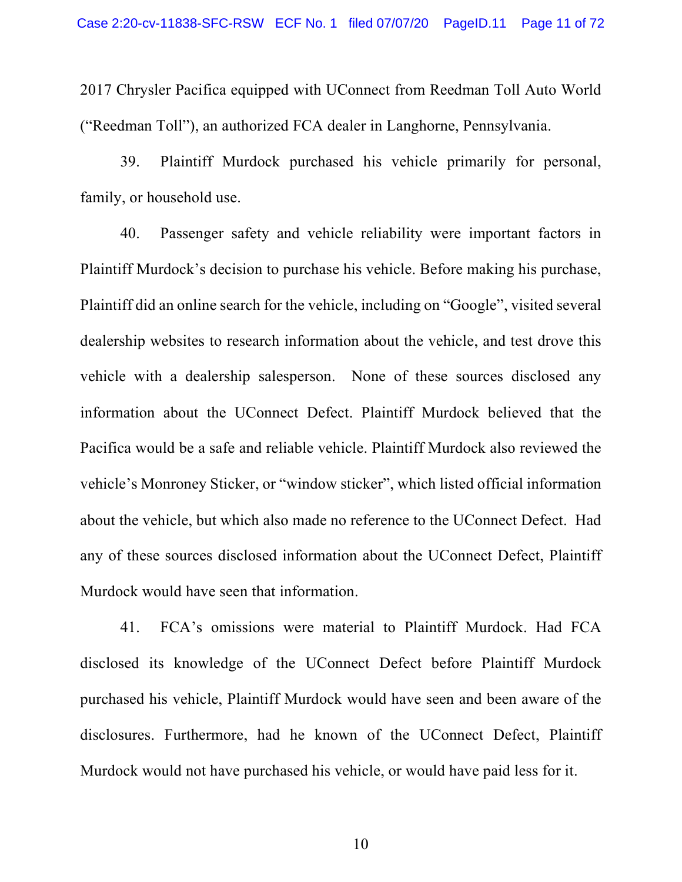2017 Chrysler Pacifica equipped with UConnect from Reedman Toll Auto World ("Reedman Toll"), an authorized FCA dealer in Langhorne, Pennsylvania.

39. Plaintiff Murdock purchased his vehicle primarily for personal, family, or household use.

40. Passenger safety and vehicle reliability were important factors in Plaintiff Murdock's decision to purchase his vehicle. Before making his purchase, Plaintiff did an online search for the vehicle, including on "Google", visited several dealership websites to research information about the vehicle, and test drove this vehicle with a dealership salesperson. None of these sources disclosed any information about the UConnect Defect. Plaintiff Murdock believed that the Pacifica would be a safe and reliable vehicle. Plaintiff Murdock also reviewed the vehicle's Monroney Sticker, or "window sticker", which listed official information about the vehicle, but which also made no reference to the UConnect Defect. Had any of these sources disclosed information about the UConnect Defect, Plaintiff Murdock would have seen that information.

41. FCA's omissions were material to Plaintiff Murdock. Had FCA disclosed its knowledge of the UConnect Defect before Plaintiff Murdock purchased his vehicle, Plaintiff Murdock would have seen and been aware of the disclosures. Furthermore, had he known of the UConnect Defect, Plaintiff Murdock would not have purchased his vehicle, or would have paid less for it.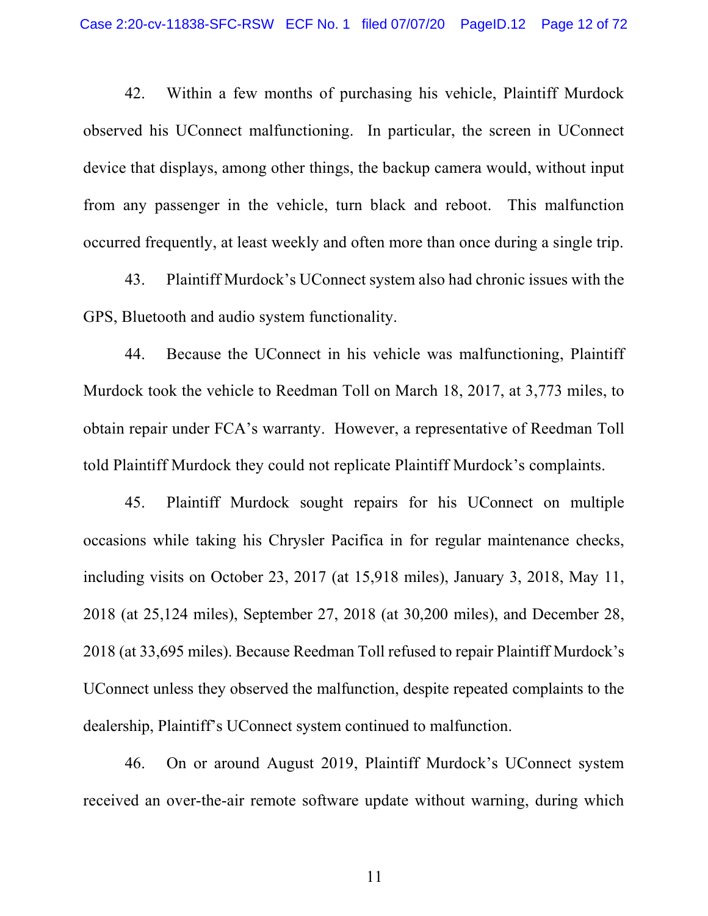42. Within a few months of purchasing his vehicle, Plaintiff Murdock observed his UConnect malfunctioning. In particular, the screen in UConnect device that displays, among other things, the backup camera would, without input from any passenger in the vehicle, turn black and reboot. This malfunction occurred frequently, at least weekly and often more than once during a single trip.

43. Plaintiff Murdock's UConnect system also had chronic issues with the GPS, Bluetooth and audio system functionality.

44. Because the UConnect in his vehicle was malfunctioning, Plaintiff Murdock took the vehicle to Reedman Toll on March 18, 2017, at 3,773 miles, to obtain repair under FCA's warranty. However, a representative of Reedman Toll told Plaintiff Murdock they could not replicate Plaintiff Murdock's complaints.

45. Plaintiff Murdock sought repairs for his UConnect on multiple occasions while taking his Chrysler Pacifica in for regular maintenance checks, including visits on October 23, 2017 (at 15,918 miles), January 3, 2018, May 11, 2018 (at 25,124 miles), September 27, 2018 (at 30,200 miles), and December 28, 2018 (at 33,695 miles). Because Reedman Toll refused to repair Plaintiff Murdock's UConnect unless they observed the malfunction, despite repeated complaints to the dealership, Plaintiff's UConnect system continued to malfunction.

46. On or around August 2019, Plaintiff Murdock's UConnect system received an over-the-air remote software update without warning, during which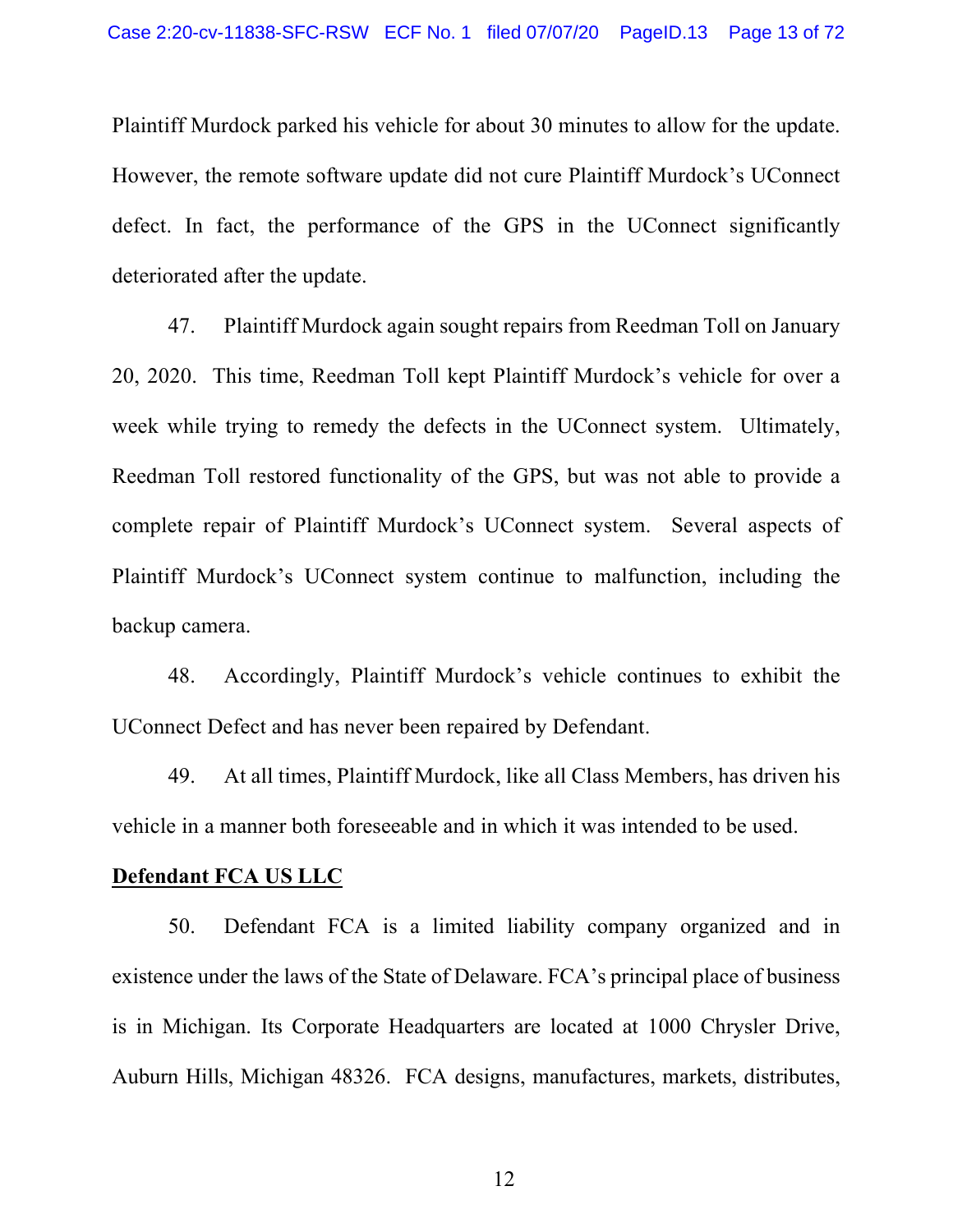Plaintiff Murdock parked his vehicle for about 30 minutes to allow for the update. However, the remote software update did not cure Plaintiff Murdock's UConnect defect. In fact, the performance of the GPS in the UConnect significantly deteriorated after the update.

47. Plaintiff Murdock again sought repairs from Reedman Toll on January 20, 2020. This time, Reedman Toll kept Plaintiff Murdock's vehicle for over a week while trying to remedy the defects in the UConnect system. Ultimately, Reedman Toll restored functionality of the GPS, but was not able to provide a complete repair of Plaintiff Murdock's UConnect system. Several aspects of Plaintiff Murdock's UConnect system continue to malfunction, including the backup camera.

48. Accordingly, Plaintiff Murdock's vehicle continues to exhibit the UConnect Defect and has never been repaired by Defendant.

49. At all times, Plaintiff Murdock, like all Class Members, has driven his vehicle in a manner both foreseeable and in which it was intended to be used.

**Defendant FCA US LLC**

50. Defendant FCA is a limited liability company organized and in existence under the laws of the State of Delaware. FCA's principal place of business is in Michigan. Its Corporate Headquarters are located at 1000 Chrysler Drive, Auburn Hills, Michigan 48326. FCA designs, manufactures, markets, distributes,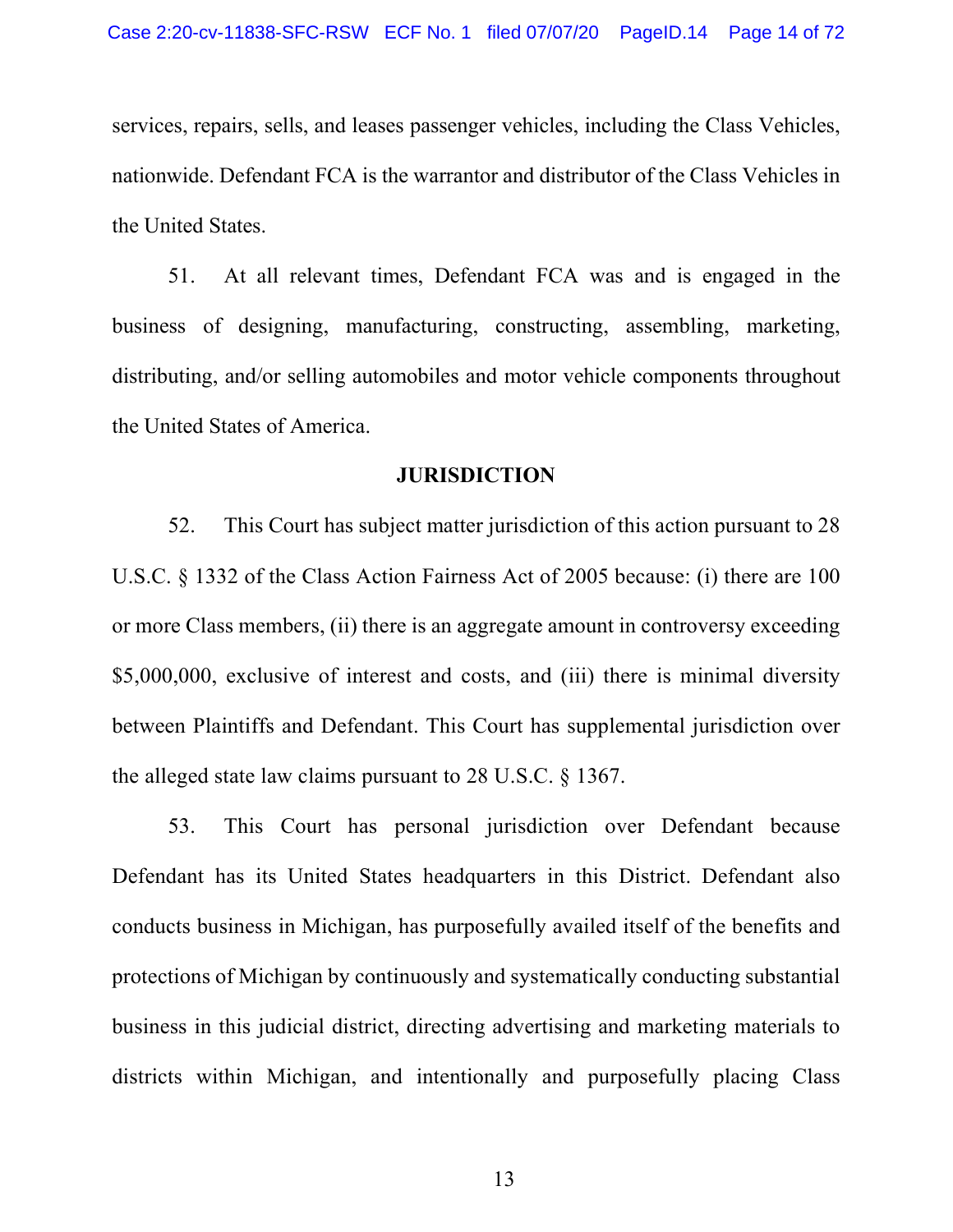services, repairs, sells, and leases passenger vehicles, including the Class Vehicles, nationwide. Defendant FCA is the warrantor and distributor of the Class Vehicles in the United States.

51. At all relevant times, Defendant FCA was and is engaged in the business of designing, manufacturing, constructing, assembling, marketing, distributing, and/or selling automobiles and motor vehicle components throughout the United States of America.

## JURISDICTION

52. This Court has subject matter jurisdiction of this action pursuant to 28 U.S.C. § 1332 of the Class Action Fairness Act of 2005 because: (i) there are 100 or more Class members, (ii) there is an aggregate amount in controversy exceeding $5,000,000, exclusive of interest and costs, and (iii) there is minimal diversity between Plaintiffs and Defendant. This Court has supplemental jurisdiction over the alleged state law claims pursuant to 28 U.S.C. § 1367.

53. This Court has personal jurisdiction over Defendant because Defendant has its United States headquarters in this District. Defendant also conducts business in Michigan, has purposefully availed itself of the benefits and protections of Michigan by continuously and systematically conducting substantial business in this judicial district, directing advertising and marketing materials to districts within Michigan, and intentionally and purposefully placing Class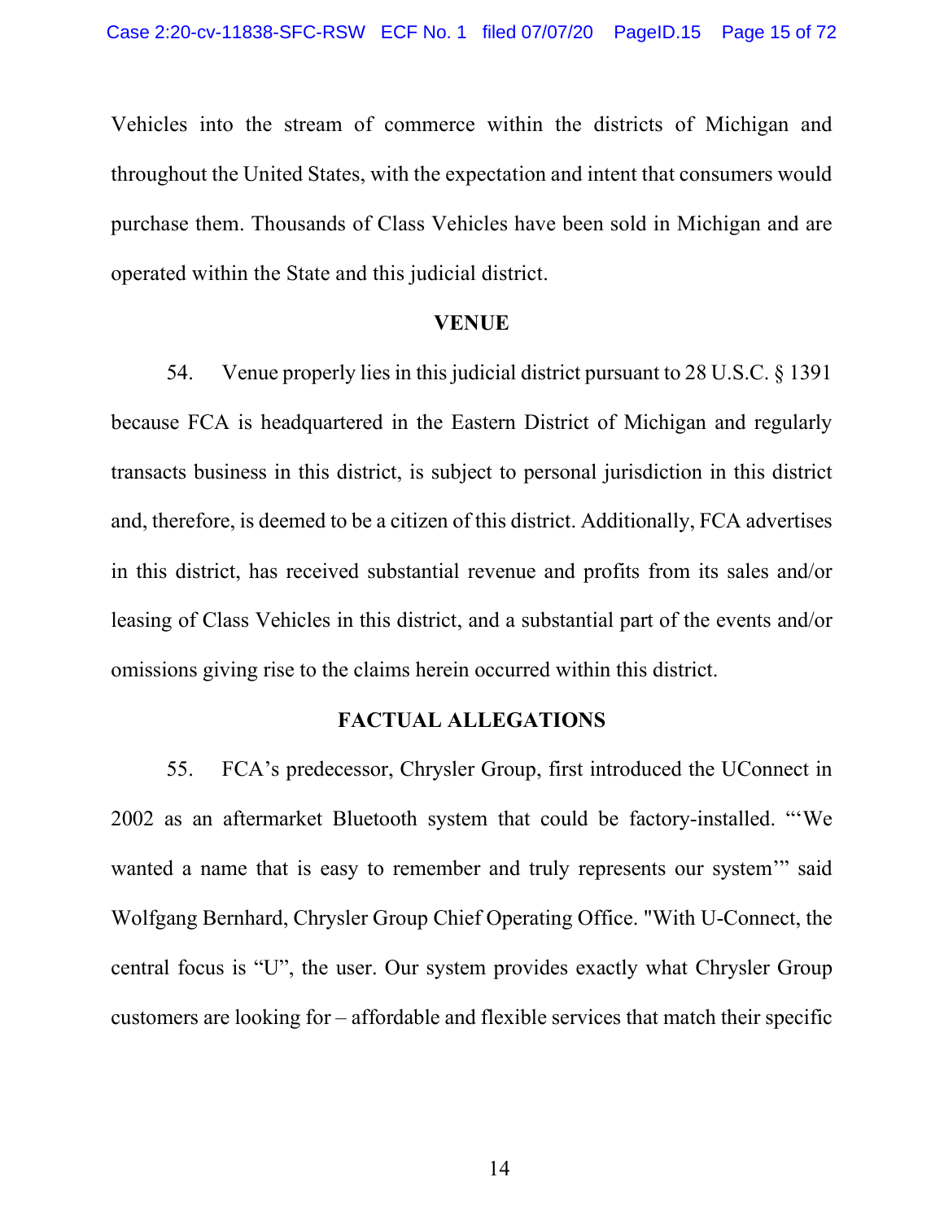Vehicles into the stream of commerce within the districts of Michigan and throughout the United States, with the expectation and intent that consumers would purchase them. Thousands of Class Vehicles have been sold in Michigan and are operated within the State and this judicial district.

## VENUE

54. Venue properly lies in this judicial district pursuant to 28 U.S.C. § 1391 because FCA is headquartered in the Eastern District of Michigan and regularly transacts business in this district, is subject to personal jurisdiction in this district and, therefore, is deemed to be a citizen of this district. Additionally, FCA advertises in this district, has received substantial revenue and profits from its sales and/or leasing of Class Vehicles in this district, and a substantial part of the events and/or omissions giving rise to the claims herein occurred within this district.

## FACTUAL ALLEGATIONS

55. FCA's predecessor, Chrysler Group, first introduced the UConnect in 2002 as an aftermarket Bluetooth system that could be factory-installed. "'We wanted a name that is easy to remember and truly represents our system'" said Wolfgang Bernhard, Chrysler Group Chief Operating Office. "With U-Connect, the central focus is "U", the user. Our system provides exactly what Chrysler Group customers are looking for – affordable and flexible services that match their specific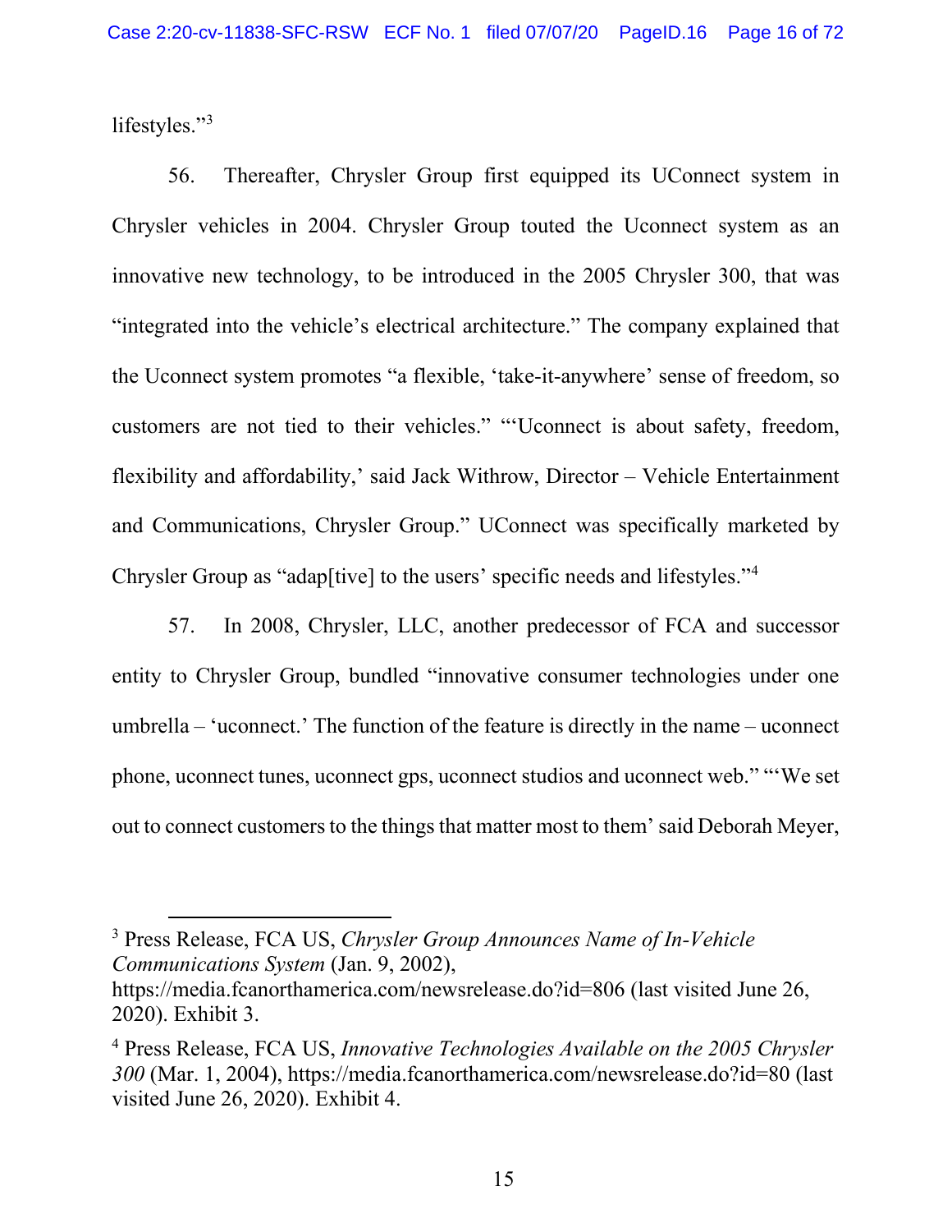lifestyles."[3]

56. Thereafter, Chrysler Group first equipped its UConnect system in Chrysler vehicles in 2004. Chrysler Group touted the Uconnect system as an innovative new technology, to be introduced in the 2005 Chrysler 300, that was "integrated into the vehicle's electrical architecture." The company explained that the Uconnect system promotes "a flexible, 'take-it-anywhere' sense of freedom, so customers are not tied to their vehicles." "'Uconnect is about safety, freedom, flexibility and affordability,' said Jack Withrow, Director – Vehicle Entertainment and Communications, Chrysler Group." UConnect was specifically marketed by Chrysler Group as "adap[tive] to the users' specific needs and lifestyles."[4]

57. In 2008, Chrysler, LLC, another predecessor of FCA and successor entity to Chrysler Group, bundled "innovative consumer technologies under one umbrella – 'uconnect.' The function of the feature is directly in the name – uconnect phone, uconnect tunes, uconnect gps, uconnect studios and uconnect web." "'We set out to connect customers to the things that matter most to them' said Deborah Meyer,

---

[3] Press Release, FCA US, *Chrysler Group Announces Name of In-Vehicle Communications System* (Jan. 9, 2002), https://media.fcanorthamerica.com/newsrelease.do?id=806 (last visited June 26, 2020). Exhibit 3.

[4] Press Release, FCA US, *Innovative Technologies Available on the 2005 Chrysler 300* (Mar. 1, 2004), https://media.fcanorthamerica.com/newsrelease.do?id=80 (last visited June 26, 2020). Exhibit 4.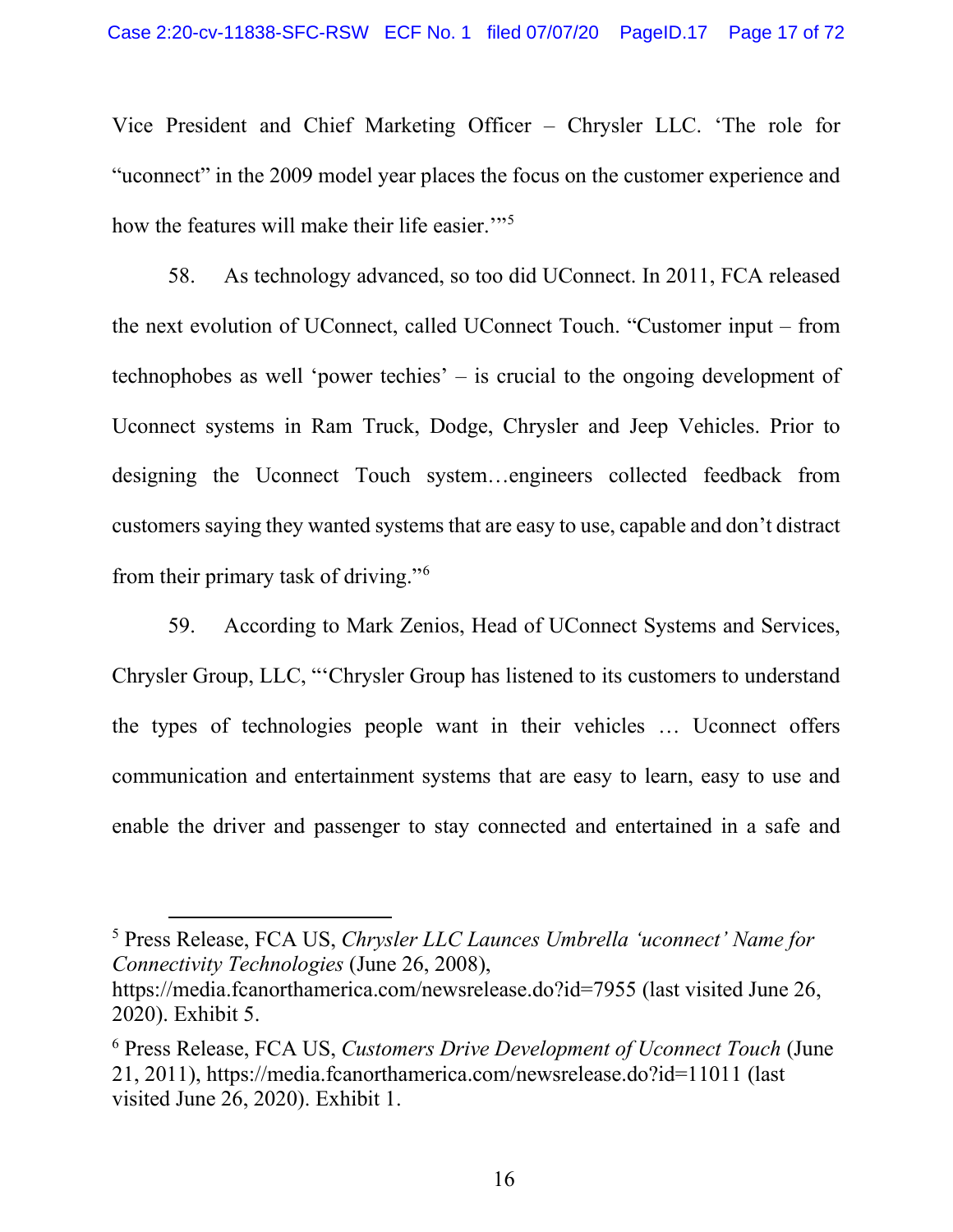Vice President and Chief Marketing Officer – Chrysler LLC. 'The role for "uconnect" in the 2009 model year places the focus on the customer experience and how the features will make their life easier.'"[5]

58. As technology advanced, so too did UConnect. In 2011, FCA released the next evolution of UConnect, called UConnect Touch. "Customer input – from technophobes as well 'power techies' – is crucial to the ongoing development of Uconnect systems in Ram Truck, Dodge, Chrysler and Jeep Vehicles. Prior to designing the Uconnect Touch system…engineers collected feedback from customers saying they wanted systems that are easy to use, capable and don't distract from their primary task of driving."[6]

59. According to Mark Zenios, Head of UConnect Systems and Services, Chrysler Group, LLC, "'Chrysler Group has listened to its customers to understand the types of technologies people want in their vehicles … Uconnect offers communication and entertainment systems that are easy to learn, easy to use and enable the driver and passenger to stay connected and entertained in a safe and

---

[5] Press Release, FCA US, *Chrysler LLC Launces Umbrella 'uconnect' Name for Connectivity Technologies* (June 26, 2008), https://media.fcanorthamerica.com/newsrelease.do?id=7955 (last visited June 26, 2020). Exhibit 5.

[6] Press Release, FCA US, *Customers Drive Development of Uconnect Touch* (June 21, 2011), https://media.fcanorthamerica.com/newsrelease.do?id=11011 (last visited June 26, 2020). Exhibit 1.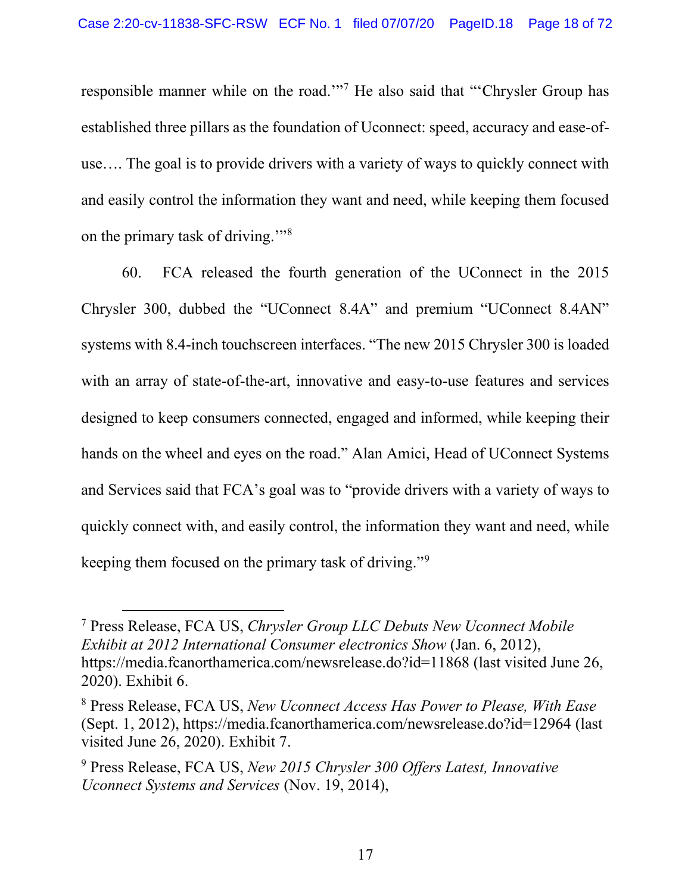responsible manner while on the road.'"[7] He also said that "'Chrysler Group has established three pillars as the foundation of Uconnect: speed, accuracy and ease-of-use…. The goal is to provide drivers with a variety of ways to quickly connect with and easily control the information they want and need, while keeping them focused on the primary task of driving.'"[8]

60. FCA released the fourth generation of the UConnect in the 2015 Chrysler 300, dubbed the "UConnect 8.4A" and premium "UConnect 8.4AN" systems with 8.4-inch touchscreen interfaces. "The new 2015 Chrysler 300 is loaded with an array of state-of-the-art, innovative and easy-to-use features and services designed to keep consumers connected, engaged and informed, while keeping their hands on the wheel and eyes on the road." Alan Amici, Head of UConnect Systems and Services said that FCA's goal was to "provide drivers with a variety of ways to quickly connect with, and easily control, the information they want and need, while keeping them focused on the primary task of driving."[9]

---

[7] Press Release, FCA US, *Chrysler Group LLC Debuts New Uconnect Mobile Exhibit at 2012 International Consumer electronics Show* (Jan. 6, 2012), https://media.fcanorthamerica.com/newsrelease.do?id=11868 (last visited June 26, 2020). Exhibit 6.

[8] Press Release, FCA US, *New Uconnect Access Has Power to Please, With Ease* (Sept. 1, 2012), https://media.fcanorthamerica.com/newsrelease.do?id=12964 (last visited June 26, 2020). Exhibit 7.

[9] Press Release, FCA US, *New 2015 Chrysler 300 Offers Latest, Innovative Uconnect Systems and Services* (Nov. 19, 2014),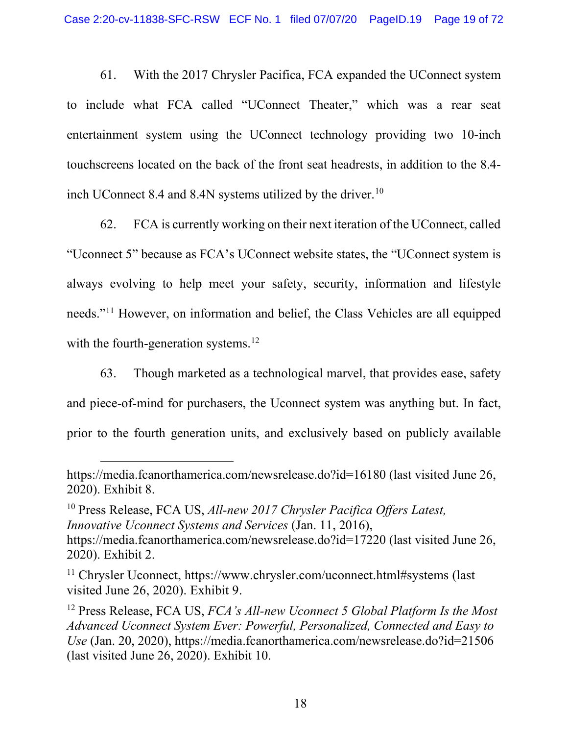61. With the 2017 Chrysler Pacifica, FCA expanded the UConnect system to include what FCA called "UConnect Theater," which was a rear seat entertainment system using the UConnect technology providing two 10-inch touchscreens located on the back of the front seat headrests, in addition to the 8.4-inch UConnect 8.4 and 8.4N systems utilized by the driver.[10]

62. FCA is currently working on their next iteration of the UConnect, called "Uconnect 5" because as FCA's UConnect website states, the "UConnect system is always evolving to help meet your safety, security, information and lifestyle needs."[11] However, on information and belief, the Class Vehicles are all equipped with the fourth-generation systems.[12]

63. Though marketed as a technological marvel, that provides ease, safety and piece-of-mind for purchasers, the Uconnect system was anything but. In fact, prior to the fourth generation units, and exclusively based on publicly available

---

https://media.fcanorthamerica.com/newsrelease.do?id=16180 (last visited June 26, 2020). Exhibit 8.

[10] Press Release, FCA US, *All-new 2017 Chrysler Pacifica Offers Latest, Innovative Uconnect Systems and Services* (Jan. 11, 2016), https://media.fcanorthamerica.com/newsrelease.do?id=17220 (last visited June 26, 2020). Exhibit 2.

[11] Chrysler Uconnect, https://www.chrysler.com/uconnect.html#systems (last visited June 26, 2020). Exhibit 9.

[12] Press Release, FCA US, *FCA's All-new Uconnect 5 Global Platform Is the Most Advanced Uconnect System Ever: Powerful, Personalized, Connected and Easy to Use* (Jan. 20, 2020), https://media.fcanorthamerica.com/newsrelease.do?id=21506 (last visited June 26, 2020). Exhibit 10.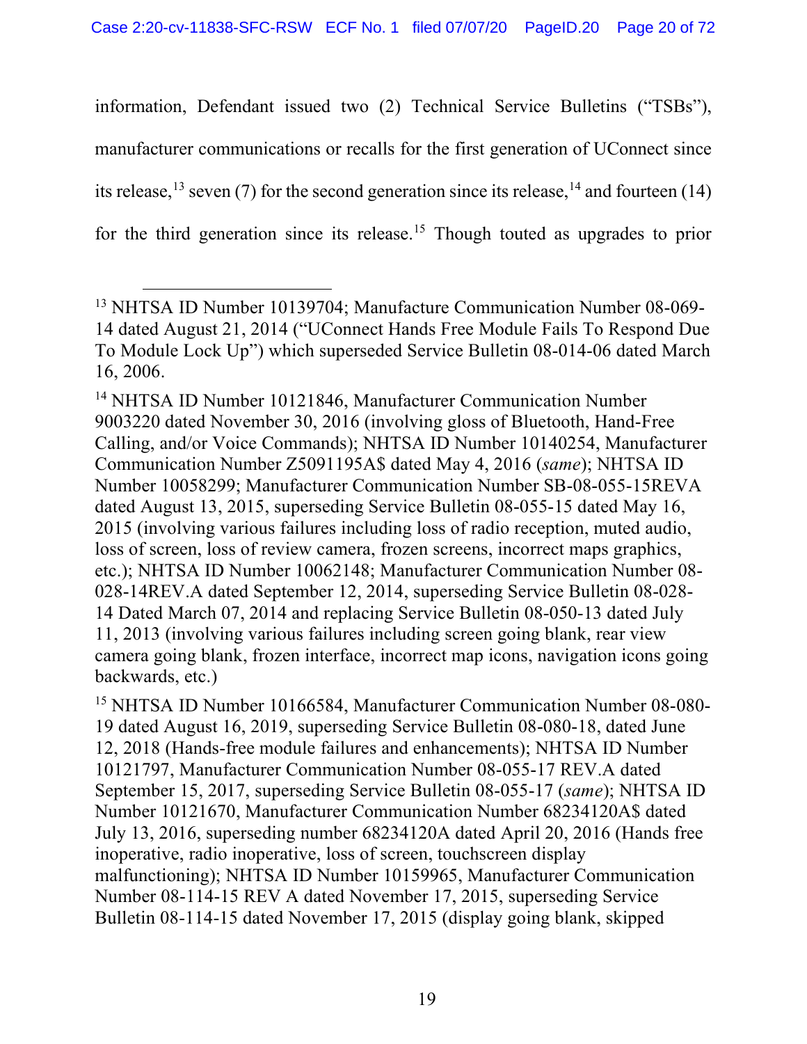information, Defendant issued two (2) Technical Service Bulletins ("TSBs"), manufacturer communications or recalls for the first generation of UConnect since its release,[13] seven (7) for the second generation since its release,[14] and fourteen (14) for the third generation since its release.[15] Though touted as upgrades to prior

---

[13] NHTSA ID Number 10139704; Manufacture Communication Number 08-069-14 dated August 21, 2014 ("UConnect Hands Free Module Fails To Respond Due To Module Lock Up") which superseded Service Bulletin 08-014-06 dated March 16, 2006.

[14] NHTSA ID Number 10121846, Manufacturer Communication Number 9003220 dated November 30, 2016 (involving gloss of Bluetooth, Hand-Free Calling, and/or Voice Commands); NHTSA ID Number 10140254, Manufacturer Communication Number Z5091195A$ dated May 4, 2016 (*same*); NHTSA ID Number 10058299; Manufacturer Communication Number SB-08-055-15REVA dated August 13, 2015, superseding Service Bulletin 08-055-15 dated May 16, 2015 (involving various failures including loss of radio reception, muted audio, loss of screen, loss of review camera, frozen screens, incorrect maps graphics, etc.); NHTSA ID Number 10062148; Manufacturer Communication Number 08-028-14REV.A dated September 12, 2014, superseding Service Bulletin 08-028-14 Dated March 07, 2014 and replacing Service Bulletin 08-050-13 dated July 11, 2013 (involving various failures including screen going blank, rear view camera going blank, frozen interface, incorrect map icons, navigation icons going backwards, etc.)

[15] NHTSA ID Number 10166584, Manufacturer Communication Number 08-080-19 dated August 16, 2019, superseding Service Bulletin 08-080-18, dated June 12, 2018 (Hands-free module failures and enhancements); NHTSA ID Number 10121797, Manufacturer Communication Number 08-055-17 REV.A dated September 15, 2017, superseding Service Bulletin 08-055-17 (*same*); NHTSA ID Number 10121670, Manufacturer Communication Number 68234120A$ dated July 13, 2016, superseding number 68234120A dated April 20, 2016 (Hands free inoperative, radio inoperative, loss of screen, touchscreen display malfunctioning); NHTSA ID Number 10159965, Manufacturer Communication Number 08-114-15 REV A dated November 17, 2015, superseding Service Bulletin 08-114-15 dated November 17, 2015 (display going blank, skipped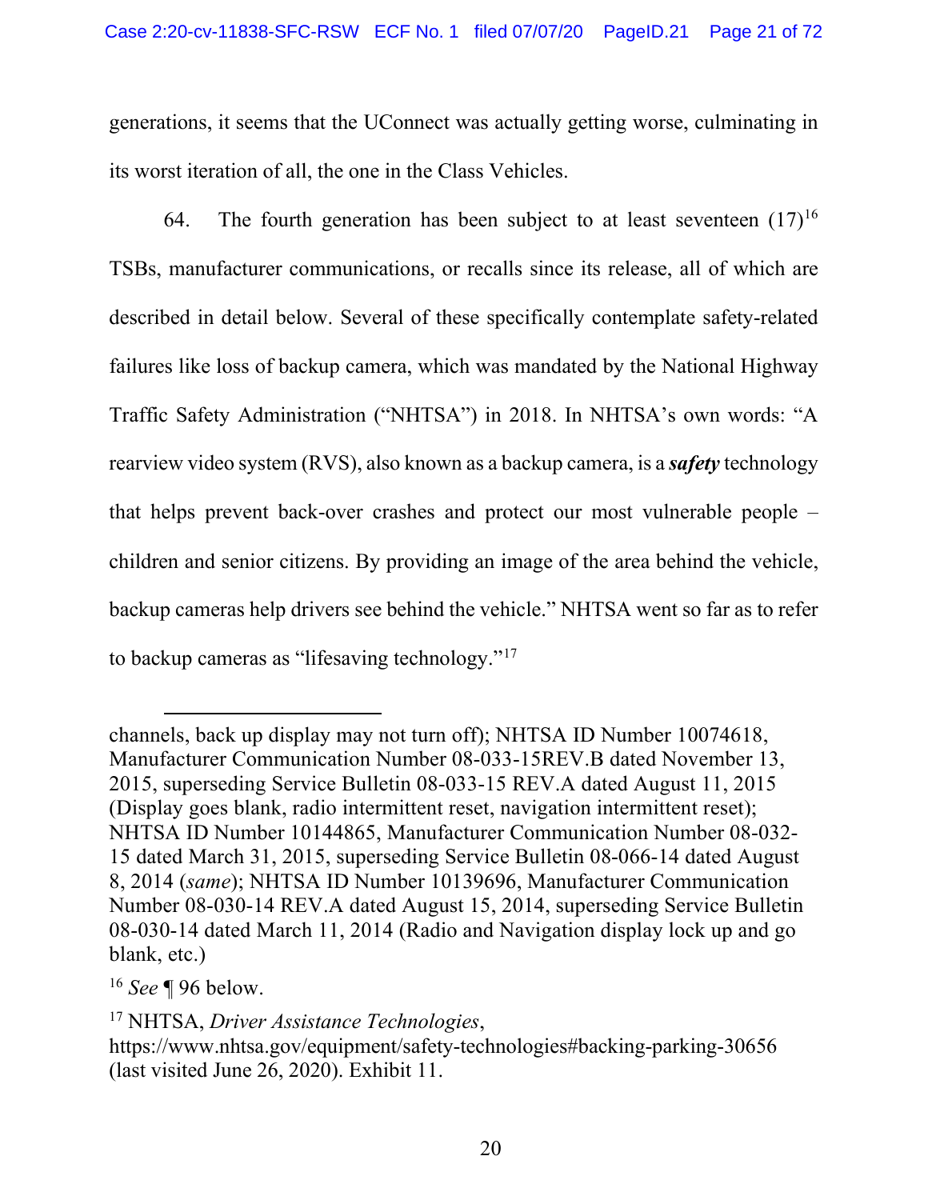generations, it seems that the UConnect was actually getting worse, culminating in its worst iteration of all, the one in the Class Vehicles.

64. The fourth generation has been subject to at least seventeen (17)[16] TSBs, manufacturer communications, or recalls since its release, all of which are described in detail below. Several of these specifically contemplate safety-related failures like loss of backup camera, which was mandated by the National Highway Traffic Safety Administration ("NHTSA") in 2018. In NHTSA's own words: "A rearview video system (RVS), also known as a backup camera, is a ***safety*** technology that helps prevent back-over crashes and protect our most vulnerable people – children and senior citizens. By providing an image of the area behind the vehicle, backup cameras help drivers see behind the vehicle." NHTSA went so far as to refer to backup cameras as "lifesaving technology."[17]

---

channels, back up display may not turn off); NHTSA ID Number 10074618, Manufacturer Communication Number 08-033-15REV.B dated November 13, 2015, superseding Service Bulletin 08-033-15 REV.A dated August 11, 2015 (Display goes blank, radio intermittent reset, navigation intermittent reset); NHTSA ID Number 10144865, Manufacturer Communication Number 08-032-15 dated March 31, 2015, superseding Service Bulletin 08-066-14 dated August 8, 2014 (*same*); NHTSA ID Number 10139696, Manufacturer Communication Number 08-030-14 REV.A dated August 15, 2014, superseding Service Bulletin 08-030-14 dated March 11, 2014 (Radio and Navigation display lock up and go blank, etc.)

[16] *See* ¶ 96 below.

[17] NHTSA, *Driver Assistance Technologies*, https://www.nhtsa.gov/equipment/safety-technologies#backing-parking-30656 (last visited June 26, 2020). Exhibit 11.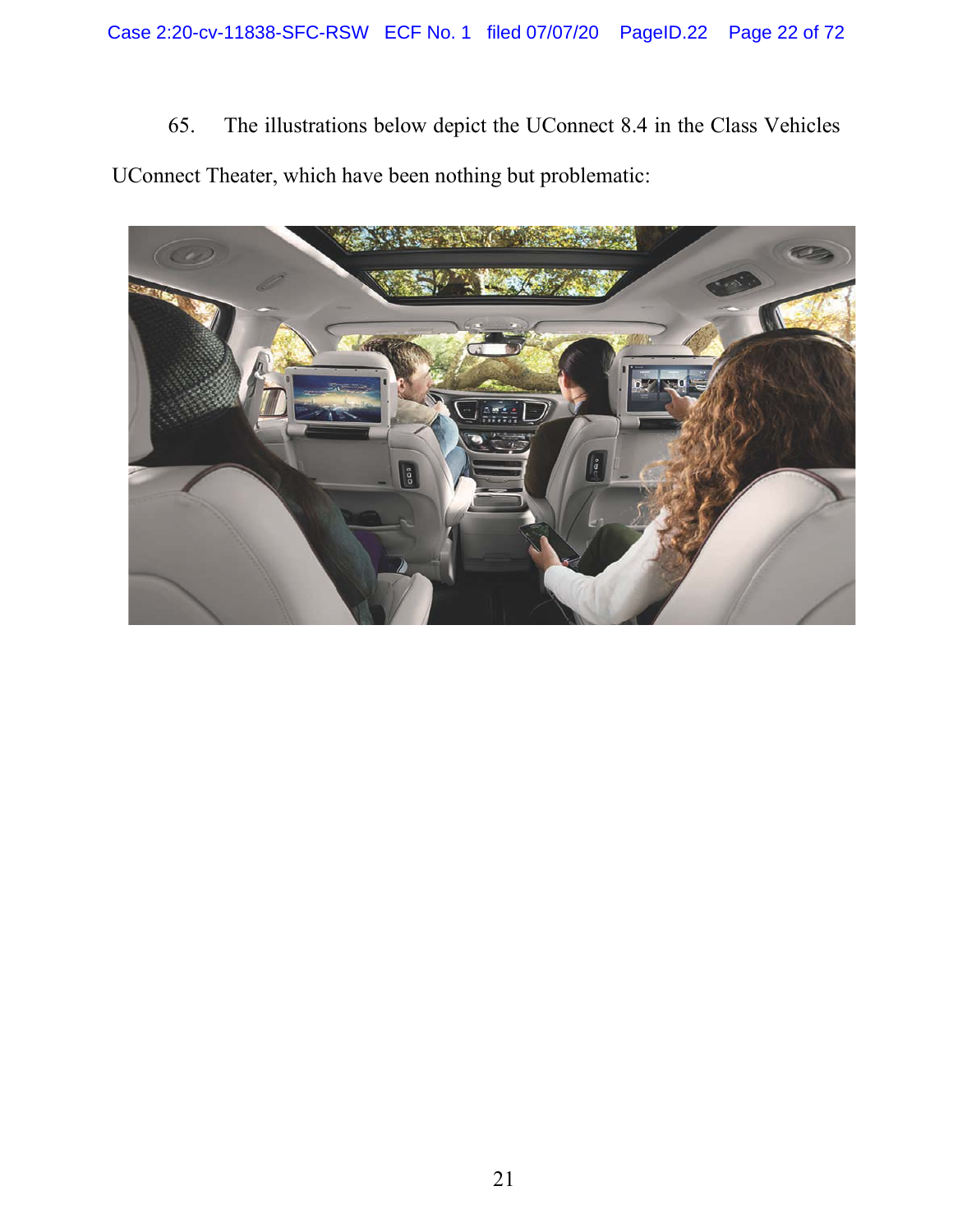65. The illustrations below depict the UConnect 8.4 in the Class Vehicles UConnect Theater, which have been nothing but problematic: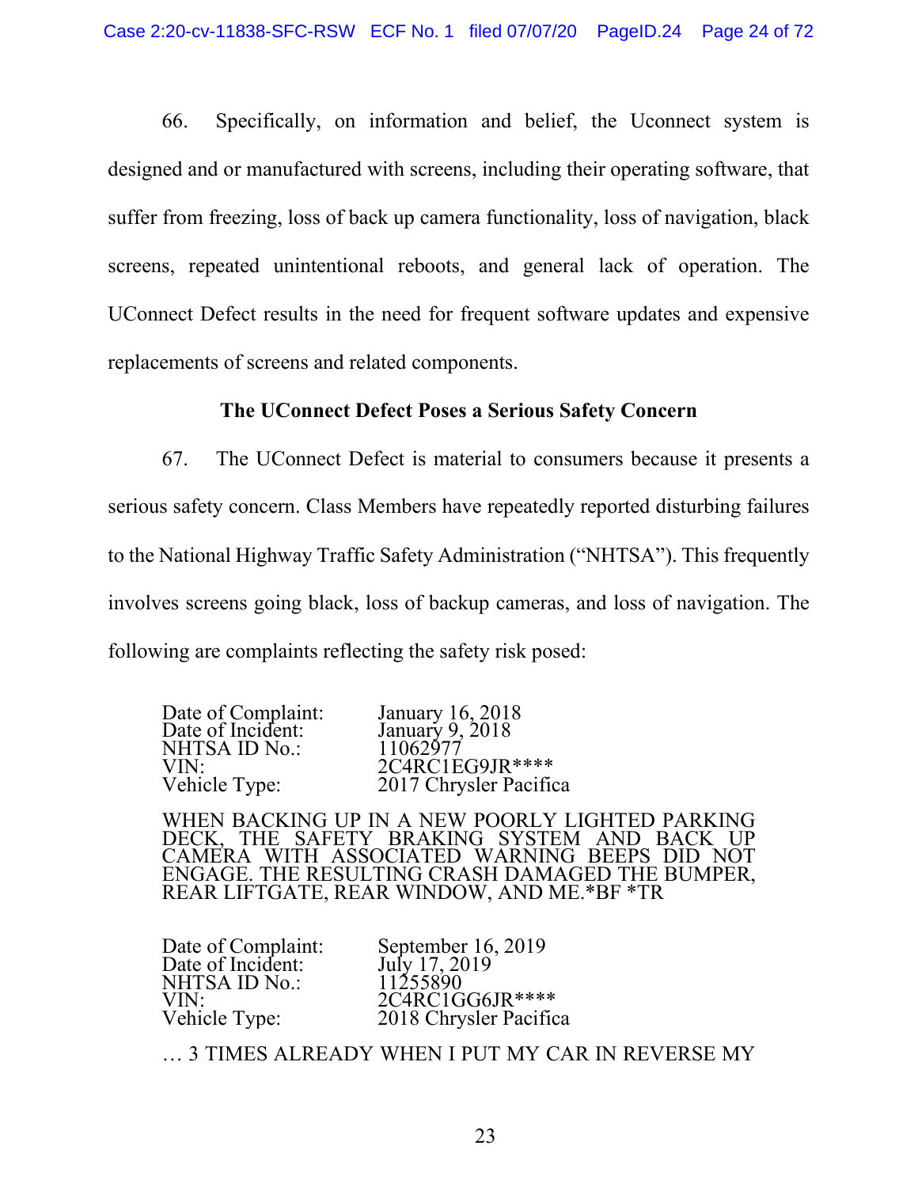66. Specifically, on information and belief, the Uconnect system is designed and or manufactured with screens, including their operating software, that suffer from freezing, loss of back up camera functionality, loss of navigation, black screens, repeated unintentional reboots, and general lack of operation. The UConnect Defect results in the need for frequent software updates and expensive replacements of screens and related components.

## The UConnect Defect Poses a Serious Safety Concern

67. The UConnect Defect is material to consumers because it presents a serious safety concern. Class Members have repeatedly reported disturbing failures to the National Highway Traffic Safety Administration ("NHTSA"). This frequently involves screens going black, loss of backup cameras, and loss of navigation. The following are complaints reflecting the safety risk posed:

| | |
|---|---|
| Date of Complaint: | January 16, 2018 |
| Date of Incident: | January 9, 2018 |
| NHTSA ID No.: | 11062977 |
| VIN: | 2C4RC1EG9JR**** |
| Vehicle Type: | 2017 Chrysler Pacifica |

WHEN BACKING UP IN A NEW POORLY LIGHTED PARKING DECK, THE SAFETY BRAKING SYSTEM AND BACK UP CAMERA WITH ASSOCIATED WARNING BEEPS DID NOT ENGAGE. THE RESULTING CRASH DAMAGED THE BUMPER, REAR LIFTGATE, REAR WINDOW, AND ME.*BF *TR

| | |
|---|---|
| Date of Complaint: | September 16, 2019 |
| Date of Incident: | July 17, 2019 |
| NHTSA ID No.: | 11255890 |
| VIN: | 2C4RC1GG6JR**** |
| Vehicle Type: | 2018 Chrysler Pacifica |

… 3 TIMES ALREADY WHEN I PUT MY CAR IN REVERSE MY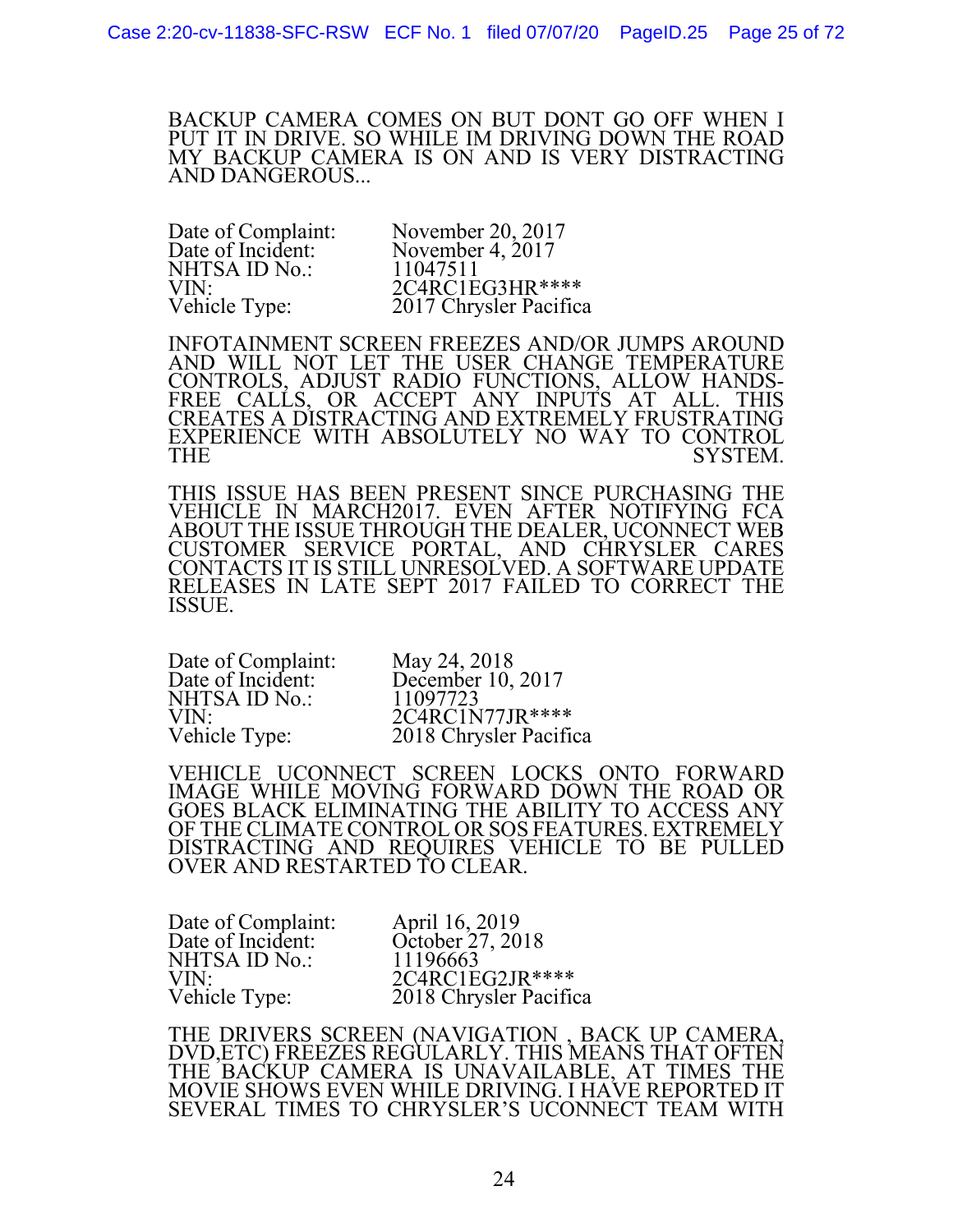BACKUP CAMERA COMES ON BUT DONT GO OFF WHEN I PUT IT IN DRIVE. SO WHILE IM DRIVING DOWN THE ROAD MY BACKUP CAMERA IS ON AND IS VERY DISTRACTING AND DANGEROUS...

| | |
|---|---|
| Date of Complaint: | November 20, 2017 |
| Date of Incident: | November 4, 2017 |
| NHTSA ID No.: | 11047511 |
| VIN: | 2C4RC1EG3HR**** |
| Vehicle Type: | 2017 Chrysler Pacifica |

INFOTAINMENT SCREEN FREEZES AND/OR JUMPS AROUND AND WILL NOT LET THE USER CHANGE TEMPERATURE CONTROLS, ADJUST RADIO FUNCTIONS, ALLOW HANDS-FREE CALLS, OR ACCEPT ANY INPUTS AT ALL. THIS CREATES A DISTRACTING AND EXTREMELY FRUSTRATING EXPERIENCE WITH ABSOLUTELY NO WAY TO CONTROL THE SYSTEM.

THIS ISSUE HAS BEEN PRESENT SINCE PURCHASING THE VEHICLE IN MARCH2017. EVEN AFTER NOTIFYING FCA ABOUT THE ISSUE THROUGH THE DEALER, UCONNECT WEB CUSTOMER SERVICE PORTAL, AND CHRYSLER CARES CONTACTS IT IS STILL UNRESOLVED. A SOFTWARE UPDATE RELEASES IN LATE SEPT 2017 FAILED TO CORRECT THE ISSUE.

| | |
|---|---|
| Date of Complaint: | May 24, 2018 |
| Date of Incident: | December 10, 2017 |
| NHTSA ID No.: | 11097723 |
| VIN: | 2C4RC1N77JR**** |
| Vehicle Type: | 2018 Chrysler Pacifica |

VEHICLE UCONNECT SCREEN LOCKS ONTO FORWARD IMAGE WHILE MOVING FORWARD DOWN THE ROAD OR GOES BLACK ELIMINATING THE ABILITY TO ACCESS ANY OF THE CLIMATE CONTROL OR SOS FEATURES. EXTREMELY DISTRACTING AND REQUIRES VEHICLE TO BE PULLED OVER AND RESTARTED TO CLEAR.

| | |
|---|---|
| Date of Complaint: | April 16, 2019 |
| Date of Incident: | October 27, 2018 |
| NHTSA ID No.: | 11196663 |
| VIN: | 2C4RC1EG2JR**** |
| Vehicle Type: | 2018 Chrysler Pacifica |

THE DRIVERS SCREEN (NAVIGATION , BACK UP CAMERA, DVD,ETC) FREEZES REGULARLY. THIS MEANS THAT OFTEN THE BACKUP CAMERA IS UNAVAILABLE, AT TIMES THE MOVIE SHOWS EVEN WHILE DRIVING. I HAVE REPORTED IT SEVERAL TIMES TO CHRYSLER'S UCONNECT TEAM WITH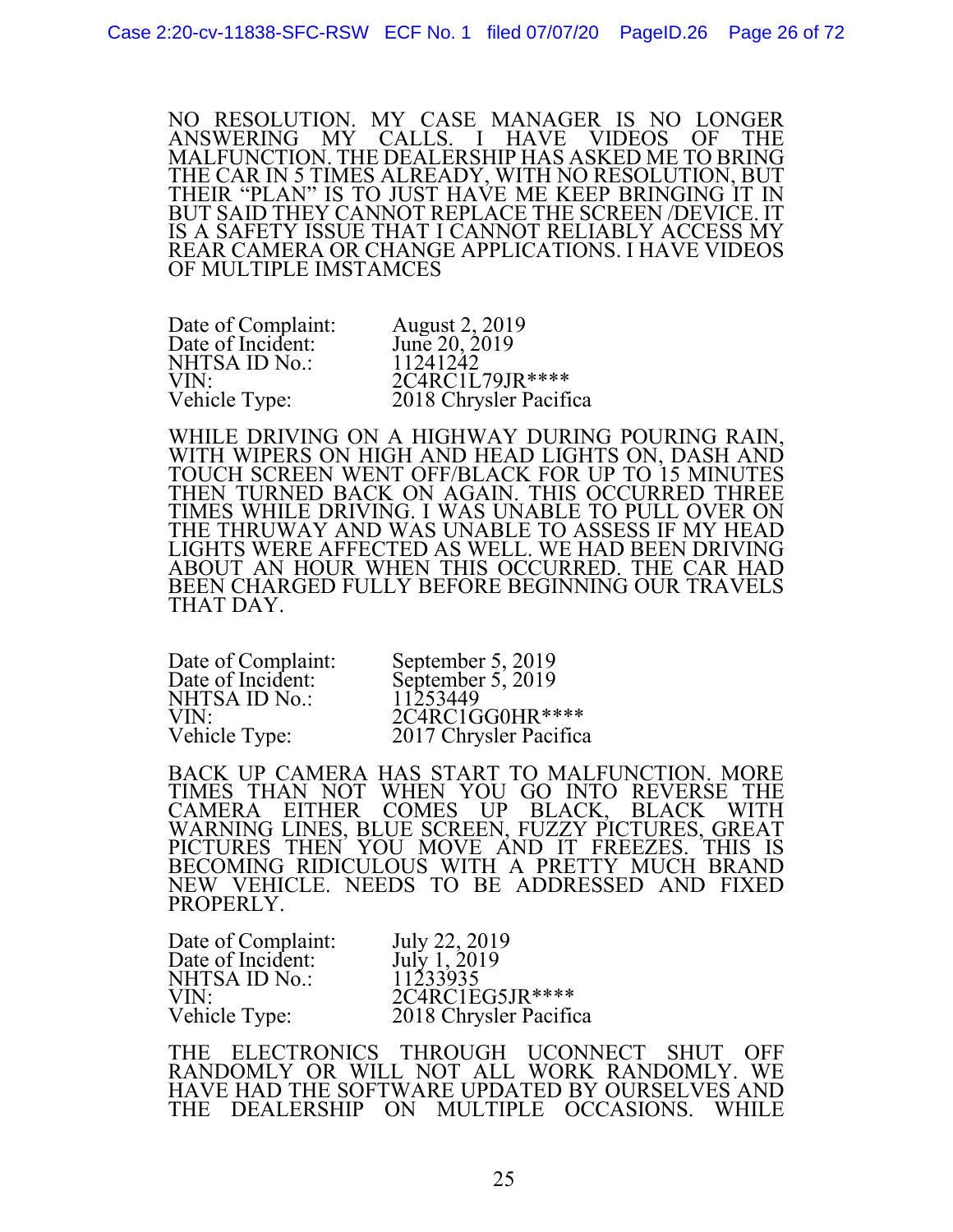NO RESOLUTION. MY CASE MANAGER IS NO LONGER ANSWERING MY CALLS. I HAVE VIDEOS OF THE MALFUNCTION. THE DEALERSHIP HAS ASKED ME TO BRING THE CAR IN 5 TIMES ALREADY, WITH NO RESOLUTION, BUT THEIR "PLAN" IS TO JUST HAVE ME KEEP BRINGING IT IN BUT SAID THEY CANNOT REPLACE THE SCREEN /DEVICE. IT IS A SAFETY ISSUE THAT I CANNOT RELIABLY ACCESS MY REAR CAMERA OR CHANGE APPLICATIONS. I HAVE VIDEOS OF MULTIPLE IMSTAMCES

| | |
|---|---|
| Date of Complaint: | August 2, 2019 |
| Date of Incident: | June 20, 2019 |
| NHTSA ID No.: | 11241242 |
| VIN: | 2C4RC1L79JR**** |
| Vehicle Type: | 2018 Chrysler Pacifica |

WHILE DRIVING ON A HIGHWAY DURING POURING RAIN, WITH WIPERS ON HIGH AND HEAD LIGHTS ON, DASH AND TOUCH SCREEN WENT OFF/BLACK FOR UP TO 15 MINUTES THEN TURNED BACK ON AGAIN. THIS OCCURRED THREE TIMES WHILE DRIVING. I WAS UNABLE TO PULL OVER ON THE THRUWAY AND WAS UNABLE TO ASSESS IF MY HEAD LIGHTS WERE AFFECTED AS WELL. WE HAD BEEN DRIVING ABOUT AN HOUR WHEN THIS OCCURRED. THE CAR HAD BEEN CHARGED FULLY BEFORE BEGINNING OUR TRAVELS THAT DAY.

| | |
|---|---|
| Date of Complaint: | September 5, 2019 |
| Date of Incident: | September 5, 2019 |
| NHTSA ID No.: | 11253449 |
| VIN: | 2C4RC1GG0HR**** |
| Vehicle Type: | 2017 Chrysler Pacifica |

BACK UP CAMERA HAS START TO MALFUNCTION. MORE TIMES THAN NOT WHEN YOU GO INTO REVERSE THE CAMERA EITHER COMES UP BLACK, BLACK WITH WARNING LINES, BLUE SCREEN, FUZZY PICTURES, GREAT PICTURES THEN YOU MOVE AND IT FREEZES. THIS IS BECOMING RIDICULOUS WITH A PRETTY MUCH BRAND NEW VEHICLE. NEEDS TO BE ADDRESSED AND FIXED PROPERLY.

| | |
|---|---|
| Date of Complaint: | July 22, 2019 |
| Date of Incident: | July 1, 2019 |
| NHTSA ID No.: | 11233935 |
| VIN: | 2C4RC1EG5JR**** |
| Vehicle Type: | 2018 Chrysler Pacifica |

THE ELECTRONICS THROUGH UCONNECT SHUT OFF RANDOMLY OR WILL NOT ALL WORK RANDOMLY. WE HAVE HAD THE SOFTWARE UPDATED BY OURSELVES AND THE DEALERSHIP ON MULTIPLE OCCASIONS. WHILE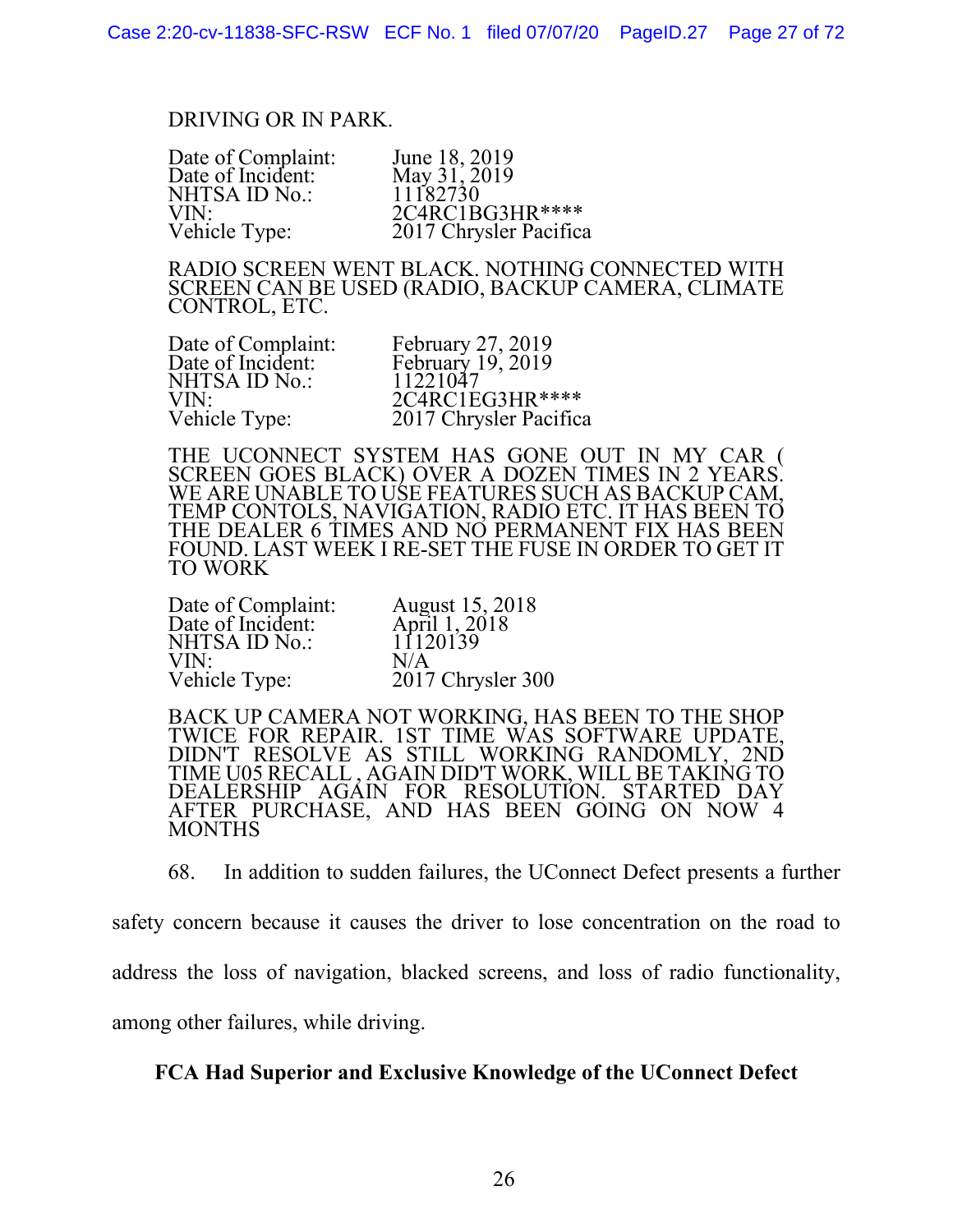DRIVING OR IN PARK.

| | |
|---|---|
| Date of Complaint: | June 18, 2019 |
| Date of Incident: | May 31, 2019 |
| NHTSA ID No.: | 11182730 |
| VIN: | 2C4RC1BG3HR**** |
| Vehicle Type: | 2017 Chrysler Pacifica |

RADIO SCREEN WENT BLACK. NOTHING CONNECTED WITH SCREEN CAN BE USED (RADIO, BACKUP CAMERA, CLIMATE CONTROL, ETC.

| | |
|---|---|
| Date of Complaint: | February 27, 2019 |
| Date of Incident: | February 19, 2019 |
| NHTSA ID No.: | 11221047 |
| VIN: | 2C4RC1EG3HR**** |
| Vehicle Type: | 2017 Chrysler Pacifica |

THE UCONNECT SYSTEM HAS GONE OUT IN MY CAR ( SCREEN GOES BLACK) OVER A DOZEN TIMES IN 2 YEARS. WE ARE UNABLE TO USE FEATURES SUCH AS BACKUP CAM, TEMP CONTOLS, NAVIGATION, RADIO ETC. IT HAS BEEN TO THE DEALER 6 TIMES AND NO PERMANENT FIX HAS BEEN FOUND. LAST WEEK I RE-SET THE FUSE IN ORDER TO GET IT TO WORK

| | |
|---|---|
| Date of Complaint: | August 15, 2018 |
| Date of Incident: | April 1, 2018 |
| NHTSA ID No.: | 11120139 |
| VIN: | N/A |
| Vehicle Type: | 2017 Chrysler 300 |

BACK UP CAMERA NOT WORKING, HAS BEEN TO THE SHOP TWICE FOR REPAIR. 1ST TIME WAS SOFTWARE UPDATE, DIDN'T RESOLVE AS STILL WORKING RANDOMLY, 2ND TIME U05 RECALL , AGAIN DID'T WORK, WILL BE TAKING TO DEALERSHIP AGAIN FOR RESOLUTION. STARTED DAY AFTER PURCHASE, AND HAS BEEN GOING ON NOW 4 MONTHS

68. In addition to sudden failures, the UConnect Defect presents a further safety concern because it causes the driver to lose concentration on the road to address the loss of navigation, blacked screens, and loss of radio functionality, among other failures, while driving.

**FCA Had Superior and Exclusive Knowledge of the UConnect Defect**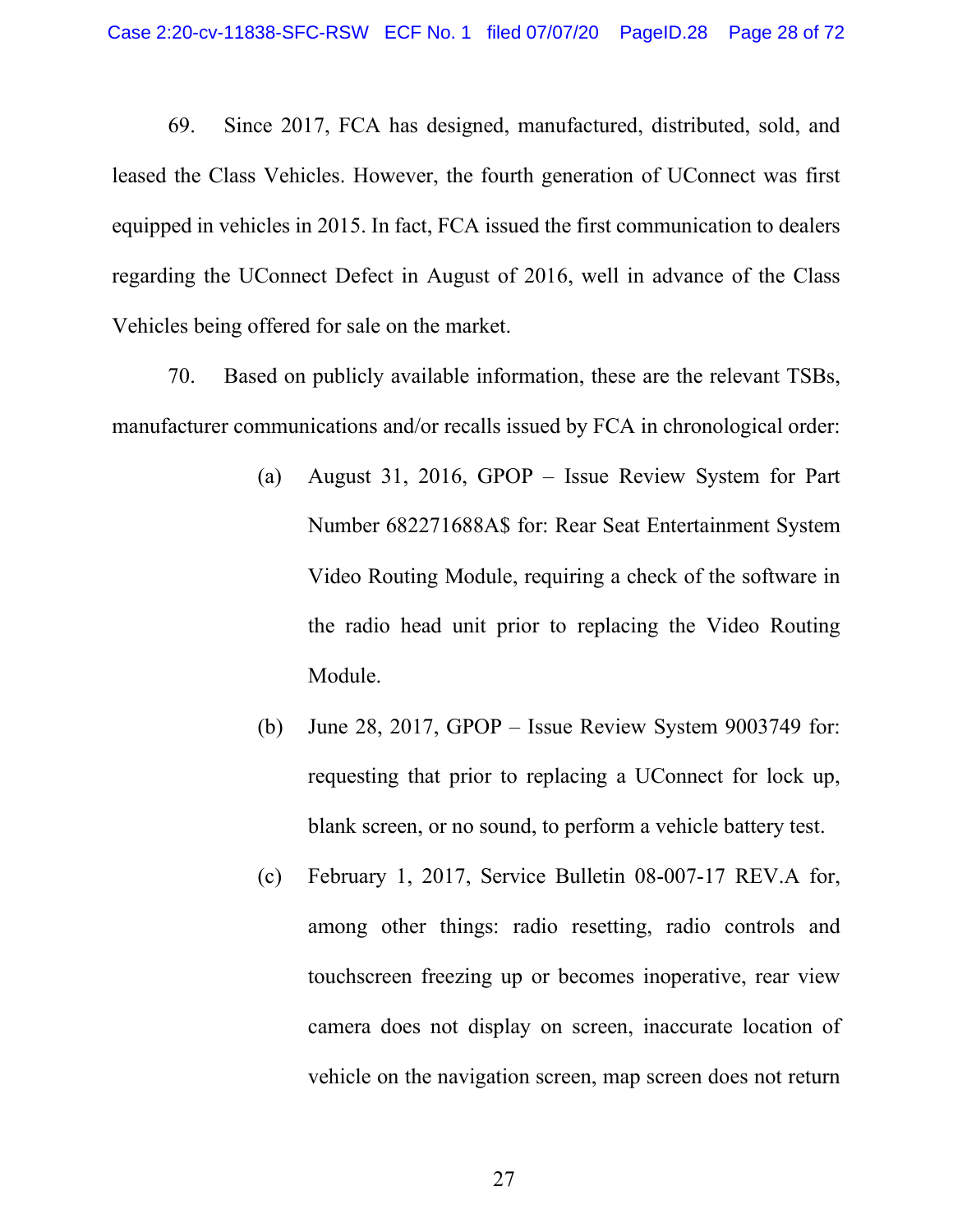69. Since 2017, FCA has designed, manufactured, distributed, sold, and leased the Class Vehicles. However, the fourth generation of UConnect was first equipped in vehicles in 2015. In fact, FCA issued the first communication to dealers regarding the UConnect Defect in August of 2016, well in advance of the Class Vehicles being offered for sale on the market.

70. Based on publicly available information, these are the relevant TSBs, manufacturer communications and/or recalls issued by FCA in chronological order:

(a) August 31, 2016, GPOP – Issue Review System for Part Number 682271688A$ for: Rear Seat Entertainment System Video Routing Module, requiring a check of the software in the radio head unit prior to replacing the Video Routing Module.

(b) June 28, 2017, GPOP – Issue Review System 9003749 for: requesting that prior to replacing a UConnect for lock up, blank screen, or no sound, to perform a vehicle battery test.

(c) February 1, 2017, Service Bulletin 08-007-17 REV.A for, among other things: radio resetting, radio controls and touchscreen freezing up or becomes inoperative, rear view camera does not display on screen, inaccurate location of vehicle on the navigation screen, map screen does not return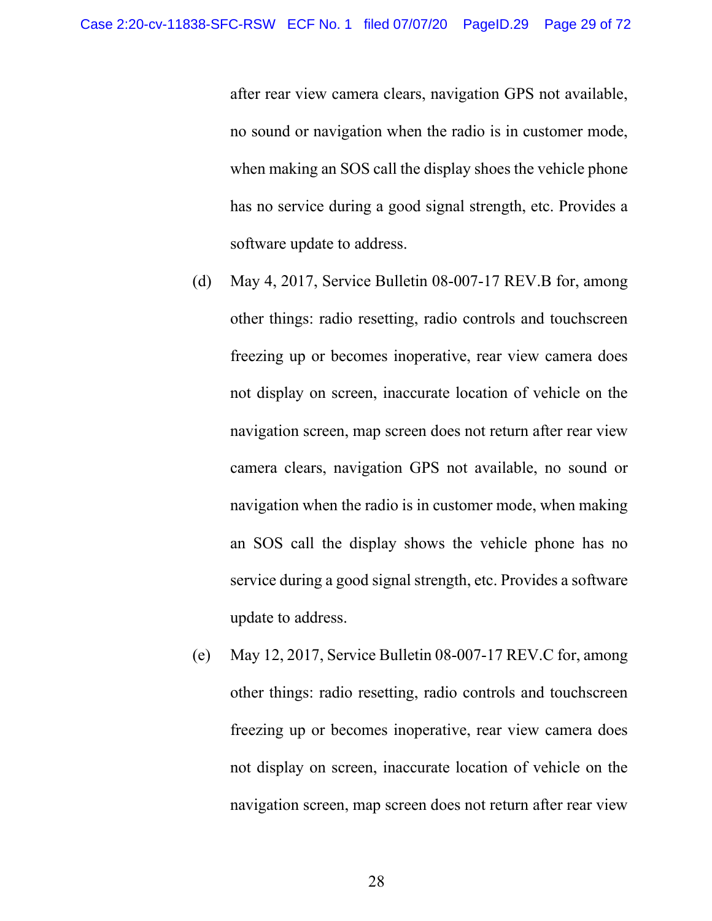after rear view camera clears, navigation GPS not available, no sound or navigation when the radio is in customer mode, when making an SOS call the display shoes the vehicle phone has no service during a good signal strength, etc. Provides a software update to address.

(d) May 4, 2017, Service Bulletin 08-007-17 REV.B for, among other things: radio resetting, radio controls and touchscreen freezing up or becomes inoperative, rear view camera does not display on screen, inaccurate location of vehicle on the navigation screen, map screen does not return after rear view camera clears, navigation GPS not available, no sound or navigation when the radio is in customer mode, when making an SOS call the display shows the vehicle phone has no service during a good signal strength, etc. Provides a software update to address.

(e) May 12, 2017, Service Bulletin 08-007-17 REV.C for, among other things: radio resetting, radio controls and touchscreen freezing up or becomes inoperative, rear view camera does not display on screen, inaccurate location of vehicle on the navigation screen, map screen does not return after rear view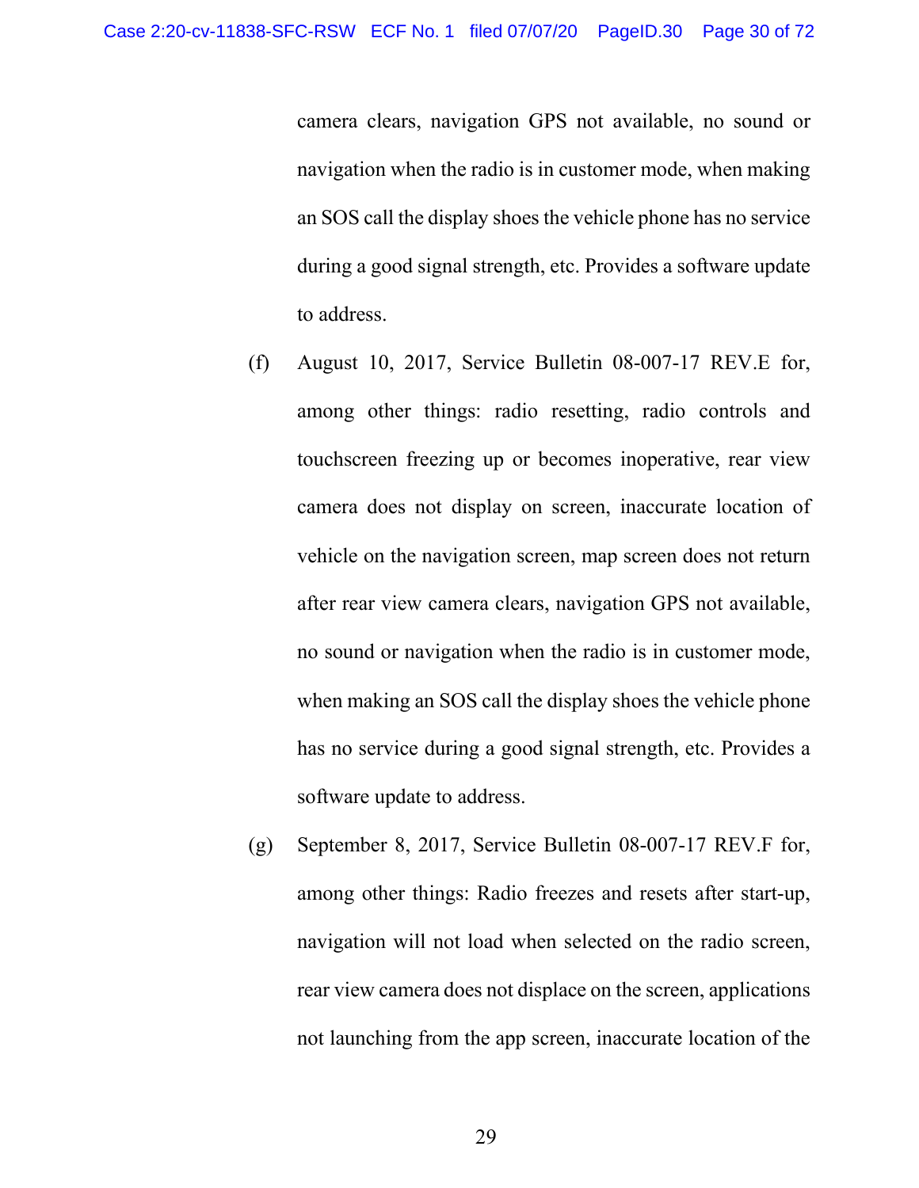camera clears, navigation GPS not available, no sound or navigation when the radio is in customer mode, when making an SOS call the display shoes the vehicle phone has no service during a good signal strength, etc. Provides a software update to address.

(f) August 10, 2017, Service Bulletin 08-007-17 REV.E for, among other things: radio resetting, radio controls and touchscreen freezing up or becomes inoperative, rear view camera does not display on screen, inaccurate location of vehicle on the navigation screen, map screen does not return after rear view camera clears, navigation GPS not available, no sound or navigation when the radio is in customer mode, when making an SOS call the display shoes the vehicle phone has no service during a good signal strength, etc. Provides a software update to address.

(g) September 8, 2017, Service Bulletin 08-007-17 REV.F for, among other things: Radio freezes and resets after start-up, navigation will not load when selected on the radio screen, rear view camera does not displace on the screen, applications not launching from the app screen, inaccurate location of the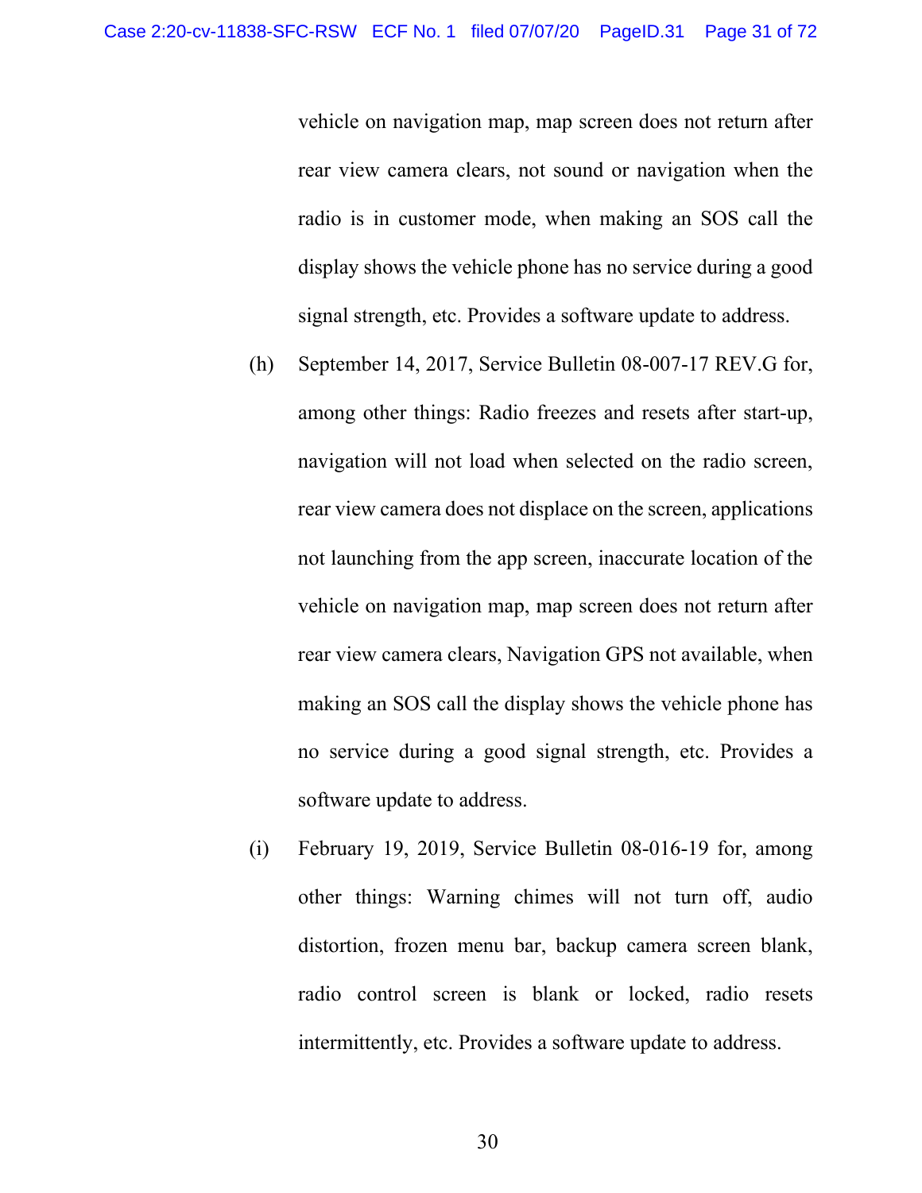vehicle on navigation map, map screen does not return after rear view camera clears, not sound or navigation when the radio is in customer mode, when making an SOS call the display shows the vehicle phone has no service during a good signal strength, etc. Provides a software update to address.

(h) September 14, 2017, Service Bulletin 08-007-17 REV.G for, among other things: Radio freezes and resets after start-up, navigation will not load when selected on the radio screen, rear view camera does not displace on the screen, applications not launching from the app screen, inaccurate location of the vehicle on navigation map, map screen does not return after rear view camera clears, Navigation GPS not available, when making an SOS call the display shows the vehicle phone has no service during a good signal strength, etc. Provides a software update to address.

(i) February 19, 2019, Service Bulletin 08-016-19 for, among other things: Warning chimes will not turn off, audio distortion, frozen menu bar, backup camera screen blank, radio control screen is blank or locked, radio resets intermittently, etc. Provides a software update to address.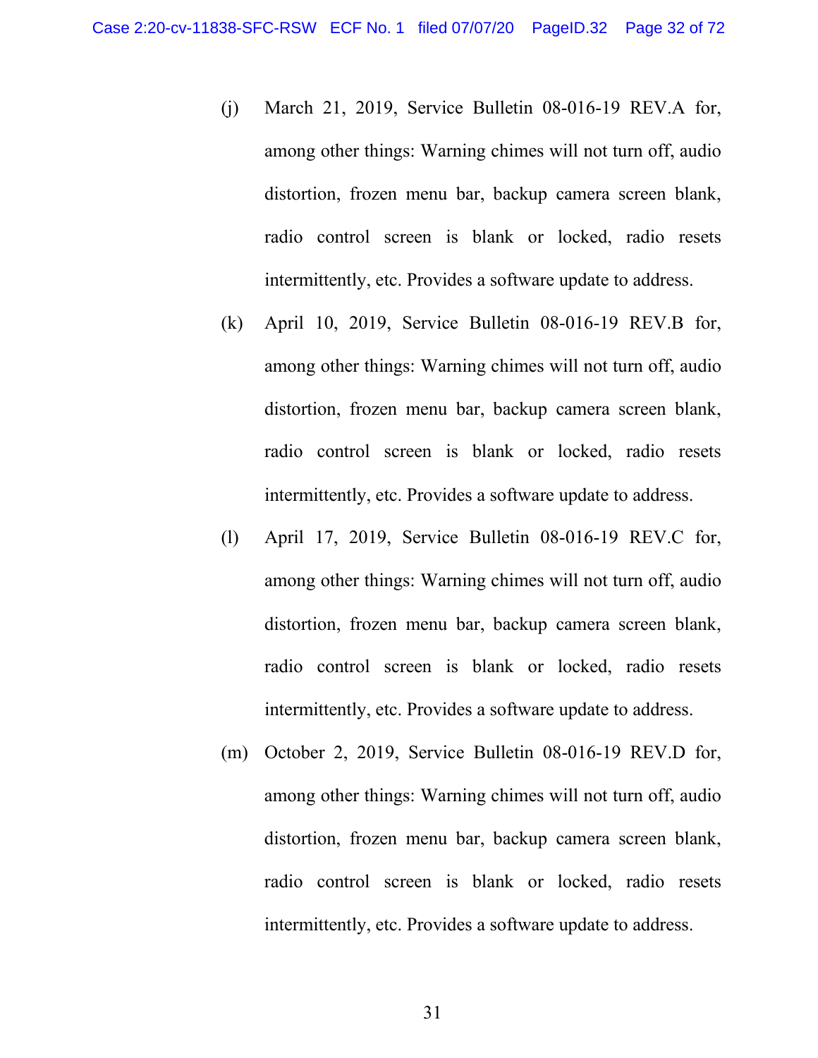(j) March 21, 2019, Service Bulletin 08-016-19 REV.A for, among other things: Warning chimes will not turn off, audio distortion, frozen menu bar, backup camera screen blank, radio control screen is blank or locked, radio resets intermittently, etc. Provides a software update to address.

(k) April 10, 2019, Service Bulletin 08-016-19 REV.B for, among other things: Warning chimes will not turn off, audio distortion, frozen menu bar, backup camera screen blank, radio control screen is blank or locked, radio resets intermittently, etc. Provides a software update to address.

(l) April 17, 2019, Service Bulletin 08-016-19 REV.C for, among other things: Warning chimes will not turn off, audio distortion, frozen menu bar, backup camera screen blank, radio control screen is blank or locked, radio resets intermittently, etc. Provides a software update to address.

(m) October 2, 2019, Service Bulletin 08-016-19 REV.D for, among other things: Warning chimes will not turn off, audio distortion, frozen menu bar, backup camera screen blank, radio control screen is blank or locked, radio resets intermittently, etc. Provides a software update to address.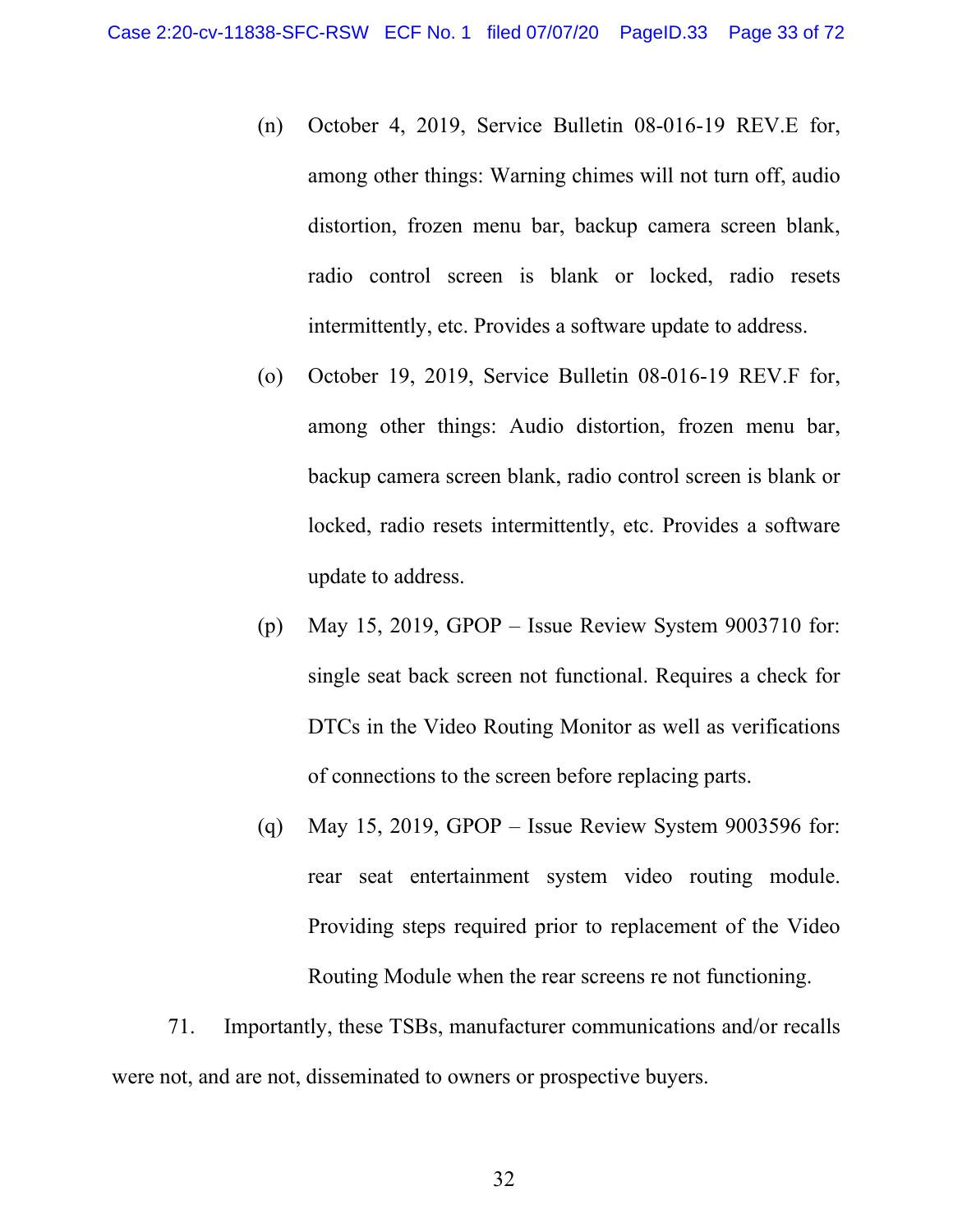(n) October 4, 2019, Service Bulletin 08-016-19 REV.E for, among other things: Warning chimes will not turn off, audio distortion, frozen menu bar, backup camera screen blank, radio control screen is blank or locked, radio resets intermittently, etc. Provides a software update to address.

(o) October 19, 2019, Service Bulletin 08-016-19 REV.F for, among other things: Audio distortion, frozen menu bar, backup camera screen blank, radio control screen is blank or locked, radio resets intermittently, etc. Provides a software update to address.

(p) May 15, 2019, GPOP – Issue Review System 9003710 for: single seat back screen not functional. Requires a check for DTCs in the Video Routing Monitor as well as verifications of connections to the screen before replacing parts.

(q) May 15, 2019, GPOP – Issue Review System 9003596 for: rear seat entertainment system video routing module. Providing steps required prior to replacement of the Video Routing Module when the rear screens re not functioning.

71. Importantly, these TSBs, manufacturer communications and/or recalls were not, and are not, disseminated to owners or prospective buyers.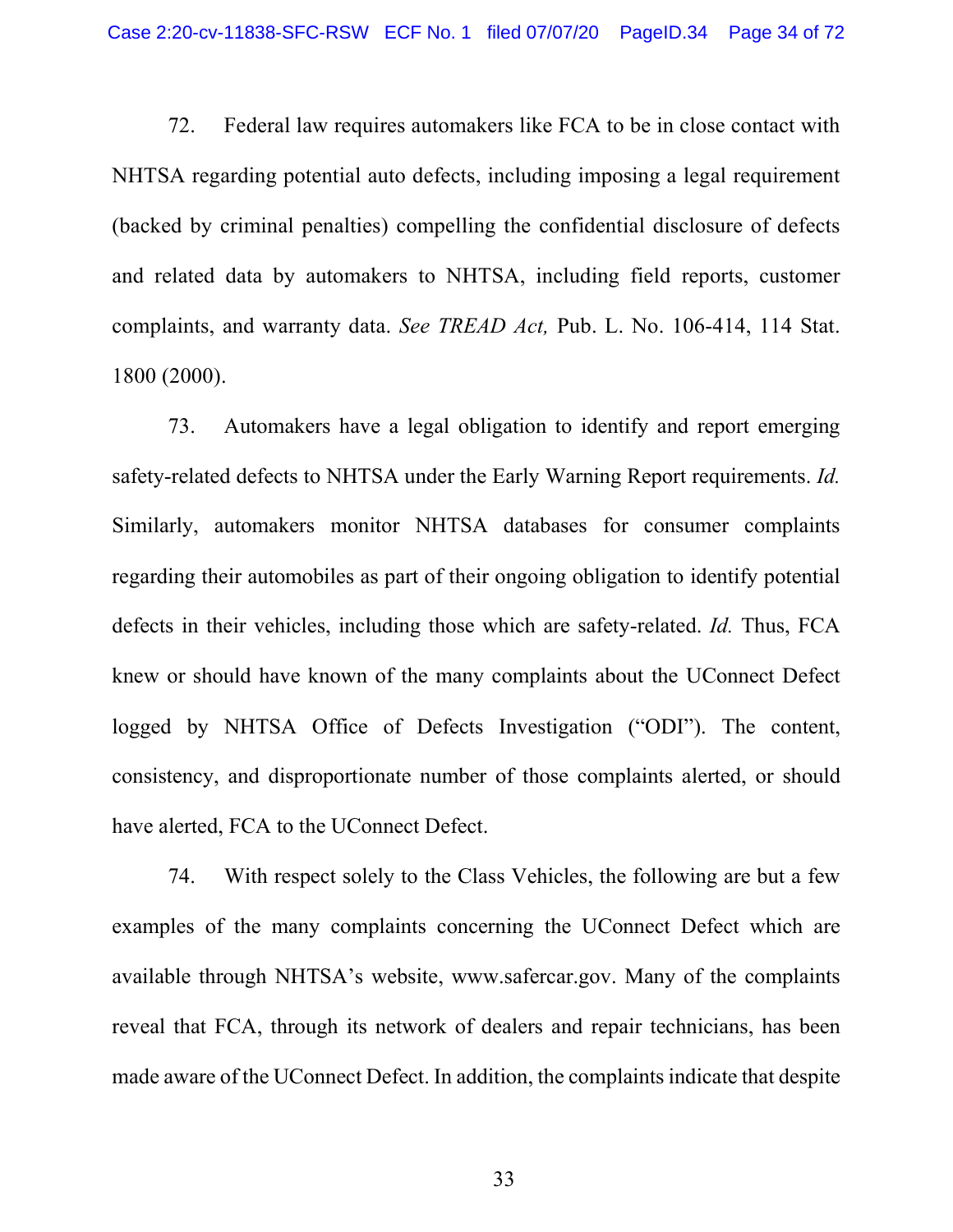72. Federal law requires automakers like FCA to be in close contact with NHTSA regarding potential auto defects, including imposing a legal requirement (backed by criminal penalties) compelling the confidential disclosure of defects and related data by automakers to NHTSA, including field reports, customer complaints, and warranty data. *See TREAD Act,* Pub. L. No. 106-414, 114 Stat. 1800 (2000).

73. Automakers have a legal obligation to identify and report emerging safety-related defects to NHTSA under the Early Warning Report requirements. *Id.* Similarly, automakers monitor NHTSA databases for consumer complaints regarding their automobiles as part of their ongoing obligation to identify potential defects in their vehicles, including those which are safety-related. *Id.* Thus, FCA knew or should have known of the many complaints about the UConnect Defect logged by NHTSA Office of Defects Investigation ("ODI"). The content, consistency, and disproportionate number of those complaints alerted, or should have alerted, FCA to the UConnect Defect.

74. With respect solely to the Class Vehicles, the following are but a few examples of the many complaints concerning the UConnect Defect which are available through NHTSA's website, www.safercar.gov. Many of the complaints reveal that FCA, through its network of dealers and repair technicians, has been made aware of the UConnect Defect. In addition, the complaints indicate that despite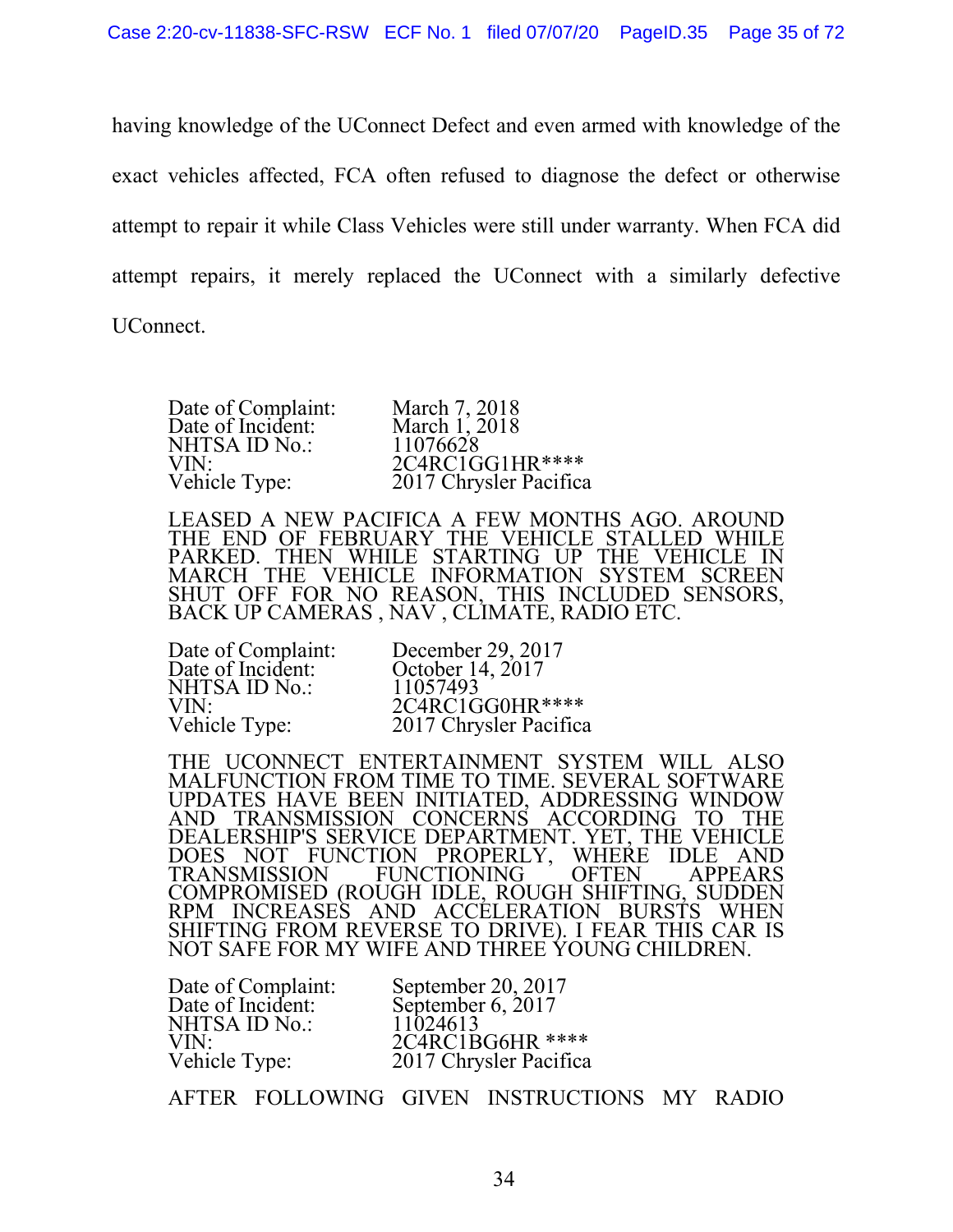having knowledge of the UConnect Defect and even armed with knowledge of the exact vehicles affected, FCA often refused to diagnose the defect or otherwise attempt to repair it while Class Vehicles were still under warranty. When FCA did attempt repairs, it merely replaced the UConnect with a similarly defective UConnect.

| | |
|---|---|
| Date of Complaint: | March 7, 2018 |
| Date of Incident: | March 1, 2018 |
| NHTSA ID No.: | 11076628 |
| VIN: | 2C4RC1GG1HR**** |
| Vehicle Type: | 2017 Chrysler Pacifica |

LEASED A NEW PACIFICA A FEW MONTHS AGO. AROUND THE END OF FEBRUARY THE VEHICLE STALLED WHILE PARKED. THEN WHILE STARTING UP THE VEHICLE IN MARCH THE VEHICLE INFORMATION SYSTEM SCREEN SHUT OFF FOR NO REASON, THIS INCLUDED SENSORS, BACK UP CAMERAS , NAV , CLIMATE, RADIO ETC.

| | |
|---|---|
| Date of Complaint: | December 29, 2017 |
| Date of Incident: | October 14, 2017 |
| NHTSA ID No.: | 11057493 |
| VIN: | 2C4RC1GG0HR**** |
| Vehicle Type: | 2017 Chrysler Pacifica |

THE UCONNECT ENTERTAINMENT SYSTEM WILL ALSO MALFUNCTION FROM TIME TO TIME. SEVERAL SOFTWARE UPDATES HAVE BEEN INITIATED, ADDRESSING WINDOW AND TRANSMISSION CONCERNS ACCORDING TO THE DEALERSHIP'S SERVICE DEPARTMENT. YET, THE VEHICLE DOES NOT FUNCTION PROPERLY, WHERE IDLE AND TRANSMISSION FUNCTIONING OFTEN APPEARS COMPROMISED (ROUGH IDLE, ROUGH SHIFTING, SUDDEN RPM INCREASES AND ACCELERATION BURSTS WHEN SHIFTING FROM REVERSE TO DRIVE). I FEAR THIS CAR IS NOT SAFE FOR MY WIFE AND THREE YOUNG CHILDREN.

| | |
|---|---|
| Date of Complaint: | September 20, 2017 |
| Date of Incident: | September 6, 2017 |
| NHTSA ID No.: | 11024613 |
| VIN: | 2C4RC1BG6HR **** |
| Vehicle Type: | 2017 Chrysler Pacifica |

AFTER FOLLOWING GIVEN INSTRUCTIONS MY RADIO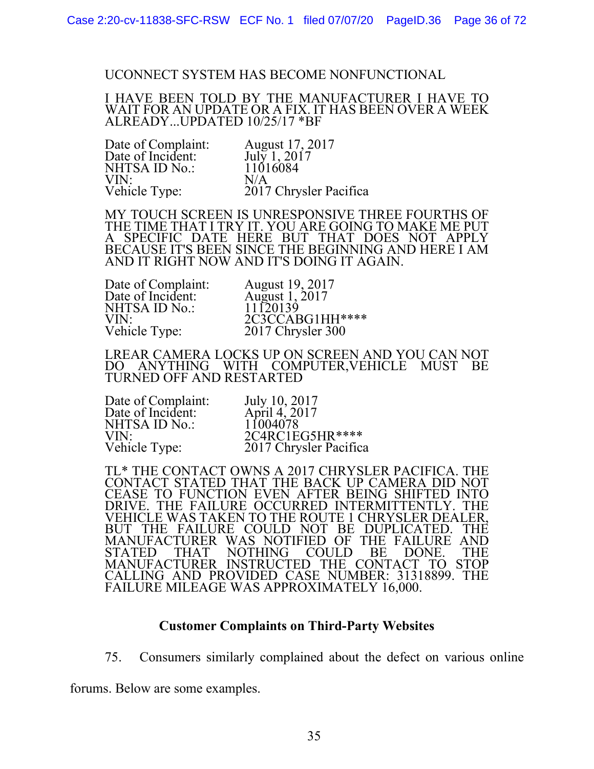UCONNECT SYSTEM HAS BECOME NONFUNCTIONAL

I HAVE BEEN TOLD BY THE MANUFACTURER I HAVE TO WAIT FOR AN UPDATE OR A FIX. IT HAS BEEN OVER A WEEK ALREADY...UPDATED 10/25/17 *BF

Date of Complaint: August 17, 2017
Date of Incident: July 1, 2017
NHTSA ID No.: 11016084
VIN: N/A
Vehicle Type: 2017 Chrysler Pacifica

MY TOUCH SCREEN IS UNRESPONSIVE THREE FOURTHS OF THE TIME THAT I TRY IT. YOU ARE GOING TO MAKE ME PUT A SPECIFIC DATE HERE BUT THAT DOES NOT APPLY BECAUSE IT'S BEEN SINCE THE BEGINNING AND HERE I AM AND IT RIGHT NOW AND IT'S DOING IT AGAIN.

Date of Complaint: August 19, 2017
Date of Incident: August 1, 2017
NHTSA ID No.: 11120139
VIN: 2C3CCABG1HH****
Vehicle Type: 2017 Chrysler 300

LREAR CAMERA LOCKS UP ON SCREEN AND YOU CAN NOT DO ANYTHING WITH COMPUTER,VEHICLE MUST BE TURNED OFF AND RESTARTED

Date of Complaint: July 10, 2017
Date of Incident: April 4, 2017
NHTSA ID No.: 11004078
VIN: 2C4RC1EG5HR****
Vehicle Type: 2017 Chrysler Pacifica

TL* THE CONTACT OWNS A 2017 CHRYSLER PACIFICA. THE CONTACT STATED THAT THE BACK UP CAMERA DID NOT CEASE TO FUNCTION EVEN AFTER BEING SHIFTED INTO DRIVE. THE FAILURE OCCURRED INTERMITTENTLY. THE VEHICLE WAS TAKEN TO THE ROUTE 1 CHRYSLER DEALER, BUT THE FAILURE COULD NOT BE DUPLICATED. THE MANUFACTURER WAS NOTIFIED OF THE FAILURE AND STATED THAT NOTHING COULD BE DONE. THE MANUFACTURER INSTRUCTED THE CONTACT TO STOP CALLING AND PROVIDED CASE NUMBER: 31318899. THE FAILURE MILEAGE WAS APPROXIMATELY 16,000.

**Customer Complaints on Third-Party Websites**

75. Consumers similarly complained about the defect on various online forums. Below are some examples.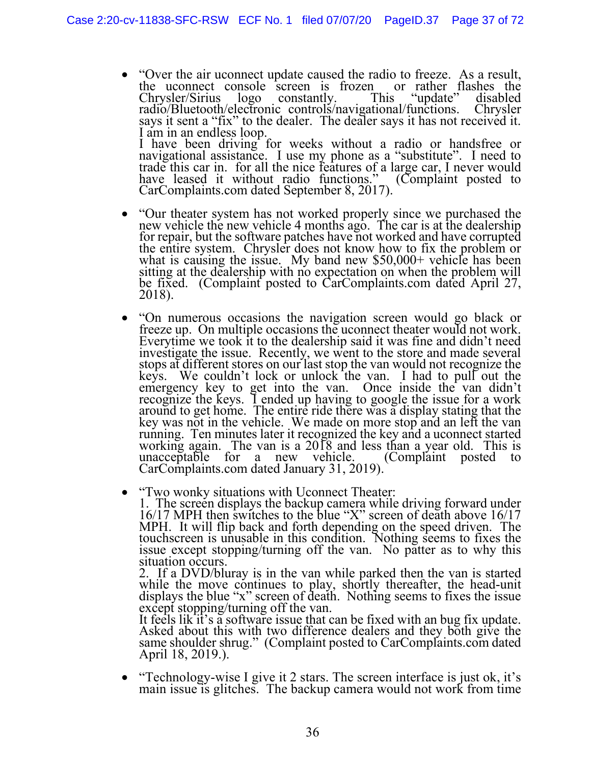- "Over the air uconnect update caused the radio to freeze. As a result, the uconnect console screen is frozen or rather flashes the Chrysler/Sirius logo constantly. This "update" disabled radio/Bluetooth/electronic controls/navigational/functions. Chrysler says it sent a "fix" to the dealer. The dealer says it has not received it. I am in an endless loop.
  I have been driving for weeks without a radio or handsfree or navigational assistance. I use my phone as a "substitute". I need to trade this car in. for all the nice features of a large car, I never would have leased it without radio functions." (Complaint posted to CarComplaints.com dated September 8, 2017).

- "Our theater system has not worked properly since we purchased the new vehicle the new vehicle 4 months ago. The car is at the dealership for repair, but the software patches have not worked and have corrupted the entire system. Chrysler does not know how to fix the problem or what is causing the issue. My band new $50,000+ vehicle has been sitting at the dealership with no expectation on when the problem will be fixed. (Complaint posted to CarComplaints.com dated April 27, 2018).

- "On numerous occasions the navigation screen would go black or freeze up. On multiple occasions the uconnect theater would not work. Everytime we took it to the dealership said it was fine and didn't need investigate the issue. Recently, we went to the store and made several stops at different stores on our last stop the van would not recognize the keys. We couldn't lock or unlock the van. I had to pull out the emergency key to get into the van. Once inside the van didn't recognize the keys. I ended up having to google the issue for a work around to get home. The entire ride there was a display stating that the key was not in the vehicle. We made on more stop and an left the van running. Ten minutes later it recognized the key and a uconnect started working again. The van is a 2018 and less than a year old. This is unacceptable for a new vehicle. (Complaint posted to CarComplaints.com dated January 31, 2019).

- "Two wonky situations with Uconnect Theater:
  1. The screen displays the backup camera while driving forward under 16/17 MPH then switches to the blue "X" screen of death above 16/17 MPH. It will flip back and forth depending on the speed driven. The touchscreen is unusable in this condition. Nothing seems to fixes the issue except stopping/turning off the van. No patter as to why this situation occurs.
  2. If a DVD/bluray is in the van while parked then the van is started while the move continues to play, shortly thereafter, the head-unit displays the blue "x" screen of death. Nothing seems to fixes the issue except stopping/turning off the van.
  It feels lik it's a software issue that can be fixed with an bug fix update. Asked about this with two difference dealers and they both give the same shoulder shrug." (Complaint posted to CarComplaints.com dated April 18, 2019.).

- "Technology-wise I give it 2 stars. The screen interface is just ok, it's main issue is glitches. The backup camera would not work from time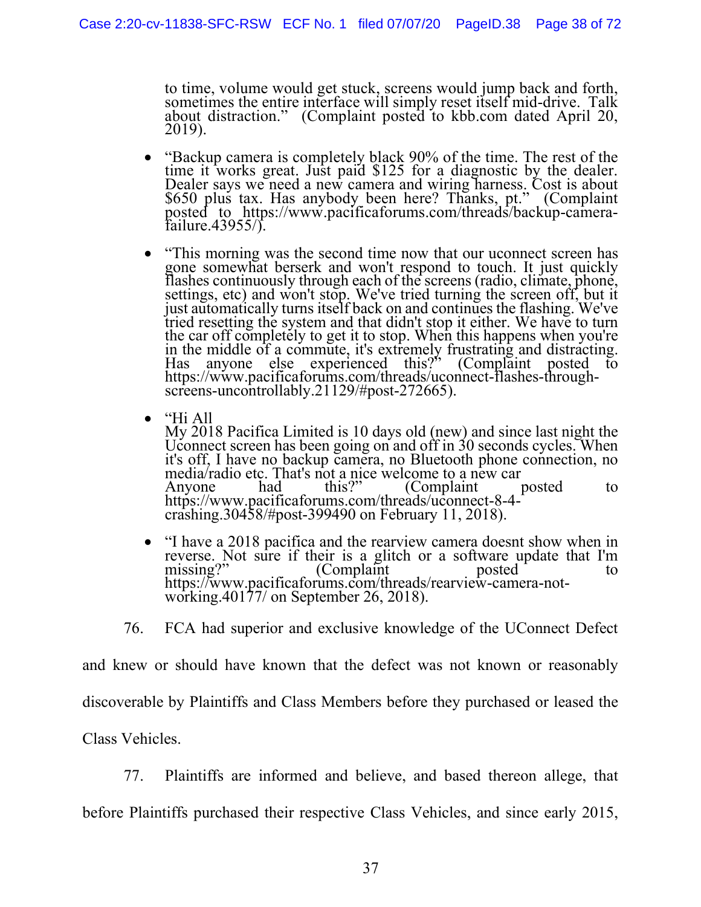to time, volume would get stuck, screens would jump back and forth, sometimes the entire interface will simply reset itself mid-drive. Talk about distraction." (Complaint posted to kbb.com dated April 20, 2019).

- "Backup camera is completely black 90% of the time. The rest of the time it works great. Just paid $125 for a diagnostic by the dealer. Dealer says we need a new camera and wiring harness. Cost is about $650 plus tax. Has anybody been here? Thanks, pt." (Complaint posted to https://www.pacificaforums.com/threads/backup-camera-failure.43955/).

- "This morning was the second time now that our uconnect screen has gone somewhat berserk and won't respond to touch. It just quickly flashes continuously through each of the screens (radio, climate, phone, settings, etc) and won't stop. We've tried turning the screen off, but it just automatically turns itself back on and continues the flashing. We've tried resetting the system and that didn't stop it either. We have to turn the car off completely to get it to stop. When this happens when you're in the middle of a commute, it's extremely frustrating and distracting. Has anyone else experienced this?" (Complaint posted to https://www.pacificaforums.com/threads/uconnect-flashes-through-screens-uncontrollably.21129/#post-272665).

- "Hi All
  My 2018 Pacifica Limited is 10 days old (new) and since last night the Uconnect screen has been going on and off in 30 seconds cycles. When it's off, I have no backup camera, no Bluetooth phone connection, no media/radio etc. That's not a nice welcome to a new car
  Anyone had this?" (Complaint posted to https://www.pacificaforums.com/threads/uconnect-8-4-crashing.30458/#post-399490 on February 11, 2018).

- "I have a 2018 pacifica and the rearview camera doesnt show when in reverse. Not sure if their is a glitch or a software update that I'm missing?" (Complaint posted to https://www.pacificaforums.com/threads/rearview-camera-not-working.40177/ on September 26, 2018).

76. FCA had superior and exclusive knowledge of the UConnect Defect and knew or should have known that the defect was not known or reasonably discoverable by Plaintiffs and Class Members before they purchased or leased the Class Vehicles.

77. Plaintiffs are informed and believe, and based thereon allege, that before Plaintiffs purchased their respective Class Vehicles, and since early 2015,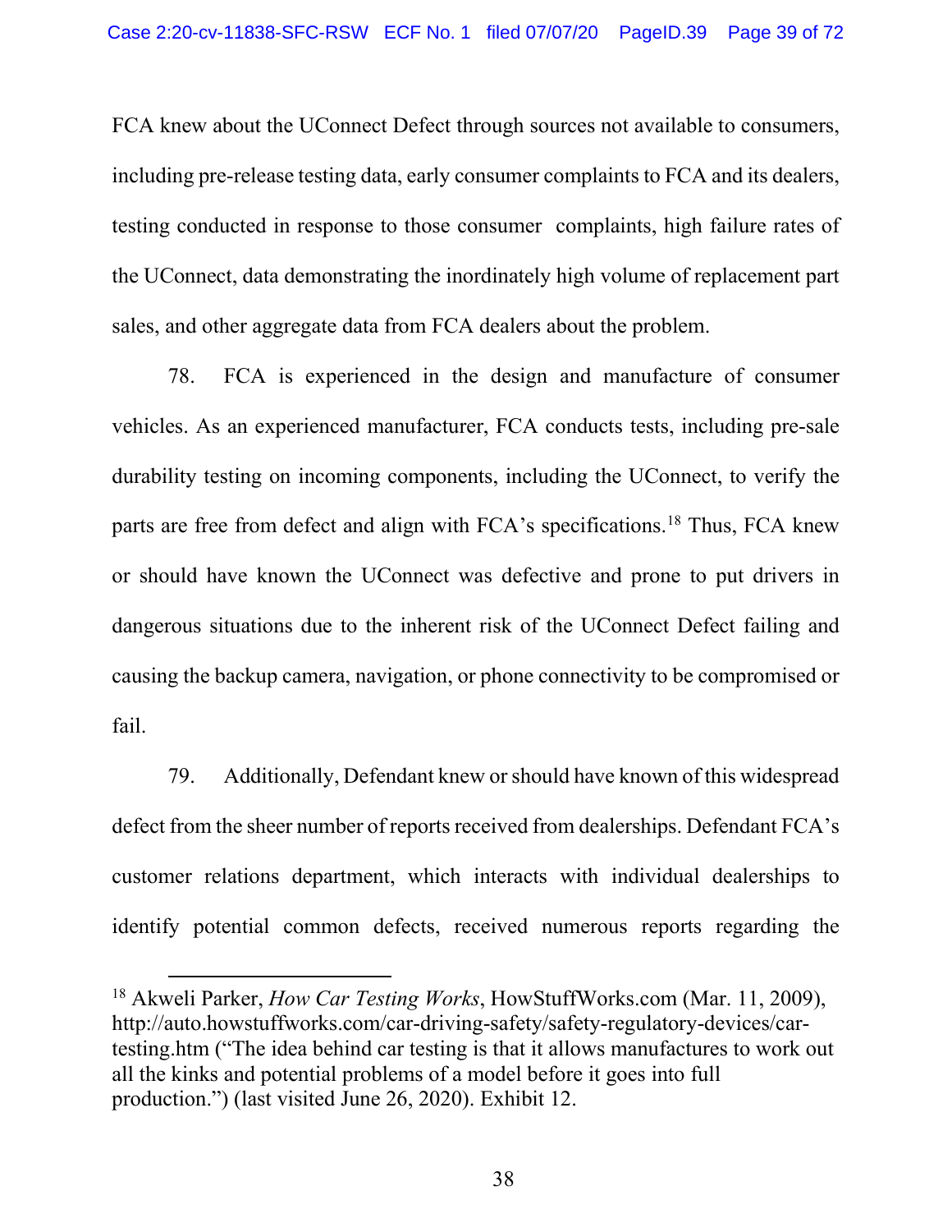FCA knew about the UConnect Defect through sources not available to consumers, including pre-release testing data, early consumer complaints to FCA and its dealers, testing conducted in response to those consumer complaints, high failure rates of the UConnect, data demonstrating the inordinately high volume of replacement part sales, and other aggregate data from FCA dealers about the problem.

78. FCA is experienced in the design and manufacture of consumer vehicles. As an experienced manufacturer, FCA conducts tests, including pre-sale durability testing on incoming components, including the UConnect, to verify the parts are free from defect and align with FCA's specifications.[18] Thus, FCA knew or should have known the UConnect was defective and prone to put drivers in dangerous situations due to the inherent risk of the UConnect Defect failing and causing the backup camera, navigation, or phone connectivity to be compromised or fail.

79. Additionally, Defendant knew or should have known of this widespread defect from the sheer number of reports received from dealerships. Defendant FCA's customer relations department, which interacts with individual dealerships to identify potential common defects, received numerous reports regarding the

---

[18] Akweli Parker, *How Car Testing Works*, HowStuffWorks.com (Mar. 11, 2009), http://auto.howstuffworks.com/car-driving-safety/safety-regulatory-devices/car-testing.htm ("The idea behind car testing is that it allows manufactures to work out all the kinks and potential problems of a model before it goes into full production.") (last visited June 26, 2020). Exhibit 12.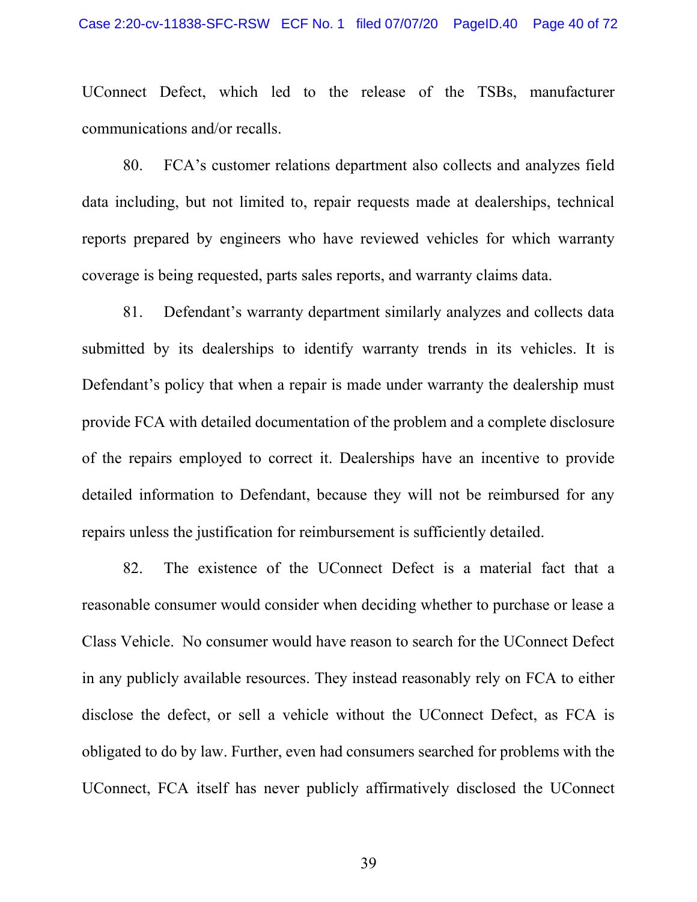UConnect Defect, which led to the release of the TSBs, manufacturer communications and/or recalls.

80. FCA's customer relations department also collects and analyzes field data including, but not limited to, repair requests made at dealerships, technical reports prepared by engineers who have reviewed vehicles for which warranty coverage is being requested, parts sales reports, and warranty claims data.

81. Defendant's warranty department similarly analyzes and collects data submitted by its dealerships to identify warranty trends in its vehicles. It is Defendant's policy that when a repair is made under warranty the dealership must provide FCA with detailed documentation of the problem and a complete disclosure of the repairs employed to correct it. Dealerships have an incentive to provide detailed information to Defendant, because they will not be reimbursed for any repairs unless the justification for reimbursement is sufficiently detailed.

82. The existence of the UConnect Defect is a material fact that a reasonable consumer would consider when deciding whether to purchase or lease a Class Vehicle. No consumer would have reason to search for the UConnect Defect in any publicly available resources. They instead reasonably rely on FCA to either disclose the defect, or sell a vehicle without the UConnect Defect, as FCA is obligated to do by law. Further, even had consumers searched for problems with the UConnect, FCA itself has never publicly affirmatively disclosed the UConnect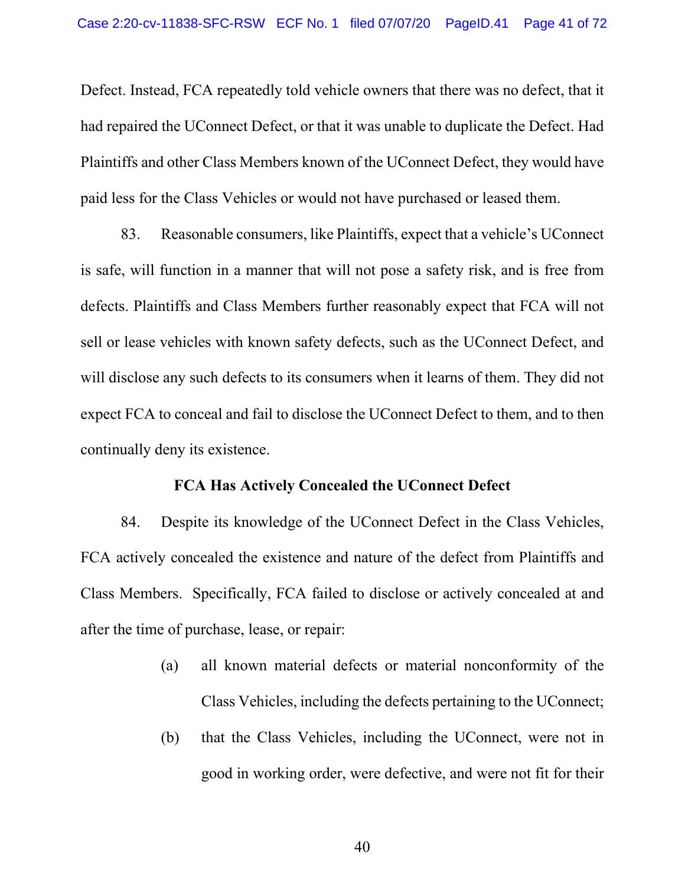Defect. Instead, FCA repeatedly told vehicle owners that there was no defect, that it had repaired the UConnect Defect, or that it was unable to duplicate the Defect. Had Plaintiffs and other Class Members known of the UConnect Defect, they would have paid less for the Class Vehicles or would not have purchased or leased them.

83. Reasonable consumers, like Plaintiffs, expect that a vehicle's UConnect is safe, will function in a manner that will not pose a safety risk, and is free from defects. Plaintiffs and Class Members further reasonably expect that FCA will not sell or lease vehicles with known safety defects, such as the UConnect Defect, and will disclose any such defects to its consumers when it learns of them. They did not expect FCA to conceal and fail to disclose the UConnect Defect to them, and to then continually deny its existence.

**FCA Has Actively Concealed the UConnect Defect**

84. Despite its knowledge of the UConnect Defect in the Class Vehicles, FCA actively concealed the existence and nature of the defect from Plaintiffs and Class Members. Specifically, FCA failed to disclose or actively concealed at and after the time of purchase, lease, or repair:

(a) all known material defects or material nonconformity of the Class Vehicles, including the defects pertaining to the UConnect;

(b) that the Class Vehicles, including the UConnect, were not in good in working order, were defective, and were not fit for their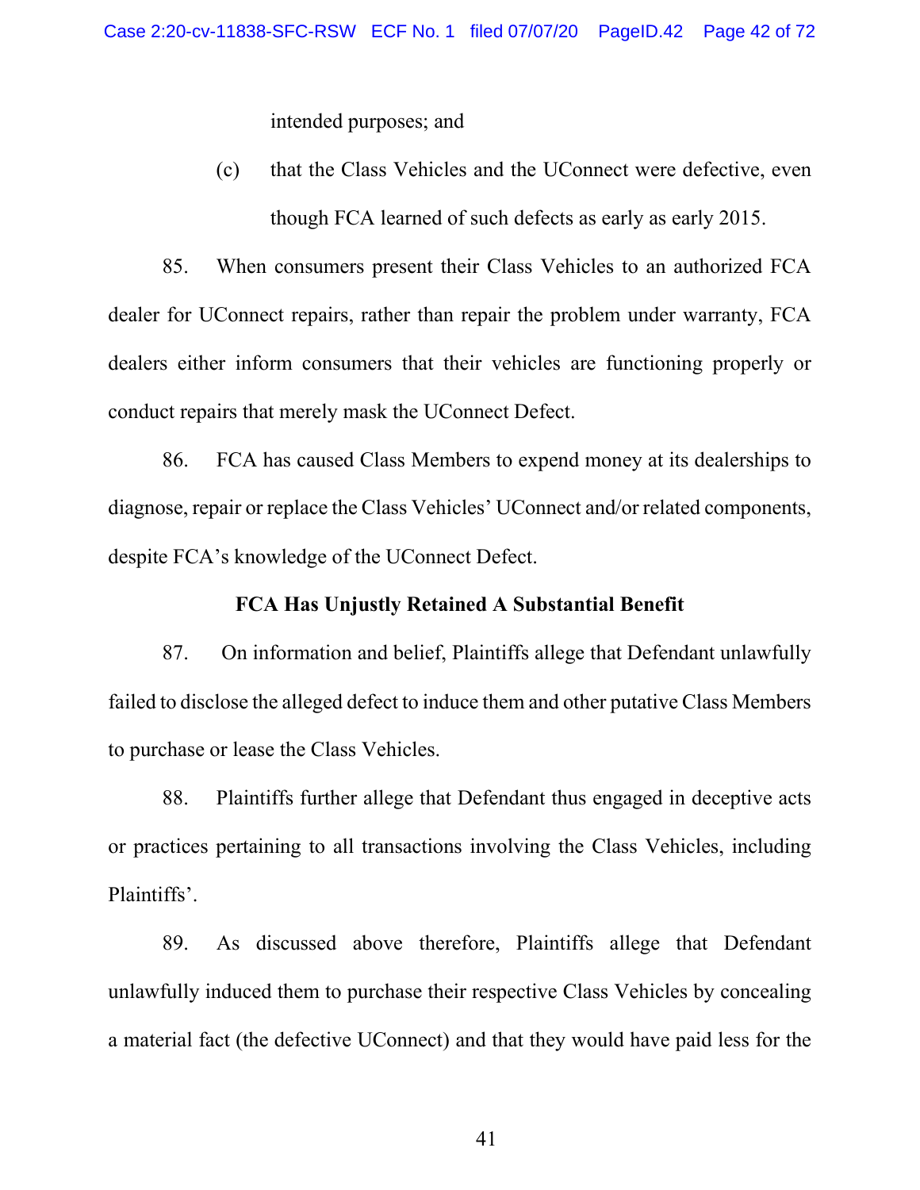intended purposes; and

(c) that the Class Vehicles and the UConnect were defective, even though FCA learned of such defects as early as early 2015.

85. When consumers present their Class Vehicles to an authorized FCA dealer for UConnect repairs, rather than repair the problem under warranty, FCA dealers either inform consumers that their vehicles are functioning properly or conduct repairs that merely mask the UConnect Defect.

86. FCA has caused Class Members to expend money at its dealerships to diagnose, repair or replace the Class Vehicles' UConnect and/or related components, despite FCA's knowledge of the UConnect Defect.

**FCA Has Unjustly Retained A Substantial Benefit**

87. On information and belief, Plaintiffs allege that Defendant unlawfully failed to disclose the alleged defect to induce them and other putative Class Members to purchase or lease the Class Vehicles.

88. Plaintiffs further allege that Defendant thus engaged in deceptive acts or practices pertaining to all transactions involving the Class Vehicles, including Plaintiffs'.

89. As discussed above therefore, Plaintiffs allege that Defendant unlawfully induced them to purchase their respective Class Vehicles by concealing a material fact (the defective UConnect) and that they would have paid less for the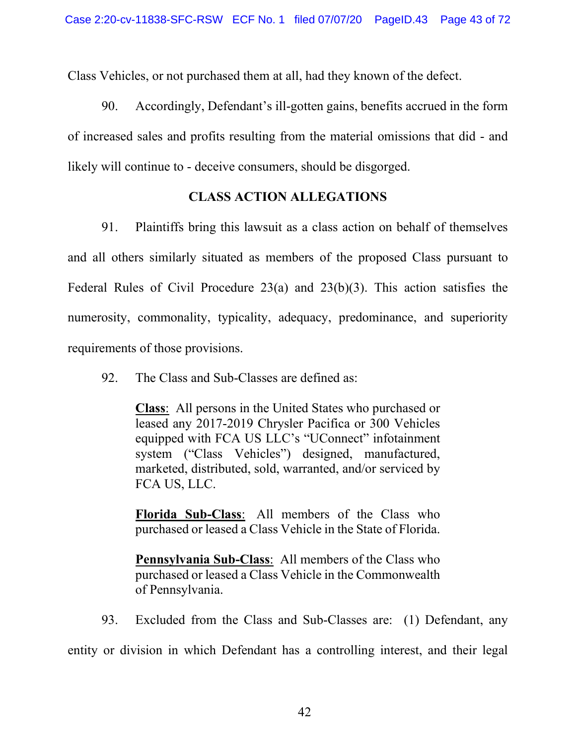Class Vehicles, or not purchased them at all, had they known of the defect.

90. Accordingly, Defendant's ill-gotten gains, benefits accrued in the form of increased sales and profits resulting from the material omissions that did - and likely will continue to - deceive consumers, should be disgorged.

## CLASS ACTION ALLEGATIONS

91. Plaintiffs bring this lawsuit as a class action on behalf of themselves and all others similarly situated as members of the proposed Class pursuant to Federal Rules of Civil Procedure 23(a) and 23(b)(3). This action satisfies the numerosity, commonality, typicality, adequacy, predominance, and superiority requirements of those provisions.

92. The Class and Sub-Classes are defined as:

> **Class**: All persons in the United States who purchased or leased any 2017-2019 Chrysler Pacifica or 300 Vehicles equipped with FCA US LLC's "UConnect" infotainment system ("Class Vehicles") designed, manufactured, marketed, distributed, sold, warranted, and/or serviced by FCA US, LLC.
>
> **Florida Sub-Class**: All members of the Class who purchased or leased a Class Vehicle in the State of Florida.
>
> **Pennsylvania Sub-Class**: All members of the Class who purchased or leased a Class Vehicle in the Commonwealth of Pennsylvania.

93. Excluded from the Class and Sub-Classes are: (1) Defendant, any entity or division in which Defendant has a controlling interest, and their legal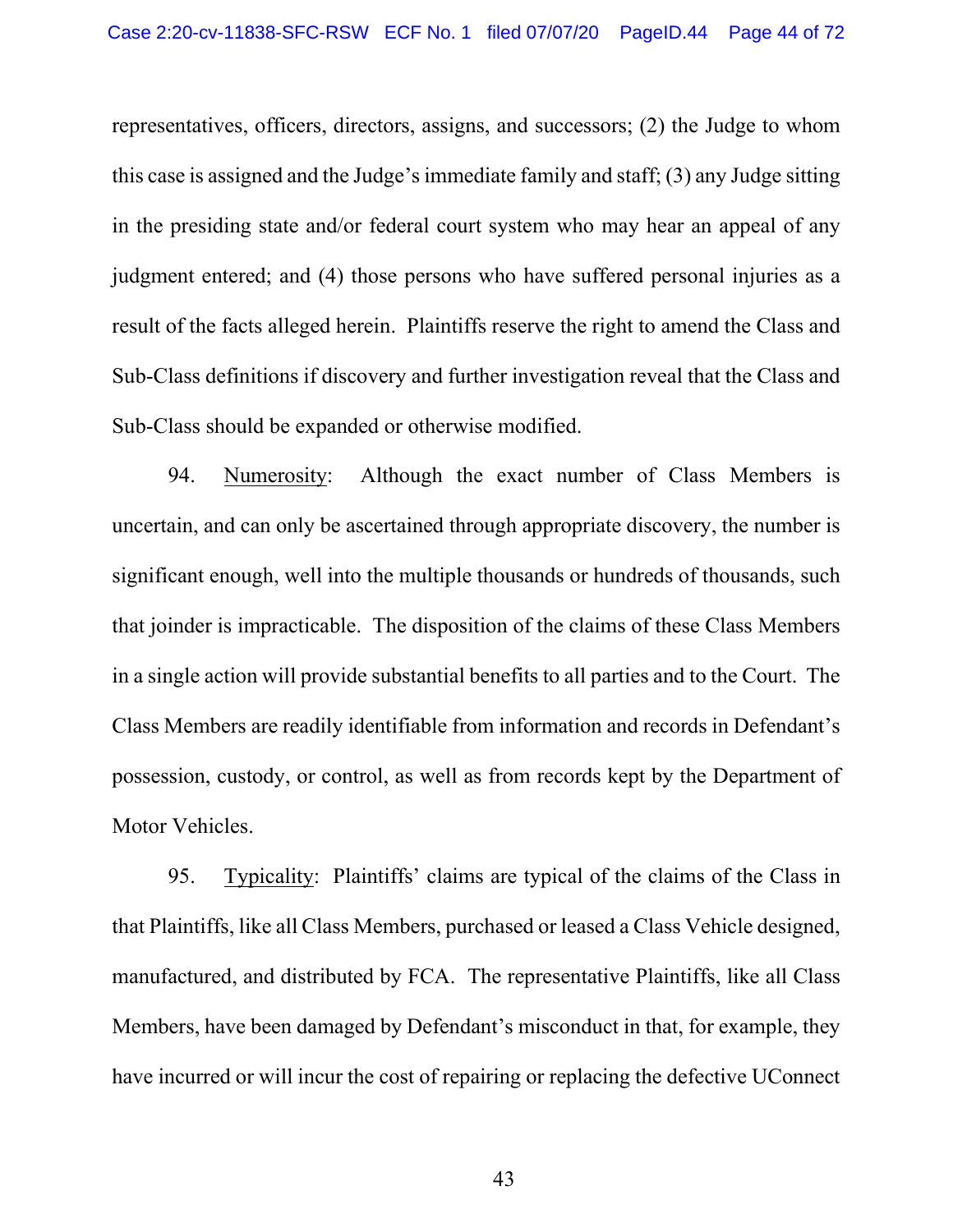representatives, officers, directors, assigns, and successors; (2) the Judge to whom this case is assigned and the Judge's immediate family and staff; (3) any Judge sitting in the presiding state and/or federal court system who may hear an appeal of any judgment entered; and (4) those persons who have suffered personal injuries as a result of the facts alleged herein. Plaintiffs reserve the right to amend the Class and Sub-Class definitions if discovery and further investigation reveal that the Class and Sub-Class should be expanded or otherwise modified.

94. Numerosity: Although the exact number of Class Members is uncertain, and can only be ascertained through appropriate discovery, the number is significant enough, well into the multiple thousands or hundreds of thousands, such that joinder is impracticable. The disposition of the claims of these Class Members in a single action will provide substantial benefits to all parties and to the Court. The Class Members are readily identifiable from information and records in Defendant's possession, custody, or control, as well as from records kept by the Department of Motor Vehicles.

95. Typicality: Plaintiffs' claims are typical of the claims of the Class in that Plaintiffs, like all Class Members, purchased or leased a Class Vehicle designed, manufactured, and distributed by FCA. The representative Plaintiffs, like all Class Members, have been damaged by Defendant's misconduct in that, for example, they have incurred or will incur the cost of repairing or replacing the defective UConnect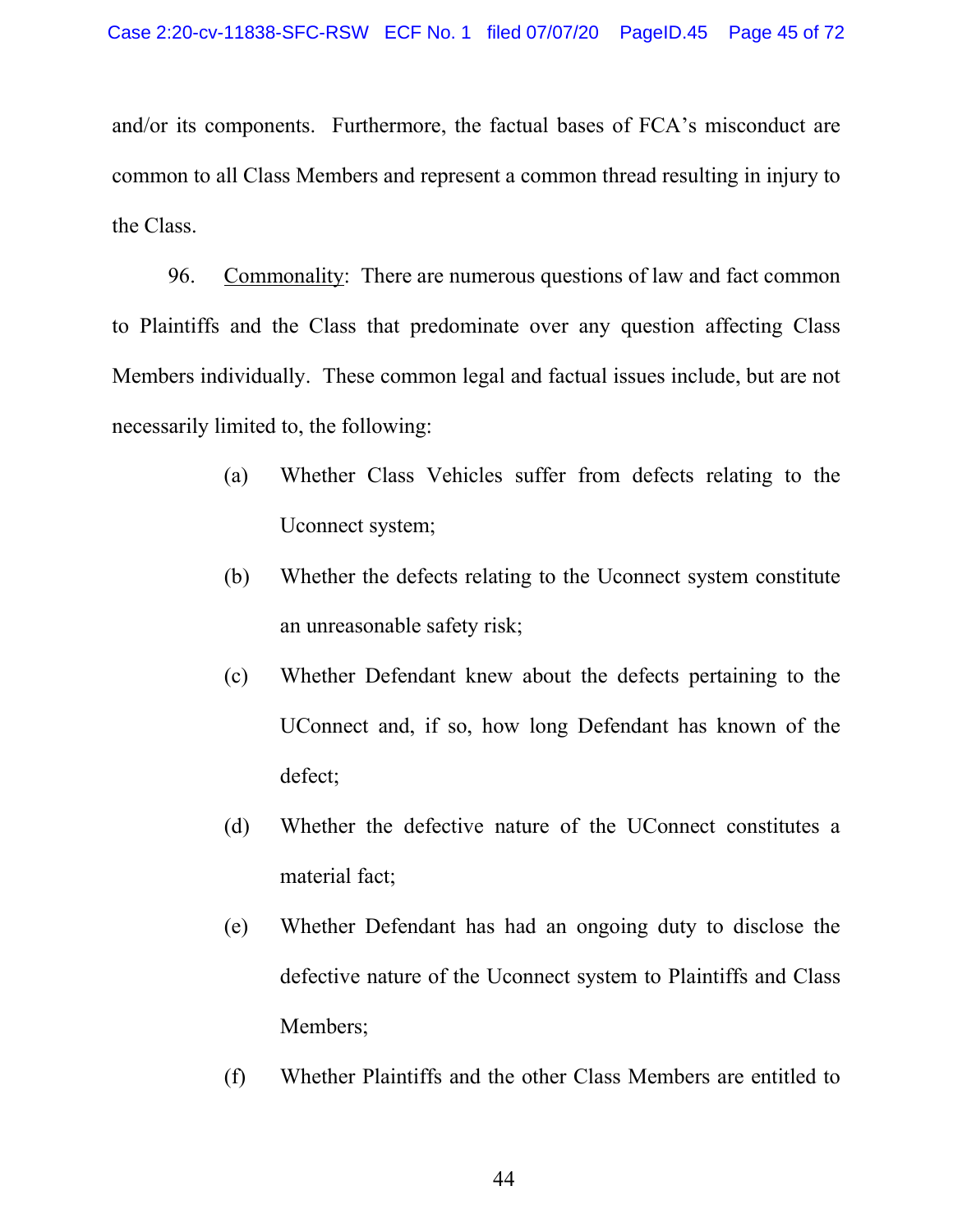and/or its components. Furthermore, the factual bases of FCA's misconduct are common to all Class Members and represent a common thread resulting in injury to the Class.

96. Commonality: There are numerous questions of law and fact common to Plaintiffs and the Class that predominate over any question affecting Class Members individually. These common legal and factual issues include, but are not necessarily limited to, the following:

(a) Whether Class Vehicles suffer from defects relating to the Uconnect system;

(b) Whether the defects relating to the Uconnect system constitute an unreasonable safety risk;

(c) Whether Defendant knew about the defects pertaining to the UConnect and, if so, how long Defendant has known of the defect;

(d) Whether the defective nature of the UConnect constitutes a material fact;

(e) Whether Defendant has had an ongoing duty to disclose the defective nature of the Uconnect system to Plaintiffs and Class Members;

(f) Whether Plaintiffs and the other Class Members are entitled to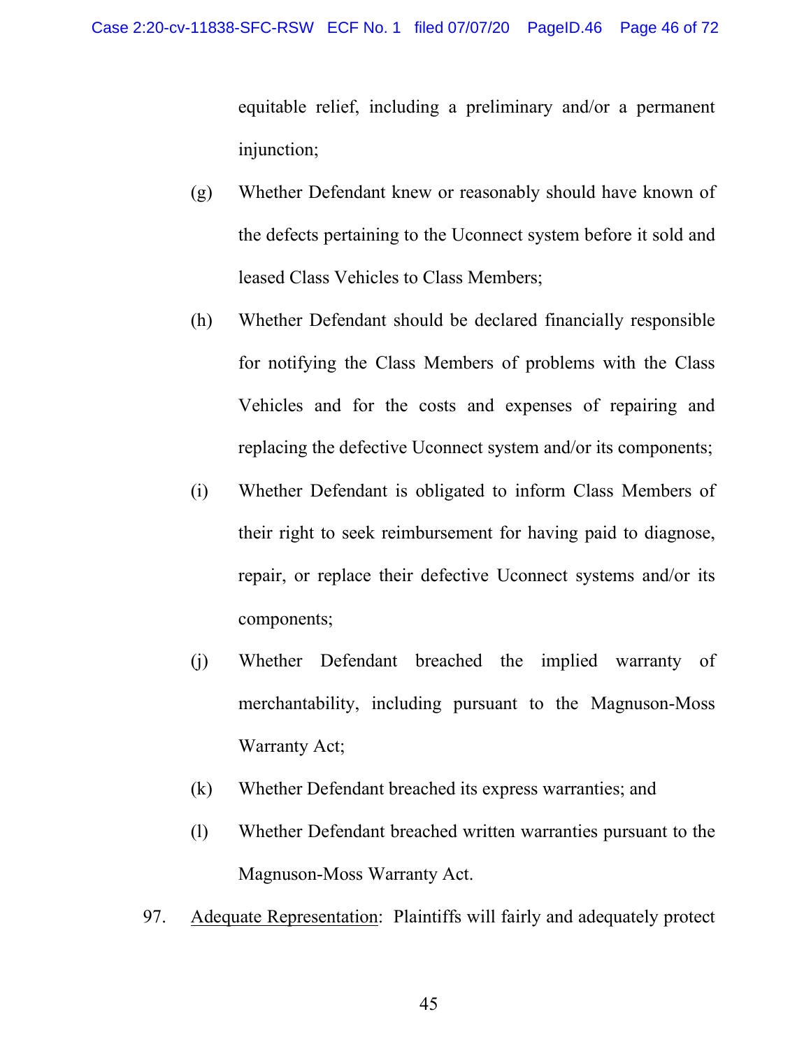equitable relief, including a preliminary and/or a permanent injunction;

(g) Whether Defendant knew or reasonably should have known of the defects pertaining to the Uconnect system before it sold and leased Class Vehicles to Class Members;

(h) Whether Defendant should be declared financially responsible for notifying the Class Members of problems with the Class Vehicles and for the costs and expenses of repairing and replacing the defective Uconnect system and/or its components;

(i) Whether Defendant is obligated to inform Class Members of their right to seek reimbursement for having paid to diagnose, repair, or replace their defective Uconnect systems and/or its components;

(j) Whether Defendant breached the implied warranty of merchantability, including pursuant to the Magnuson-Moss Warranty Act;

(k) Whether Defendant breached its express warranties; and

(l) Whether Defendant breached written warranties pursuant to the Magnuson-Moss Warranty Act.

97. Adequate Representation: Plaintiffs will fairly and adequately protect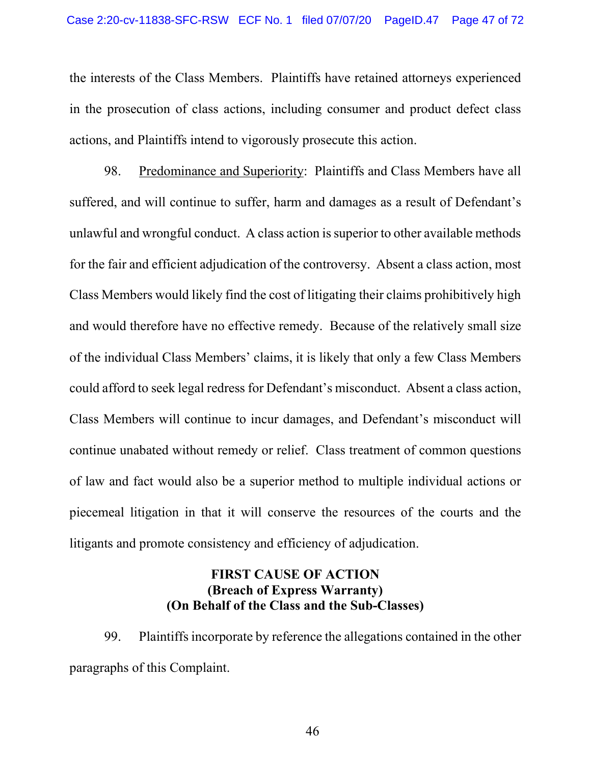the interests of the Class Members. Plaintiffs have retained attorneys experienced in the prosecution of class actions, including consumer and product defect class actions, and Plaintiffs intend to vigorously prosecute this action.

98. Predominance and Superiority: Plaintiffs and Class Members have all suffered, and will continue to suffer, harm and damages as a result of Defendant's unlawful and wrongful conduct. A class action is superior to other available methods for the fair and efficient adjudication of the controversy. Absent a class action, most Class Members would likely find the cost of litigating their claims prohibitively high and would therefore have no effective remedy. Because of the relatively small size of the individual Class Members' claims, it is likely that only a few Class Members could afford to seek legal redress for Defendant's misconduct. Absent a class action, Class Members will continue to incur damages, and Defendant's misconduct will continue unabated without remedy or relief. Class treatment of common questions of law and fact would also be a superior method to multiple individual actions or piecemeal litigation in that it will conserve the resources of the courts and the litigants and promote consistency and efficiency of adjudication.

## FIRST CAUSE OF ACTION
## (Breach of Express Warranty)
## (On Behalf of the Class and the Sub-Classes)

99. Plaintiffs incorporate by reference the allegations contained in the other paragraphs of this Complaint.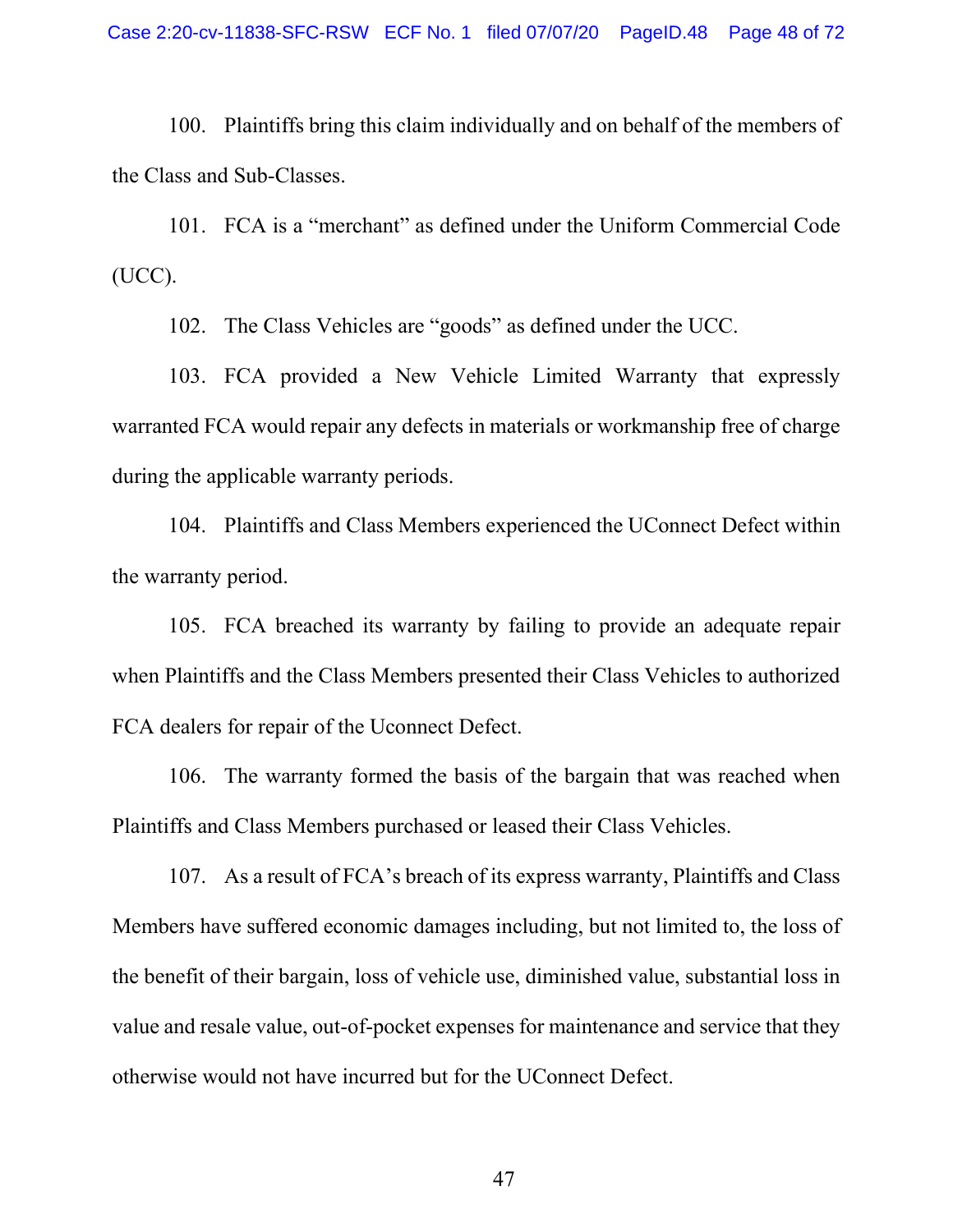100. Plaintiffs bring this claim individually and on behalf of the members of the Class and Sub-Classes.

101. FCA is a "merchant" as defined under the Uniform Commercial Code (UCC).

102. The Class Vehicles are "goods" as defined under the UCC.

103. FCA provided a New Vehicle Limited Warranty that expressly warranted FCA would repair any defects in materials or workmanship free of charge during the applicable warranty periods.

104. Plaintiffs and Class Members experienced the UConnect Defect within the warranty period.

105. FCA breached its warranty by failing to provide an adequate repair when Plaintiffs and the Class Members presented their Class Vehicles to authorized FCA dealers for repair of the Uconnect Defect.

106. The warranty formed the basis of the bargain that was reached when Plaintiffs and Class Members purchased or leased their Class Vehicles.

107. As a result of FCA's breach of its express warranty, Plaintiffs and Class Members have suffered economic damages including, but not limited to, the loss of the benefit of their bargain, loss of vehicle use, diminished value, substantial loss in value and resale value, out-of-pocket expenses for maintenance and service that they otherwise would not have incurred but for the UConnect Defect.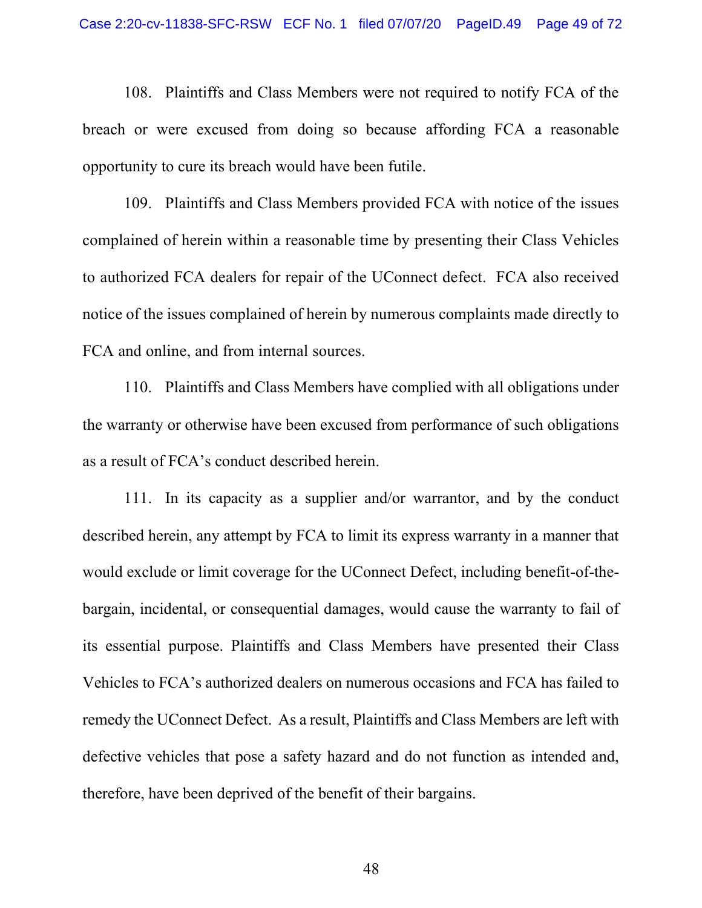108. Plaintiffs and Class Members were not required to notify FCA of the breach or were excused from doing so because affording FCA a reasonable opportunity to cure its breach would have been futile.

109. Plaintiffs and Class Members provided FCA with notice of the issues complained of herein within a reasonable time by presenting their Class Vehicles to authorized FCA dealers for repair of the UConnect defect. FCA also received notice of the issues complained of herein by numerous complaints made directly to FCA and online, and from internal sources.

110. Plaintiffs and Class Members have complied with all obligations under the warranty or otherwise have been excused from performance of such obligations as a result of FCA's conduct described herein.

111. In its capacity as a supplier and/or warrantor, and by the conduct described herein, any attempt by FCA to limit its express warranty in a manner that would exclude or limit coverage for the UConnect Defect, including benefit-of-the-bargain, incidental, or consequential damages, would cause the warranty to fail of its essential purpose. Plaintiffs and Class Members have presented their Class Vehicles to FCA's authorized dealers on numerous occasions and FCA has failed to remedy the UConnect Defect. As a result, Plaintiffs and Class Members are left with defective vehicles that pose a safety hazard and do not function as intended and, therefore, have been deprived of the benefit of their bargains.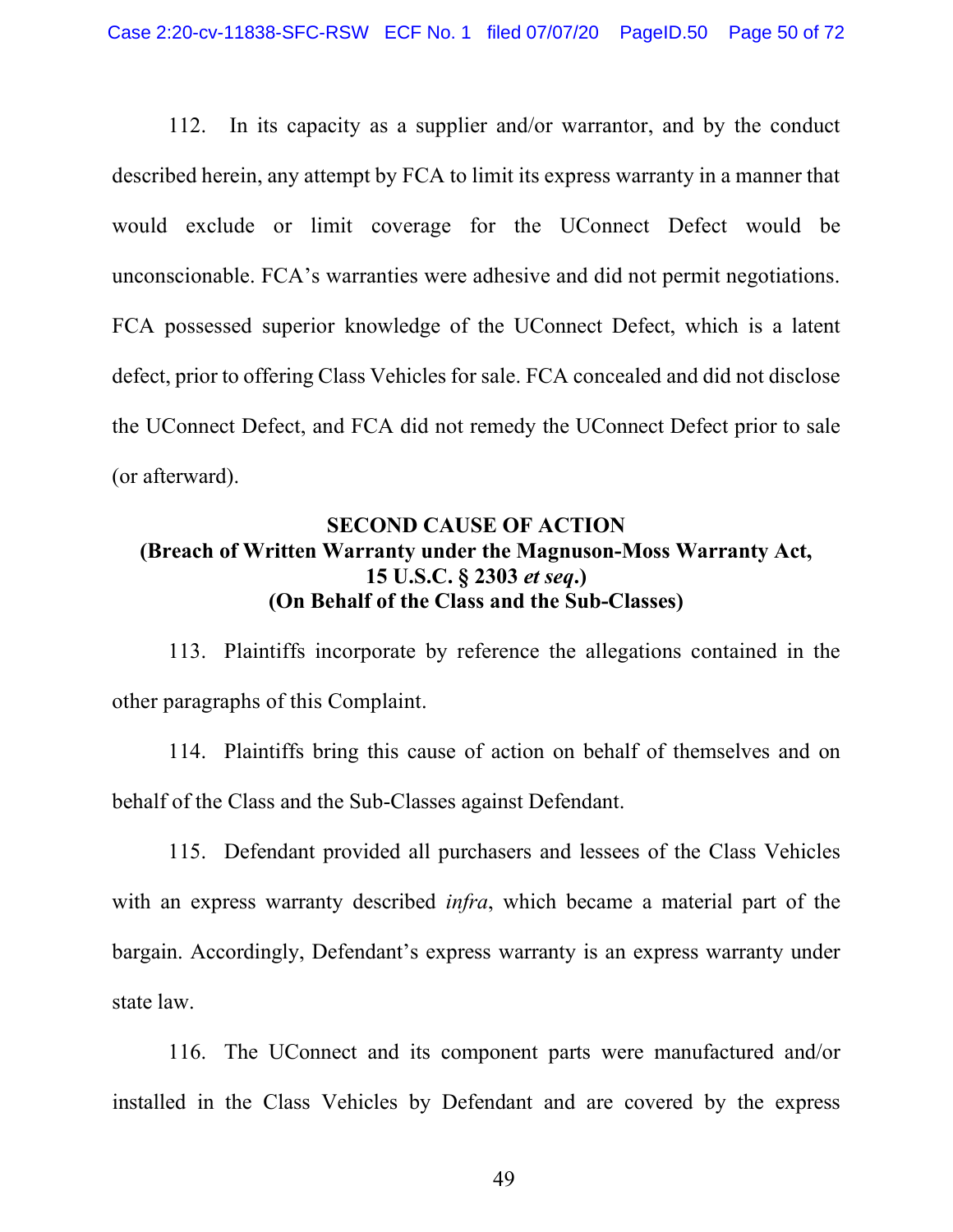112. In its capacity as a supplier and/or warrantor, and by the conduct described herein, any attempt by FCA to limit its express warranty in a manner that would exclude or limit coverage for the UConnect Defect would be unconscionable. FCA's warranties were adhesive and did not permit negotiations. FCA possessed superior knowledge of the UConnect Defect, which is a latent defect, prior to offering Class Vehicles for sale. FCA concealed and did not disclose the UConnect Defect, and FCA did not remedy the UConnect Defect prior to sale (or afterward).

**SECOND CAUSE OF ACTION**
**(Breach of Written Warranty under the Magnuson-Moss Warranty Act, 15 U.S.C. § 2303 *et seq*.)**
**(On Behalf of the Class and the Sub-Classes)**

113. Plaintiffs incorporate by reference the allegations contained in the other paragraphs of this Complaint.

114. Plaintiffs bring this cause of action on behalf of themselves and on behalf of the Class and the Sub-Classes against Defendant.

115. Defendant provided all purchasers and lessees of the Class Vehicles with an express warranty described *infra*, which became a material part of the bargain. Accordingly, Defendant's express warranty is an express warranty under state law.

116. The UConnect and its component parts were manufactured and/or installed in the Class Vehicles by Defendant and are covered by the express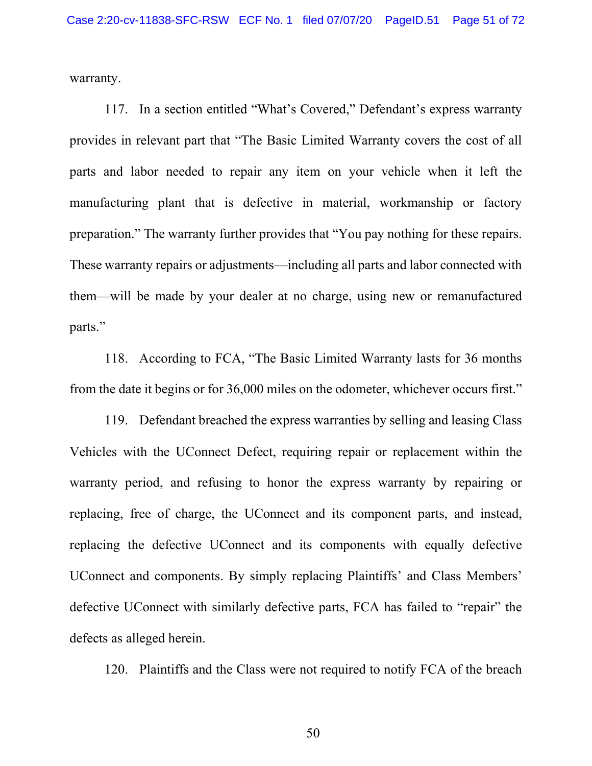warranty.

117. In a section entitled "What's Covered," Defendant's express warranty provides in relevant part that "The Basic Limited Warranty covers the cost of all parts and labor needed to repair any item on your vehicle when it left the manufacturing plant that is defective in material, workmanship or factory preparation." The warranty further provides that "You pay nothing for these repairs. These warranty repairs or adjustments—including all parts and labor connected with them—will be made by your dealer at no charge, using new or remanufactured parts."

118. According to FCA, "The Basic Limited Warranty lasts for 36 months from the date it begins or for 36,000 miles on the odometer, whichever occurs first."

119. Defendant breached the express warranties by selling and leasing Class Vehicles with the UConnect Defect, requiring repair or replacement within the warranty period, and refusing to honor the express warranty by repairing or replacing, free of charge, the UConnect and its component parts, and instead, replacing the defective UConnect and its components with equally defective UConnect and components. By simply replacing Plaintiffs' and Class Members' defective UConnect with similarly defective parts, FCA has failed to "repair" the defects as alleged herein.

120. Plaintiffs and the Class were not required to notify FCA of the breach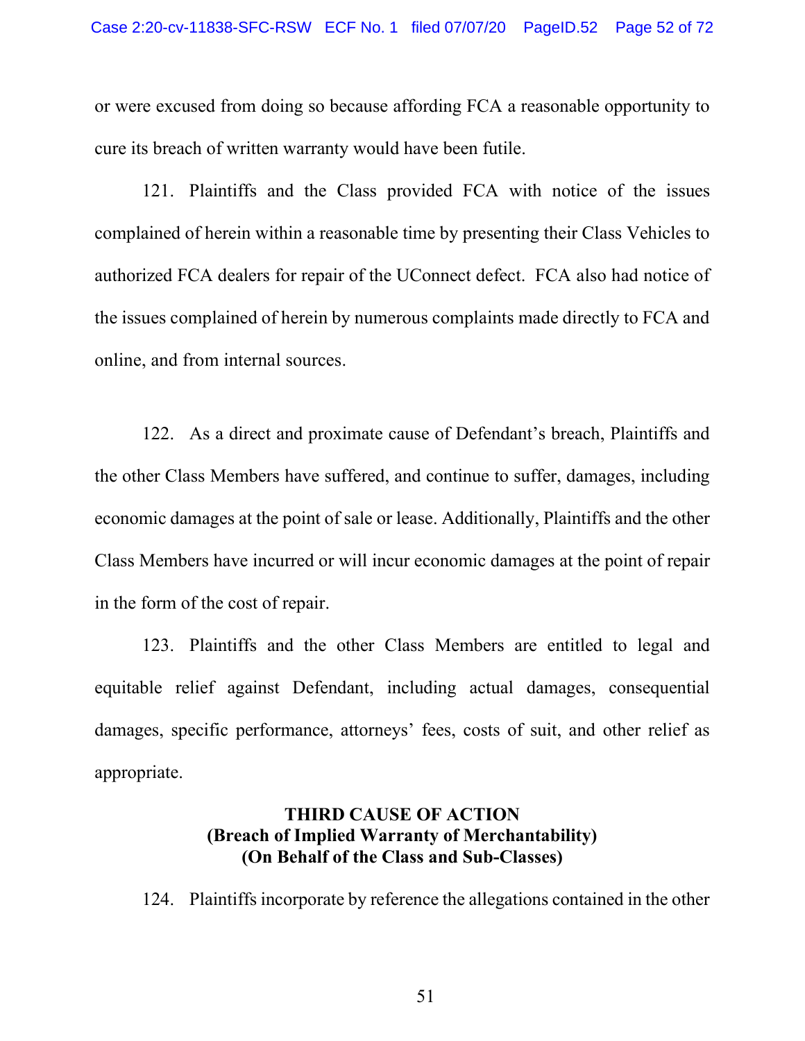or were excused from doing so because affording FCA a reasonable opportunity to cure its breach of written warranty would have been futile.

121. Plaintiffs and the Class provided FCA with notice of the issues complained of herein within a reasonable time by presenting their Class Vehicles to authorized FCA dealers for repair of the UConnect defect. FCA also had notice of the issues complained of herein by numerous complaints made directly to FCA and online, and from internal sources.

122. As a direct and proximate cause of Defendant's breach, Plaintiffs and the other Class Members have suffered, and continue to suffer, damages, including economic damages at the point of sale or lease. Additionally, Plaintiffs and the other Class Members have incurred or will incur economic damages at the point of repair in the form of the cost of repair.

123. Plaintiffs and the other Class Members are entitled to legal and equitable relief against Defendant, including actual damages, consequential damages, specific performance, attorneys' fees, costs of suit, and other relief as appropriate.

**THIRD CAUSE OF ACTION**
**(Breach of Implied Warranty of Merchantability)**
**(On Behalf of the Class and Sub-Classes)**

124. Plaintiffs incorporate by reference the allegations contained in the other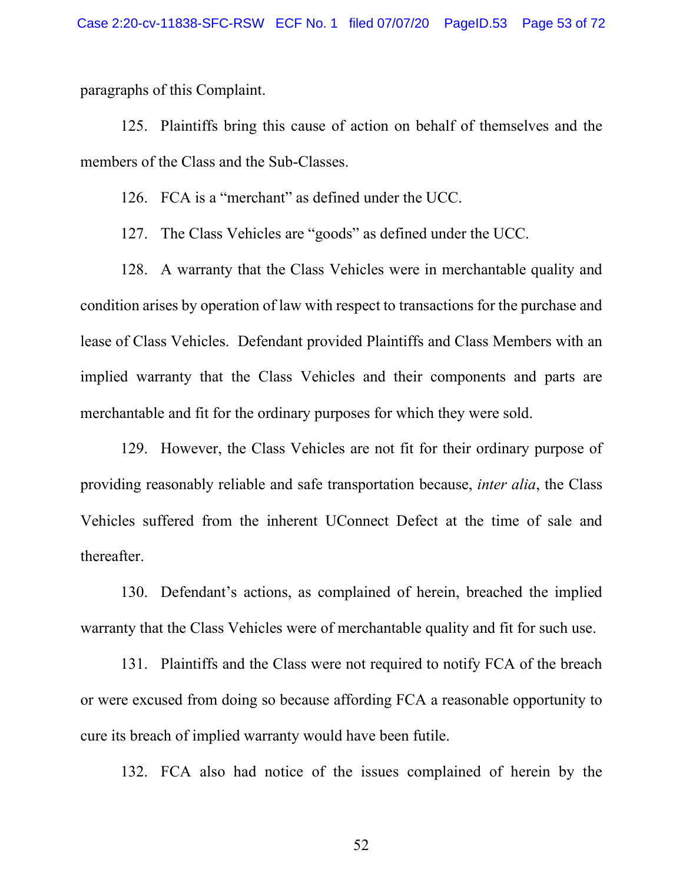paragraphs of this Complaint.

125. Plaintiffs bring this cause of action on behalf of themselves and the members of the Class and the Sub-Classes.

126. FCA is a "merchant" as defined under the UCC.

127. The Class Vehicles are "goods" as defined under the UCC.

128. A warranty that the Class Vehicles were in merchantable quality and condition arises by operation of law with respect to transactions for the purchase and lease of Class Vehicles. Defendant provided Plaintiffs and Class Members with an implied warranty that the Class Vehicles and their components and parts are merchantable and fit for the ordinary purposes for which they were sold.

129. However, the Class Vehicles are not fit for their ordinary purpose of providing reasonably reliable and safe transportation because, *inter alia*, the Class Vehicles suffered from the inherent UConnect Defect at the time of sale and thereafter.

130. Defendant's actions, as complained of herein, breached the implied warranty that the Class Vehicles were of merchantable quality and fit for such use.

131. Plaintiffs and the Class were not required to notify FCA of the breach or were excused from doing so because affording FCA a reasonable opportunity to cure its breach of implied warranty would have been futile.

132. FCA also had notice of the issues complained of herein by the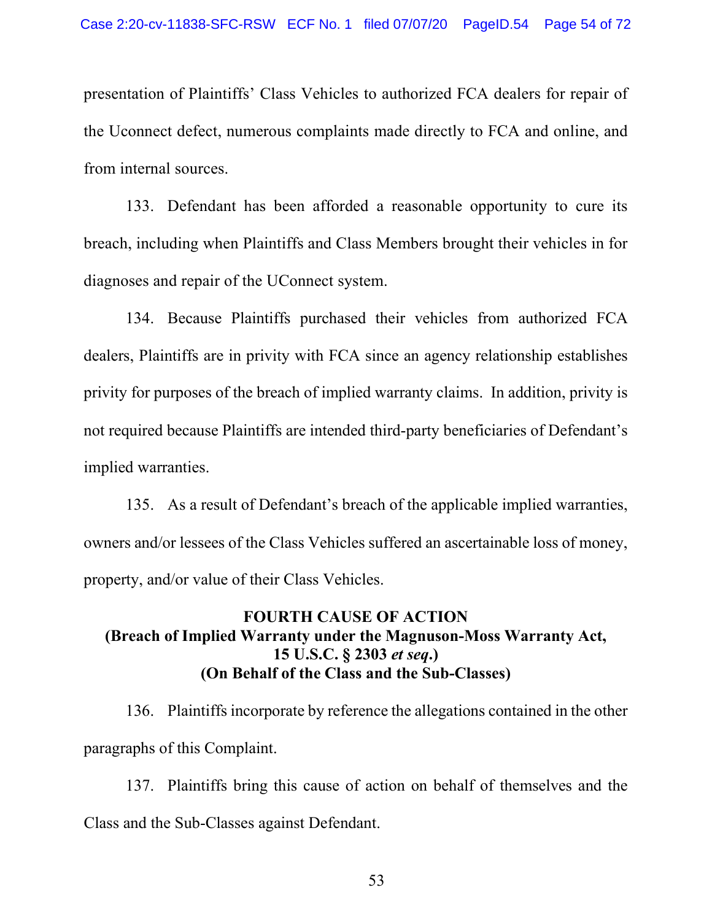presentation of Plaintiffs' Class Vehicles to authorized FCA dealers for repair of the Uconnect defect, numerous complaints made directly to FCA and online, and from internal sources.

133. Defendant has been afforded a reasonable opportunity to cure its breach, including when Plaintiffs and Class Members brought their vehicles in for diagnoses and repair of the UConnect system.

134. Because Plaintiffs purchased their vehicles from authorized FCA dealers, Plaintiffs are in privity with FCA since an agency relationship establishes privity for purposes of the breach of implied warranty claims. In addition, privity is not required because Plaintiffs are intended third-party beneficiaries of Defendant's implied warranties.

135. As a result of Defendant's breach of the applicable implied warranties, owners and/or lessees of the Class Vehicles suffered an ascertainable loss of money, property, and/or value of their Class Vehicles.

**FOURTH CAUSE OF ACTION**
**(Breach of Implied Warranty under the Magnuson-Moss Warranty Act, 15 U.S.C. § 2303 *et seq*.)**
**(On Behalf of the Class and the Sub-Classes)**

136. Plaintiffs incorporate by reference the allegations contained in the other paragraphs of this Complaint.

137. Plaintiffs bring this cause of action on behalf of themselves and the Class and the Sub-Classes against Defendant.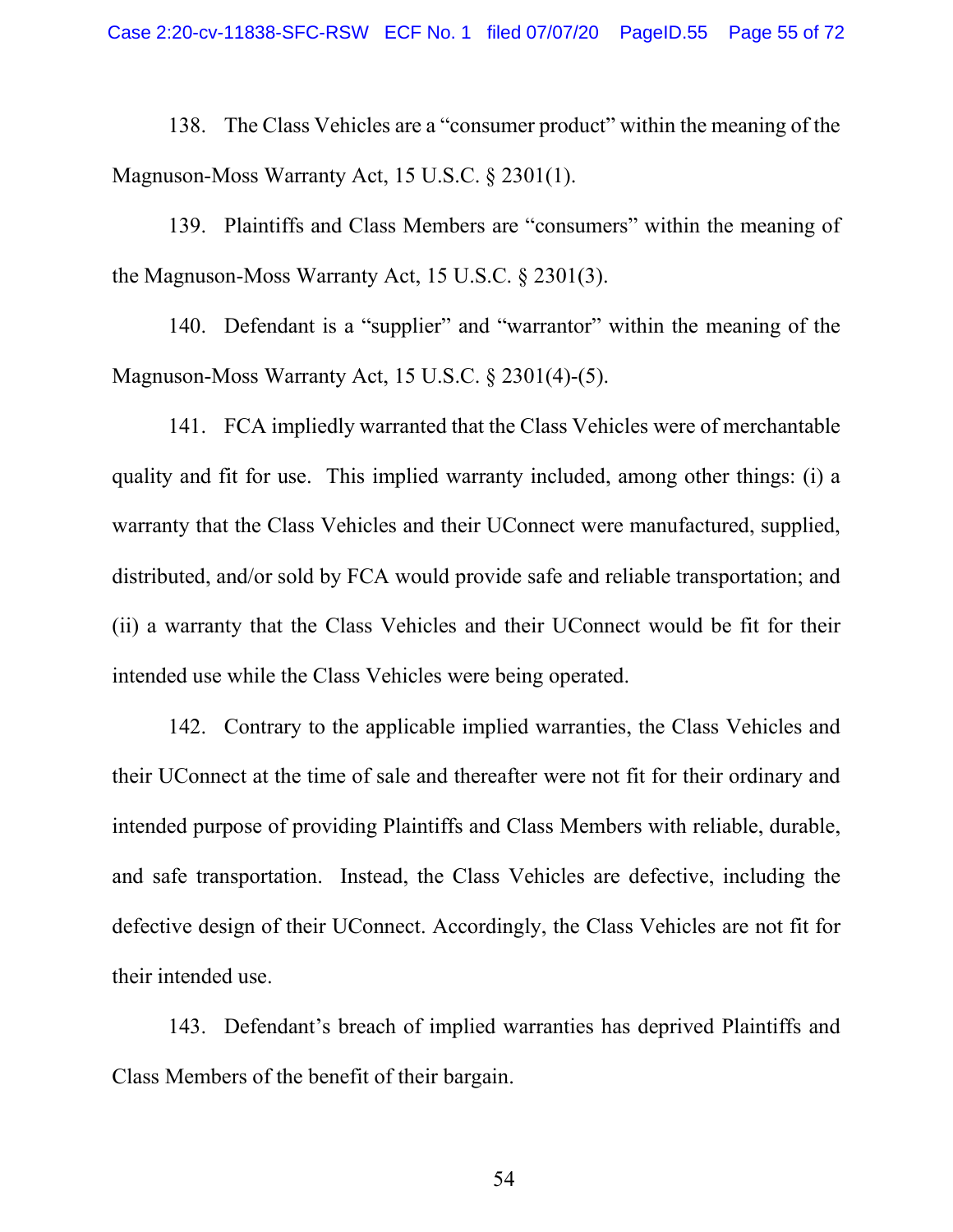138. The Class Vehicles are a "consumer product" within the meaning of the Magnuson-Moss Warranty Act, 15 U.S.C. § 2301(1).

139. Plaintiffs and Class Members are "consumers" within the meaning of the Magnuson-Moss Warranty Act, 15 U.S.C. § 2301(3).

140. Defendant is a "supplier" and "warrantor" within the meaning of the Magnuson-Moss Warranty Act, 15 U.S.C. § 2301(4)-(5).

141. FCA impliedly warranted that the Class Vehicles were of merchantable quality and fit for use. This implied warranty included, among other things: (i) a warranty that the Class Vehicles and their UConnect were manufactured, supplied, distributed, and/or sold by FCA would provide safe and reliable transportation; and (ii) a warranty that the Class Vehicles and their UConnect would be fit for their intended use while the Class Vehicles were being operated.

142. Contrary to the applicable implied warranties, the Class Vehicles and their UConnect at the time of sale and thereafter were not fit for their ordinary and intended purpose of providing Plaintiffs and Class Members with reliable, durable, and safe transportation. Instead, the Class Vehicles are defective, including the defective design of their UConnect. Accordingly, the Class Vehicles are not fit for their intended use.

143. Defendant's breach of implied warranties has deprived Plaintiffs and Class Members of the benefit of their bargain.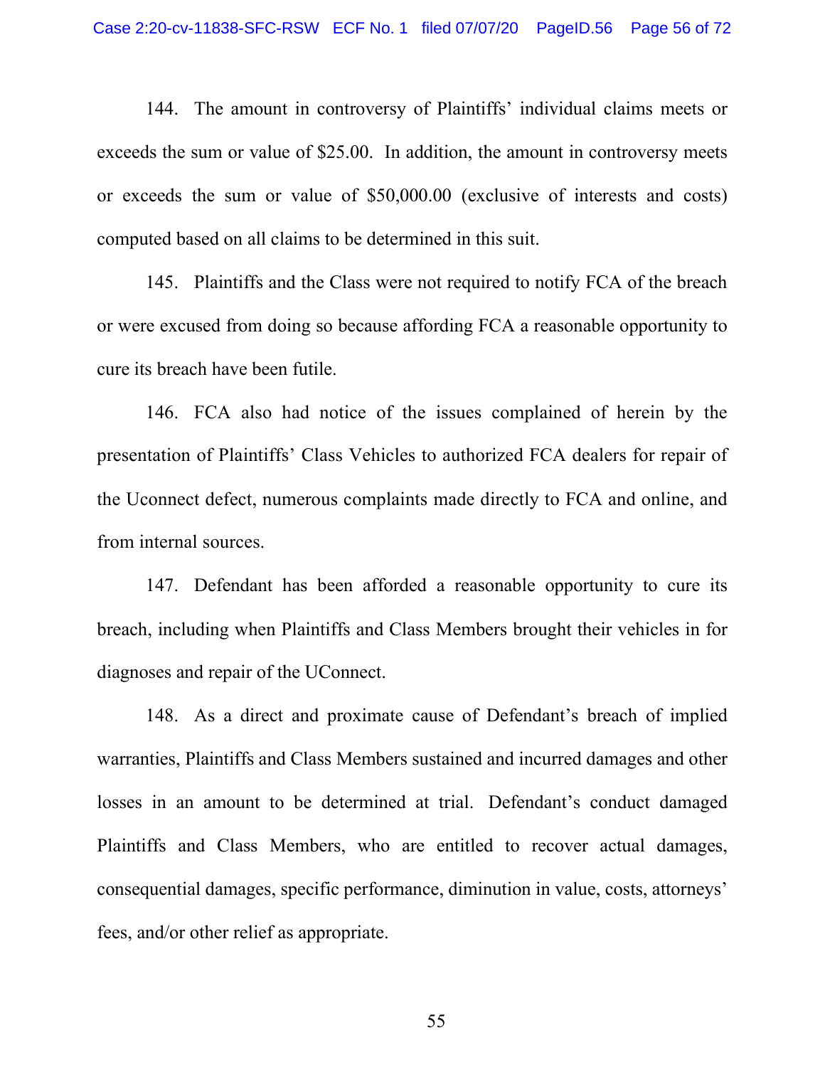144. The amount in controversy of Plaintiffs' individual claims meets or exceeds the sum or value of $25.00. In addition, the amount in controversy meets or exceeds the sum or value of $50,000.00 (exclusive of interests and costs) computed based on all claims to be determined in this suit.

145. Plaintiffs and the Class were not required to notify FCA of the breach or were excused from doing so because affording FCA a reasonable opportunity to cure its breach have been futile.

146. FCA also had notice of the issues complained of herein by the presentation of Plaintiffs' Class Vehicles to authorized FCA dealers for repair of the Uconnect defect, numerous complaints made directly to FCA and online, and from internal sources.

147. Defendant has been afforded a reasonable opportunity to cure its breach, including when Plaintiffs and Class Members brought their vehicles in for diagnoses and repair of the UConnect.

148. As a direct and proximate cause of Defendant's breach of implied warranties, Plaintiffs and Class Members sustained and incurred damages and other losses in an amount to be determined at trial. Defendant's conduct damaged Plaintiffs and Class Members, who are entitled to recover actual damages, consequential damages, specific performance, diminution in value, costs, attorneys' fees, and/or other relief as appropriate.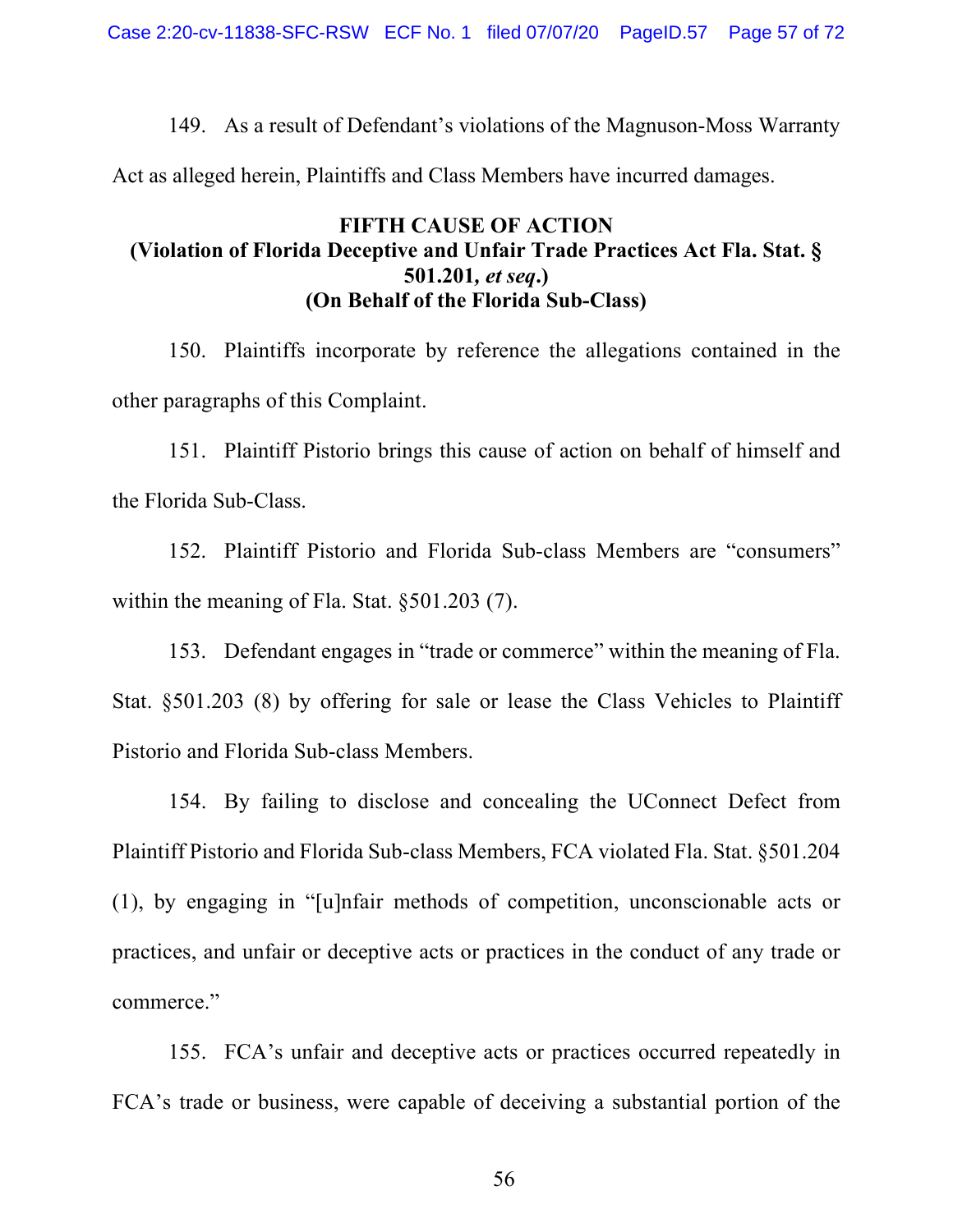149. As a result of Defendant's violations of the Magnuson-Moss Warranty Act as alleged herein, Plaintiffs and Class Members have incurred damages.

**FIFTH CAUSE OF ACTION**
**(Violation of Florida Deceptive and Unfair Trade Practices Act Fla. Stat. § 501.201, *et seq*.)**
**(On Behalf of the Florida Sub-Class)**

150. Plaintiffs incorporate by reference the allegations contained in the other paragraphs of this Complaint.

151. Plaintiff Pistorio brings this cause of action on behalf of himself and the Florida Sub-Class.

152. Plaintiff Pistorio and Florida Sub-class Members are "consumers" within the meaning of Fla. Stat. §501.203 (7).

153. Defendant engages in "trade or commerce" within the meaning of Fla. Stat. §501.203 (8) by offering for sale or lease the Class Vehicles to Plaintiff Pistorio and Florida Sub-class Members.

154. By failing to disclose and concealing the UConnect Defect from Plaintiff Pistorio and Florida Sub-class Members, FCA violated Fla. Stat. §501.204 (1), by engaging in "[u]nfair methods of competition, unconscionable acts or practices, and unfair or deceptive acts or practices in the conduct of any trade or commerce."

155. FCA's unfair and deceptive acts or practices occurred repeatedly in FCA's trade or business, were capable of deceiving a substantial portion of the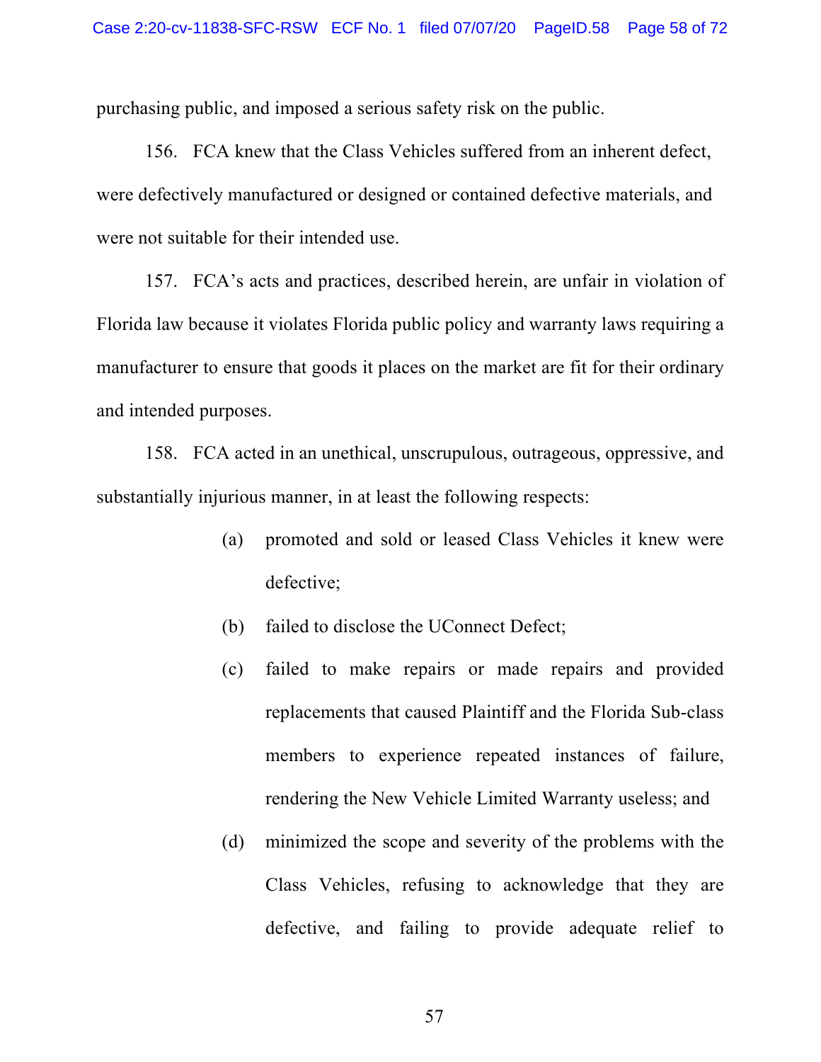purchasing public, and imposed a serious safety risk on the public.

156. FCA knew that the Class Vehicles suffered from an inherent defect, were defectively manufactured or designed or contained defective materials, and were not suitable for their intended use.

157. FCA's acts and practices, described herein, are unfair in violation of Florida law because it violates Florida public policy and warranty laws requiring a manufacturer to ensure that goods it places on the market are fit for their ordinary and intended purposes.

158. FCA acted in an unethical, unscrupulous, outrageous, oppressive, and substantially injurious manner, in at least the following respects:

(a) promoted and sold or leased Class Vehicles it knew were defective;

(b) failed to disclose the UConnect Defect;

(c) failed to make repairs or made repairs and provided replacements that caused Plaintiff and the Florida Sub-class members to experience repeated instances of failure, rendering the New Vehicle Limited Warranty useless; and

(d) minimized the scope and severity of the problems with the Class Vehicles, refusing to acknowledge that they are defective, and failing to provide adequate relief to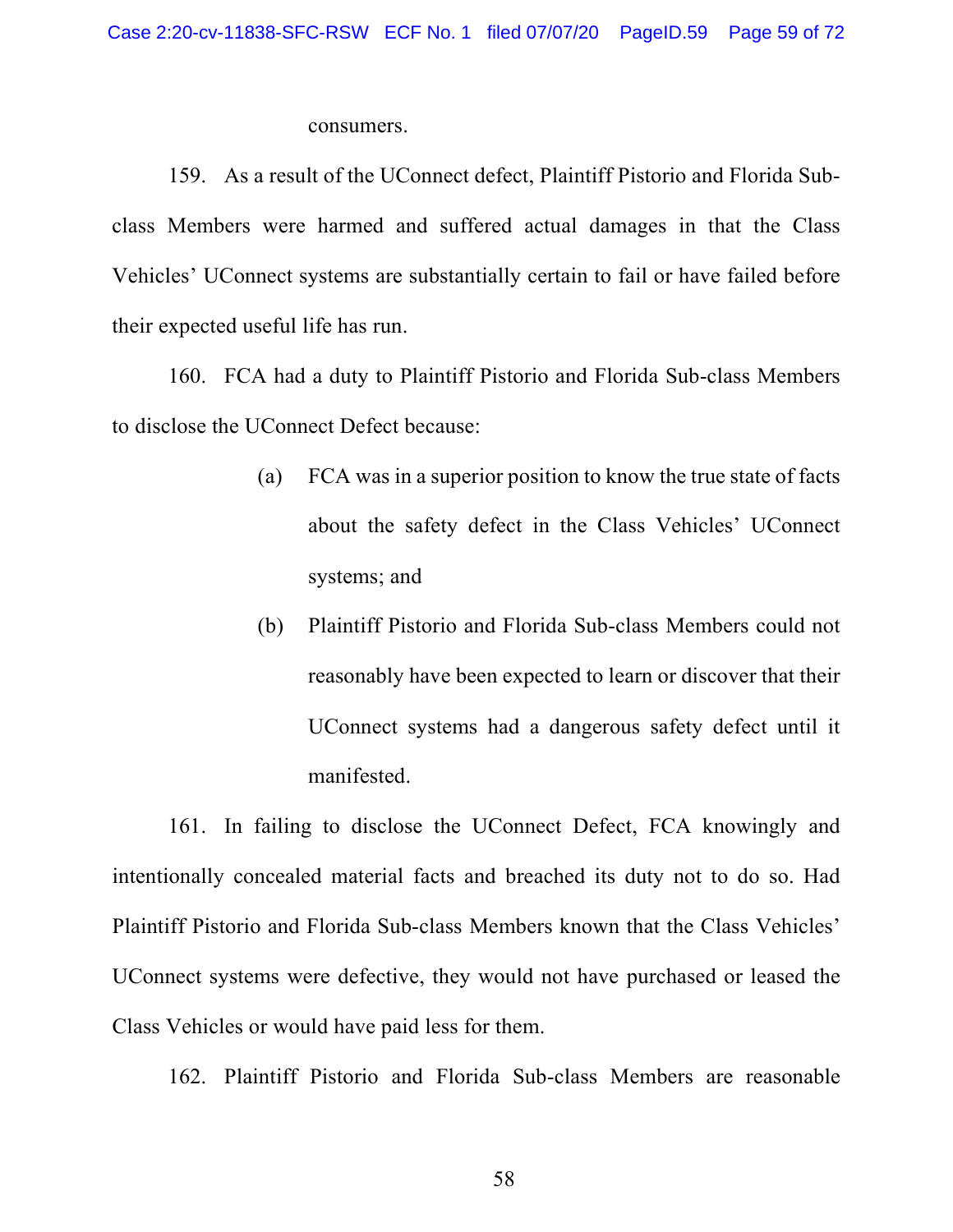consumers.

159. As a result of the UConnect defect, Plaintiff Pistorio and Florida Sub-class Members were harmed and suffered actual damages in that the Class Vehicles' UConnect systems are substantially certain to fail or have failed before their expected useful life has run.

160. FCA had a duty to Plaintiff Pistorio and Florida Sub-class Members to disclose the UConnect Defect because:

(a) FCA was in a superior position to know the true state of facts about the safety defect in the Class Vehicles' UConnect systems; and

(b) Plaintiff Pistorio and Florida Sub-class Members could not reasonably have been expected to learn or discover that their UConnect systems had a dangerous safety defect until it manifested.

161. In failing to disclose the UConnect Defect, FCA knowingly and intentionally concealed material facts and breached its duty not to do so. Had Plaintiff Pistorio and Florida Sub-class Members known that the Class Vehicles' UConnect systems were defective, they would not have purchased or leased the Class Vehicles or would have paid less for them.

162. Plaintiff Pistorio and Florida Sub-class Members are reasonable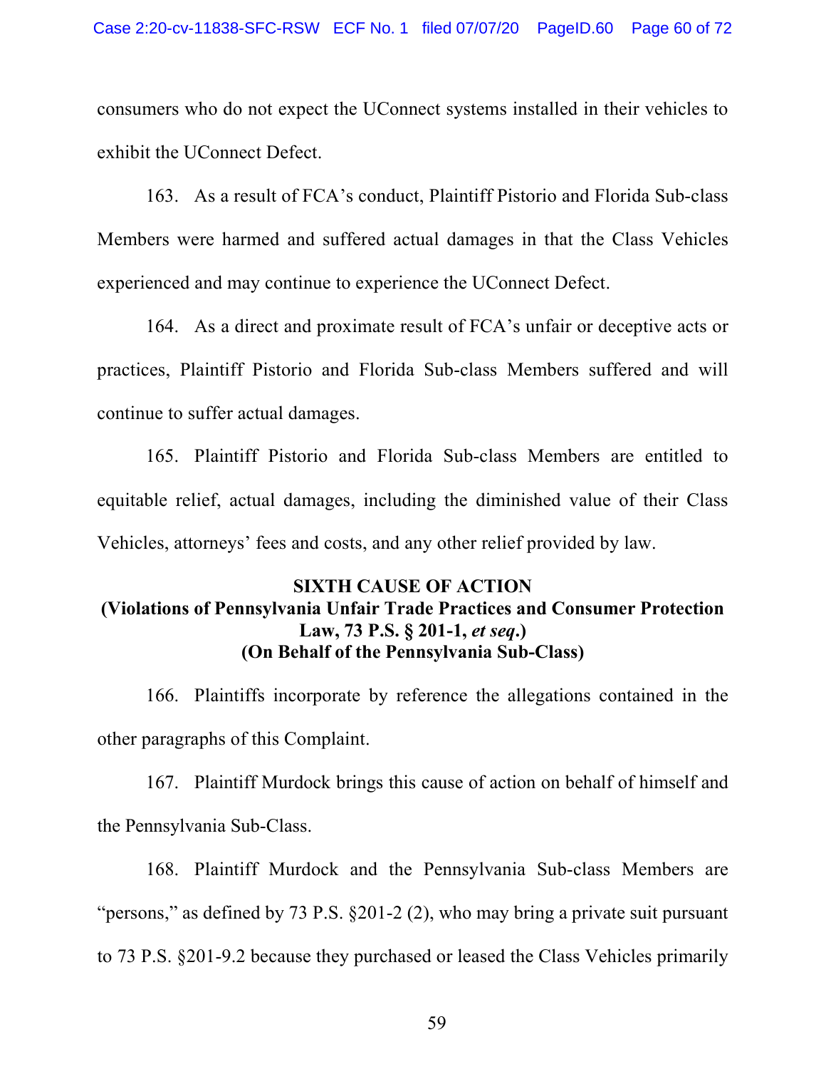consumers who do not expect the UConnect systems installed in their vehicles to exhibit the UConnect Defect.

163. As a result of FCA's conduct, Plaintiff Pistorio and Florida Sub-class Members were harmed and suffered actual damages in that the Class Vehicles experienced and may continue to experience the UConnect Defect.

164. As a direct and proximate result of FCA's unfair or deceptive acts or practices, Plaintiff Pistorio and Florida Sub-class Members suffered and will continue to suffer actual damages.

165. Plaintiff Pistorio and Florida Sub-class Members are entitled to equitable relief, actual damages, including the diminished value of their Class Vehicles, attorneys' fees and costs, and any other relief provided by law.

**SIXTH CAUSE OF ACTION**
**(Violations of Pennsylvania Unfair Trade Practices and Consumer Protection Law, 73 P.S. § 201-1, *et seq*.)**
**(On Behalf of the Pennsylvania Sub-Class)**

166. Plaintiffs incorporate by reference the allegations contained in the other paragraphs of this Complaint.

167. Plaintiff Murdock brings this cause of action on behalf of himself and the Pennsylvania Sub-Class.

168. Plaintiff Murdock and the Pennsylvania Sub-class Members are "persons," as defined by 73 P.S. §201-2 (2), who may bring a private suit pursuant to 73 P.S. §201-9.2 because they purchased or leased the Class Vehicles primarily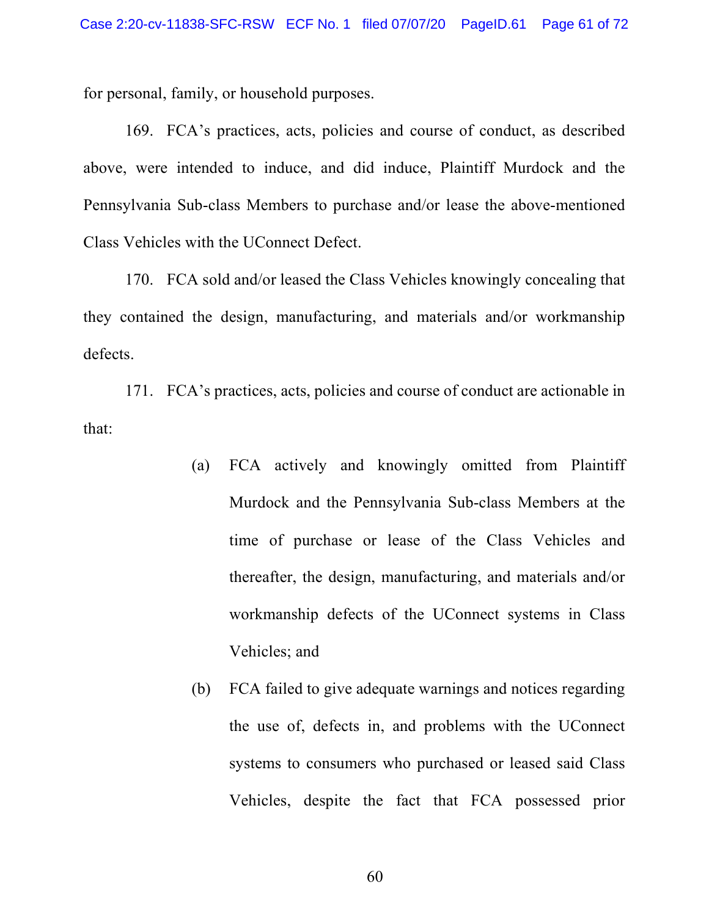for personal, family, or household purposes.

169. FCA's practices, acts, policies and course of conduct, as described above, were intended to induce, and did induce, Plaintiff Murdock and the Pennsylvania Sub-class Members to purchase and/or lease the above-mentioned Class Vehicles with the UConnect Defect.

170. FCA sold and/or leased the Class Vehicles knowingly concealing that they contained the design, manufacturing, and materials and/or workmanship defects.

171. FCA's practices, acts, policies and course of conduct are actionable in that:

(a) FCA actively and knowingly omitted from Plaintiff Murdock and the Pennsylvania Sub-class Members at the time of purchase or lease of the Class Vehicles and thereafter, the design, manufacturing, and materials and/or workmanship defects of the UConnect systems in Class Vehicles; and

(b) FCA failed to give adequate warnings and notices regarding the use of, defects in, and problems with the UConnect systems to consumers who purchased or leased said Class Vehicles, despite the fact that FCA possessed prior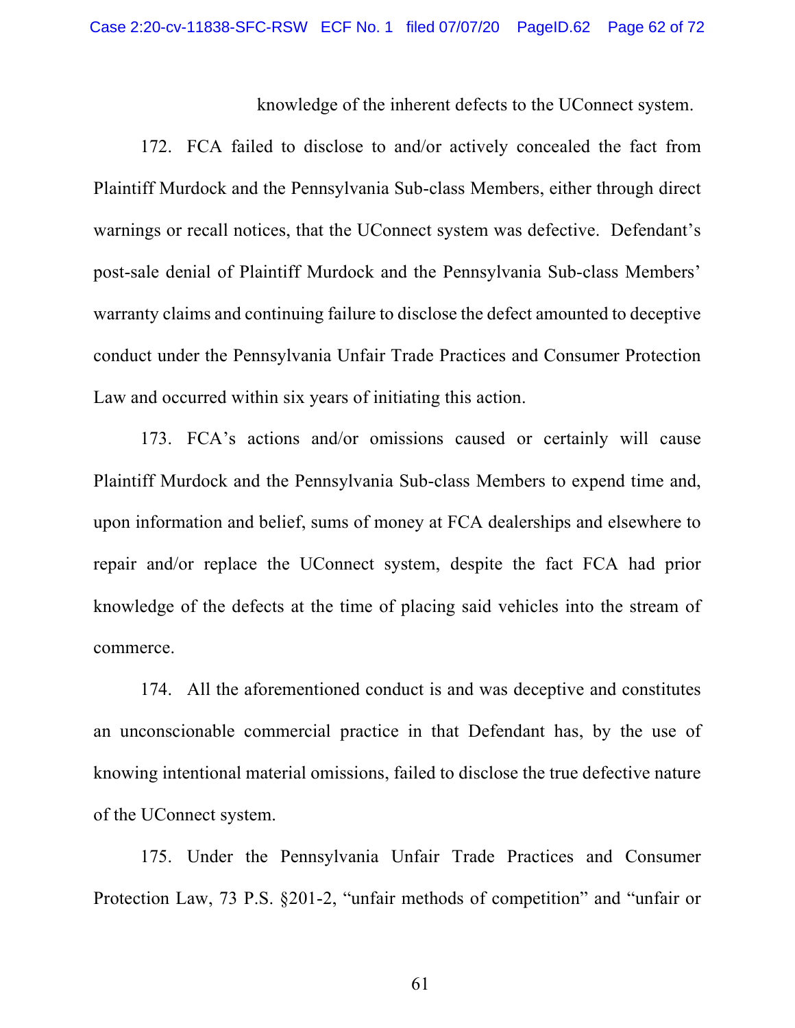knowledge of the inherent defects to the UConnect system.

172. FCA failed to disclose to and/or actively concealed the fact from Plaintiff Murdock and the Pennsylvania Sub-class Members, either through direct warnings or recall notices, that the UConnect system was defective. Defendant's post-sale denial of Plaintiff Murdock and the Pennsylvania Sub-class Members' warranty claims and continuing failure to disclose the defect amounted to deceptive conduct under the Pennsylvania Unfair Trade Practices and Consumer Protection Law and occurred within six years of initiating this action.

173. FCA's actions and/or omissions caused or certainly will cause Plaintiff Murdock and the Pennsylvania Sub-class Members to expend time and, upon information and belief, sums of money at FCA dealerships and elsewhere to repair and/or replace the UConnect system, despite the fact FCA had prior knowledge of the defects at the time of placing said vehicles into the stream of commerce.

174. All the aforementioned conduct is and was deceptive and constitutes an unconscionable commercial practice in that Defendant has, by the use of knowing intentional material omissions, failed to disclose the true defective nature of the UConnect system.

175. Under the Pennsylvania Unfair Trade Practices and Consumer Protection Law, 73 P.S. §201-2, "unfair methods of competition" and "unfair or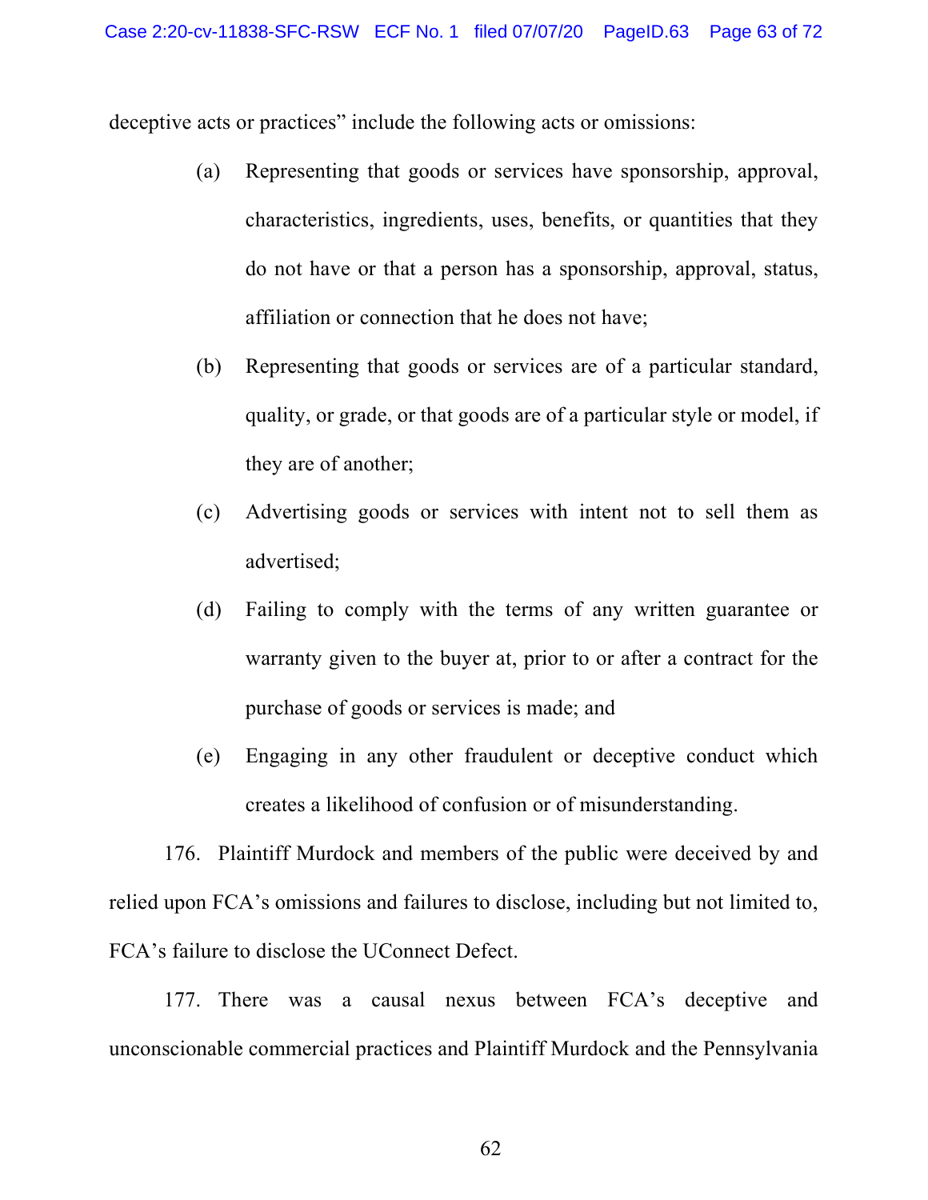deceptive acts or practices" include the following acts or omissions:

(a) Representing that goods or services have sponsorship, approval, characteristics, ingredients, uses, benefits, or quantities that they do not have or that a person has a sponsorship, approval, status, affiliation or connection that he does not have;

(b) Representing that goods or services are of a particular standard, quality, or grade, or that goods are of a particular style or model, if they are of another;

(c) Advertising goods or services with intent not to sell them as advertised;

(d) Failing to comply with the terms of any written guarantee or warranty given to the buyer at, prior to or after a contract for the purchase of goods or services is made; and

(e) Engaging in any other fraudulent or deceptive conduct which creates a likelihood of confusion or of misunderstanding.

176. Plaintiff Murdock and members of the public were deceived by and relied upon FCA's omissions and failures to disclose, including but not limited to, FCA's failure to disclose the UConnect Defect.

177. There was a causal nexus between FCA's deceptive and unconscionable commercial practices and Plaintiff Murdock and the Pennsylvania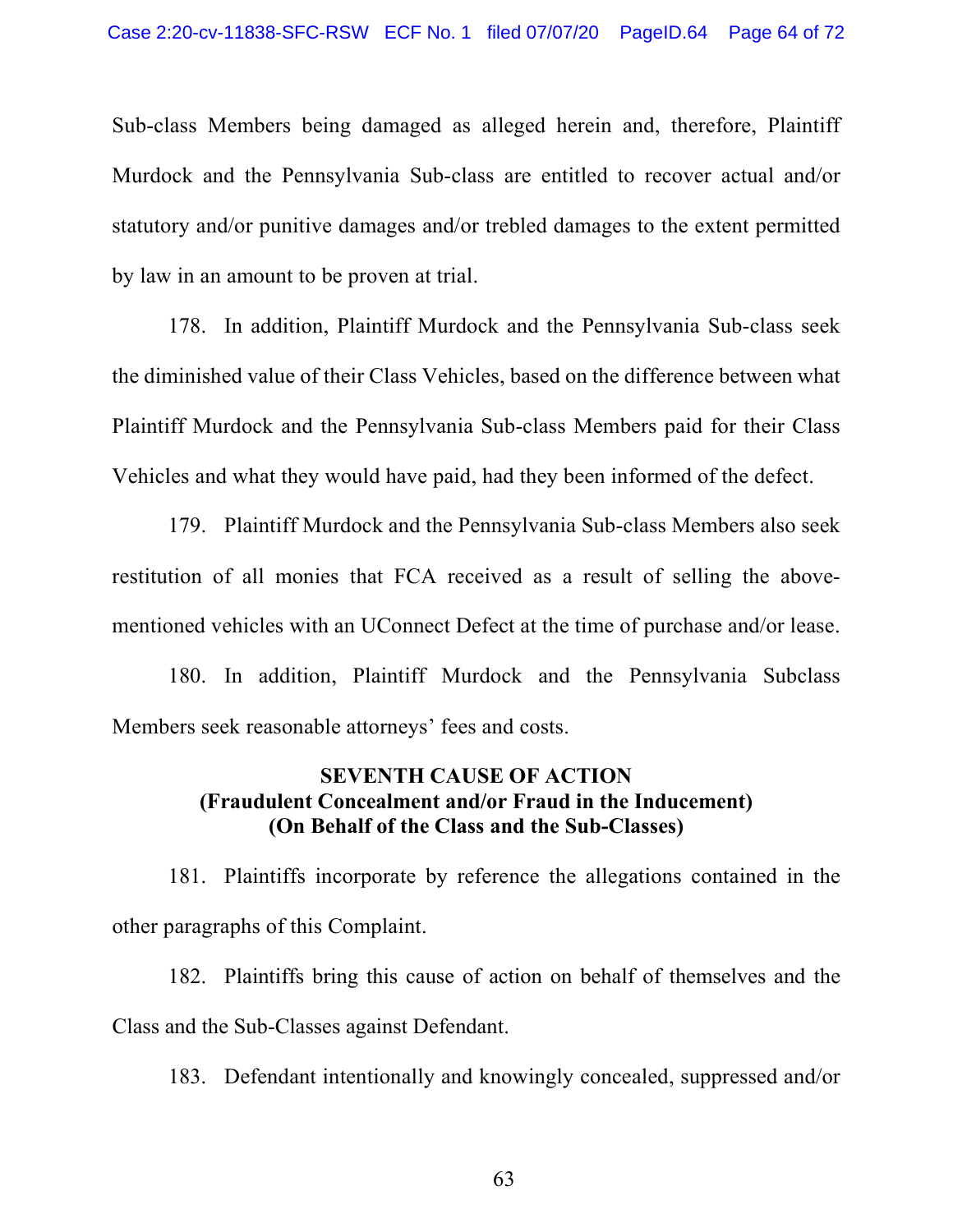Sub-class Members being damaged as alleged herein and, therefore, Plaintiff Murdock and the Pennsylvania Sub-class are entitled to recover actual and/or statutory and/or punitive damages and/or trebled damages to the extent permitted by law in an amount to be proven at trial.

178. In addition, Plaintiff Murdock and the Pennsylvania Sub-class seek the diminished value of their Class Vehicles, based on the difference between what Plaintiff Murdock and the Pennsylvania Sub-class Members paid for their Class Vehicles and what they would have paid, had they been informed of the defect.

179. Plaintiff Murdock and the Pennsylvania Sub-class Members also seek restitution of all monies that FCA received as a result of selling the above-mentioned vehicles with an UConnect Defect at the time of purchase and/or lease.

180. In addition, Plaintiff Murdock and the Pennsylvania Subclass Members seek reasonable attorneys' fees and costs.

**SEVENTH CAUSE OF ACTION**
**(Fraudulent Concealment and/or Fraud in the Inducement)**
**(On Behalf of the Class and the Sub-Classes)**

181. Plaintiffs incorporate by reference the allegations contained in the other paragraphs of this Complaint.

182. Plaintiffs bring this cause of action on behalf of themselves and the Class and the Sub-Classes against Defendant.

183. Defendant intentionally and knowingly concealed, suppressed and/or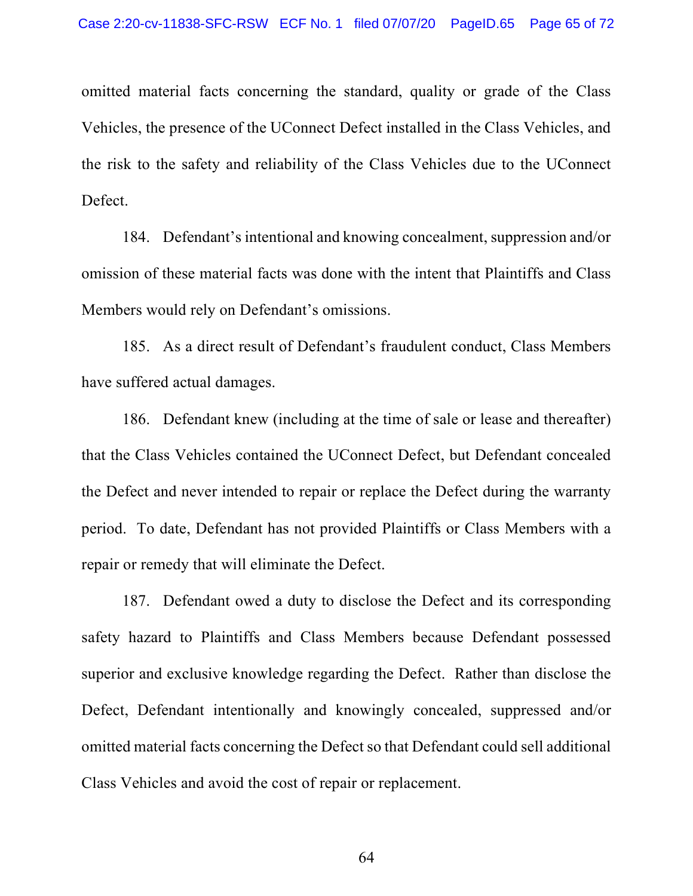omitted material facts concerning the standard, quality or grade of the Class Vehicles, the presence of the UConnect Defect installed in the Class Vehicles, and the risk to the safety and reliability of the Class Vehicles due to the UConnect Defect.

184. Defendant's intentional and knowing concealment, suppression and/or omission of these material facts was done with the intent that Plaintiffs and Class Members would rely on Defendant's omissions.

185. As a direct result of Defendant's fraudulent conduct, Class Members have suffered actual damages.

186. Defendant knew (including at the time of sale or lease and thereafter) that the Class Vehicles contained the UConnect Defect, but Defendant concealed the Defect and never intended to repair or replace the Defect during the warranty period. To date, Defendant has not provided Plaintiffs or Class Members with a repair or remedy that will eliminate the Defect.

187. Defendant owed a duty to disclose the Defect and its corresponding safety hazard to Plaintiffs and Class Members because Defendant possessed superior and exclusive knowledge regarding the Defect. Rather than disclose the Defect, Defendant intentionally and knowingly concealed, suppressed and/or omitted material facts concerning the Defect so that Defendant could sell additional Class Vehicles and avoid the cost of repair or replacement.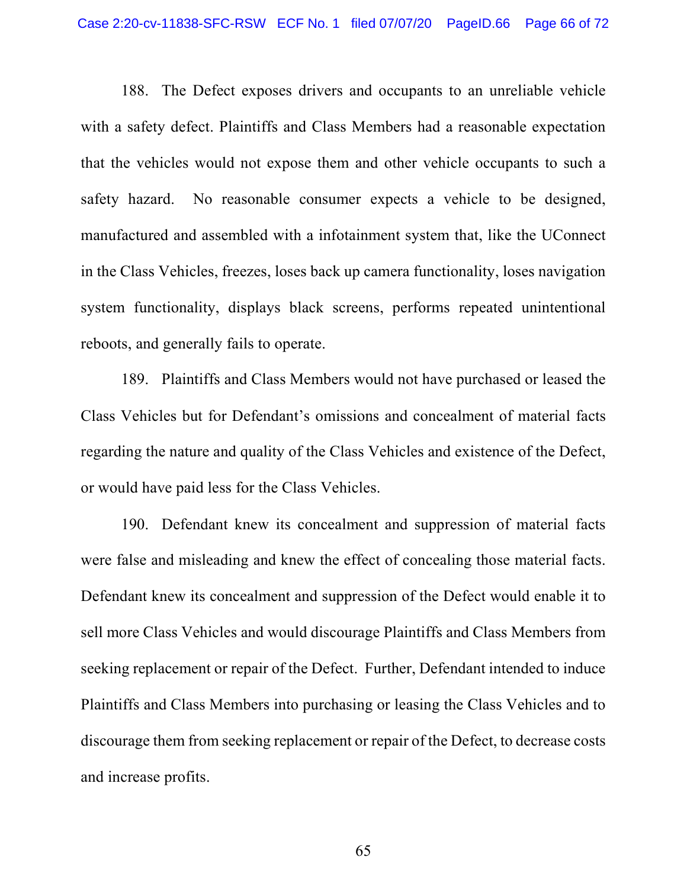188. The Defect exposes drivers and occupants to an unreliable vehicle with a safety defect. Plaintiffs and Class Members had a reasonable expectation that the vehicles would not expose them and other vehicle occupants to such a safety hazard. No reasonable consumer expects a vehicle to be designed, manufactured and assembled with a infotainment system that, like the UConnect in the Class Vehicles, freezes, loses back up camera functionality, loses navigation system functionality, displays black screens, performs repeated unintentional reboots, and generally fails to operate.

189. Plaintiffs and Class Members would not have purchased or leased the Class Vehicles but for Defendant's omissions and concealment of material facts regarding the nature and quality of the Class Vehicles and existence of the Defect, or would have paid less for the Class Vehicles.

190. Defendant knew its concealment and suppression of material facts were false and misleading and knew the effect of concealing those material facts. Defendant knew its concealment and suppression of the Defect would enable it to sell more Class Vehicles and would discourage Plaintiffs and Class Members from seeking replacement or repair of the Defect. Further, Defendant intended to induce Plaintiffs and Class Members into purchasing or leasing the Class Vehicles and to discourage them from seeking replacement or repair of the Defect, to decrease costs and increase profits.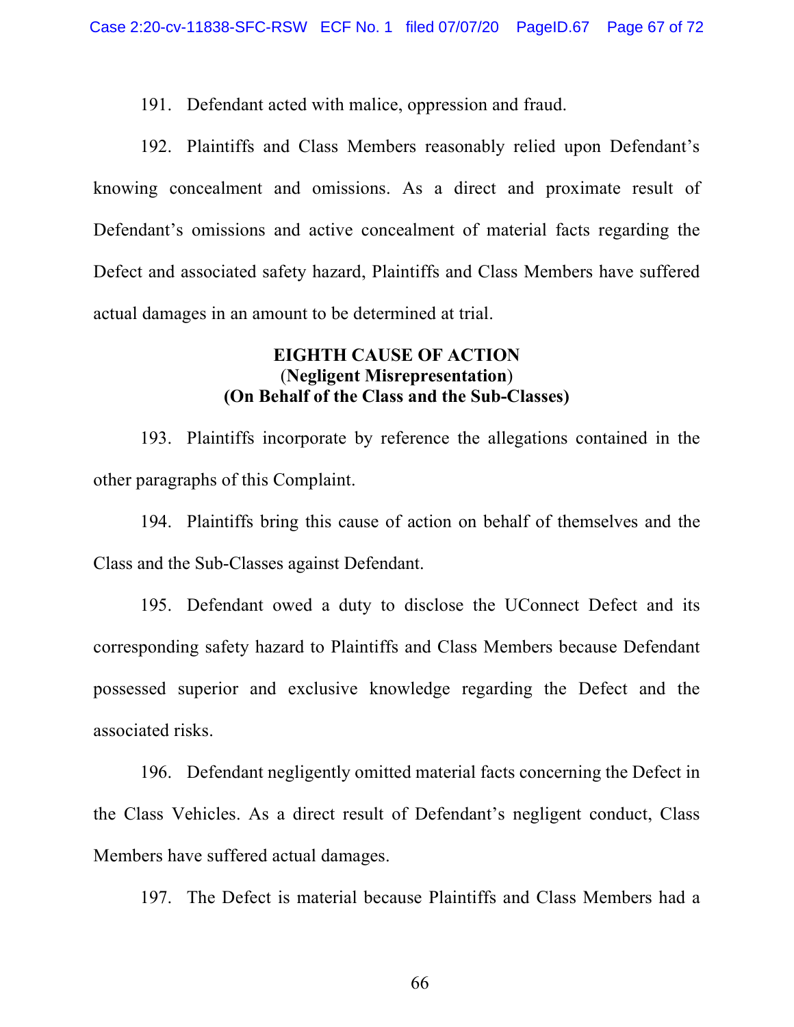191. Defendant acted with malice, oppression and fraud.

192. Plaintiffs and Class Members reasonably relied upon Defendant's knowing concealment and omissions. As a direct and proximate result of Defendant's omissions and active concealment of material facts regarding the Defect and associated safety hazard, Plaintiffs and Class Members have suffered actual damages in an amount to be determined at trial.

**EIGHTH CAUSE OF ACTION**
**(Negligent Misrepresentation)**
**(On Behalf of the Class and the Sub-Classes)**

193. Plaintiffs incorporate by reference the allegations contained in the other paragraphs of this Complaint.

194. Plaintiffs bring this cause of action on behalf of themselves and the Class and the Sub-Classes against Defendant.

195. Defendant owed a duty to disclose the UConnect Defect and its corresponding safety hazard to Plaintiffs and Class Members because Defendant possessed superior and exclusive knowledge regarding the Defect and the associated risks.

196. Defendant negligently omitted material facts concerning the Defect in the Class Vehicles. As a direct result of Defendant's negligent conduct, Class Members have suffered actual damages.

197. The Defect is material because Plaintiffs and Class Members had a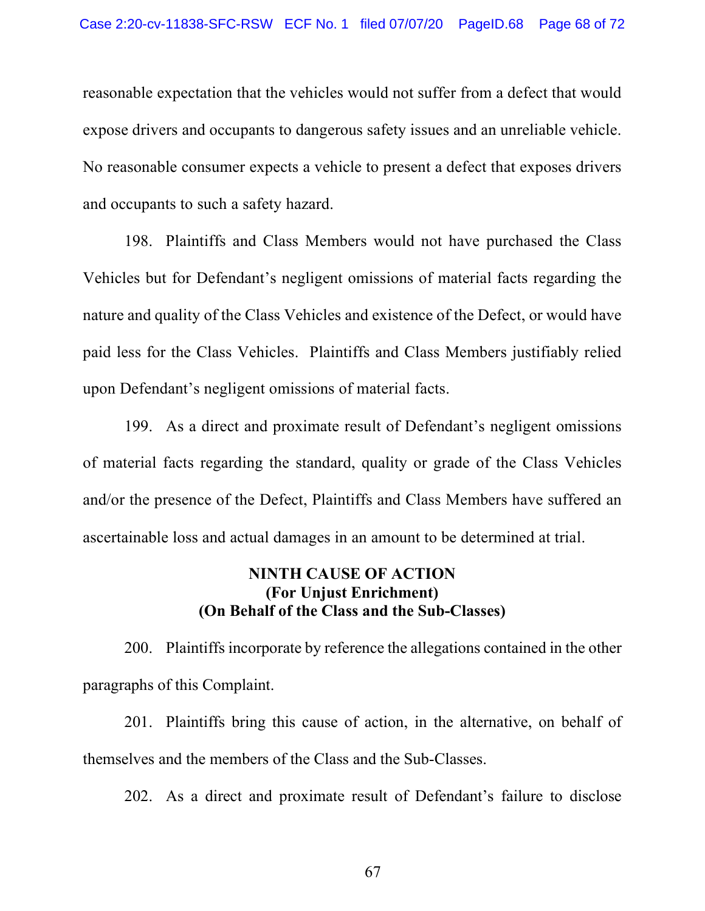reasonable expectation that the vehicles would not suffer from a defect that would expose drivers and occupants to dangerous safety issues and an unreliable vehicle. No reasonable consumer expects a vehicle to present a defect that exposes drivers and occupants to such a safety hazard.

198. Plaintiffs and Class Members would not have purchased the Class Vehicles but for Defendant's negligent omissions of material facts regarding the nature and quality of the Class Vehicles and existence of the Defect, or would have paid less for the Class Vehicles. Plaintiffs and Class Members justifiably relied upon Defendant's negligent omissions of material facts.

199. As a direct and proximate result of Defendant's negligent omissions of material facts regarding the standard, quality or grade of the Class Vehicles and/or the presence of the Defect, Plaintiffs and Class Members have suffered an ascertainable loss and actual damages in an amount to be determined at trial.

**NINTH CAUSE OF ACTION**
**(For Unjust Enrichment)**
**(On Behalf of the Class and the Sub-Classes)**

200. Plaintiffs incorporate by reference the allegations contained in the other paragraphs of this Complaint.

201. Plaintiffs bring this cause of action, in the alternative, on behalf of themselves and the members of the Class and the Sub-Classes.

202. As a direct and proximate result of Defendant's failure to disclose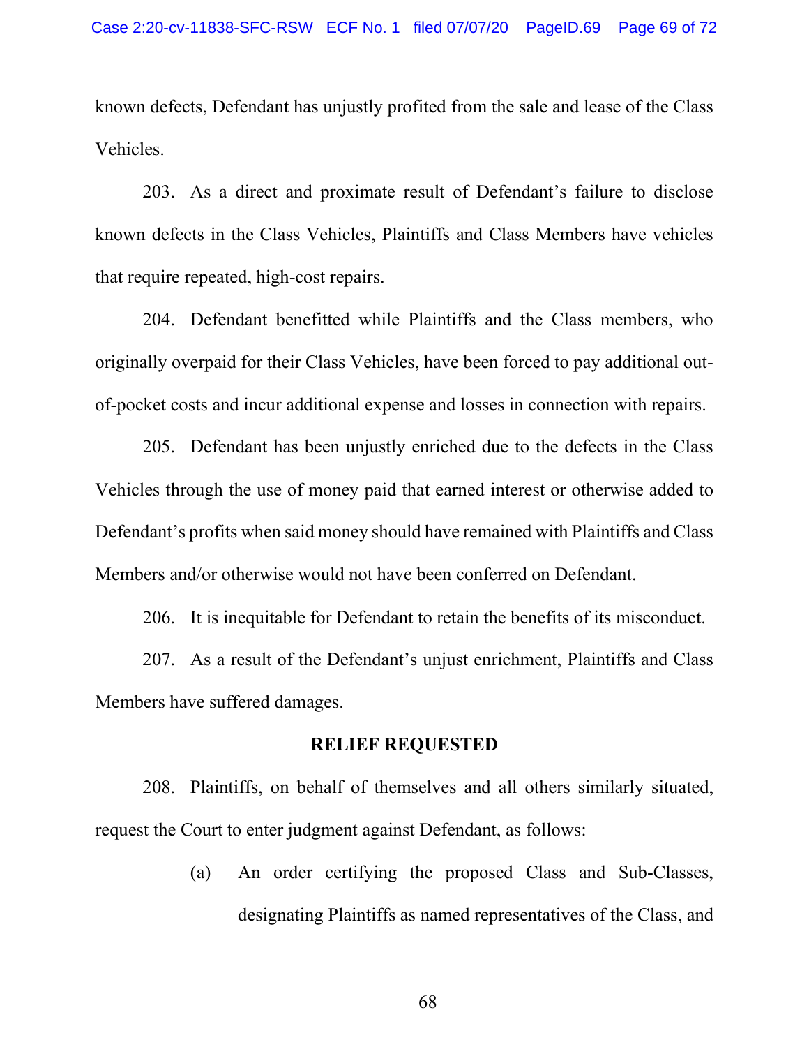known defects, Defendant has unjustly profited from the sale and lease of the Class Vehicles.

203. As a direct and proximate result of Defendant's failure to disclose known defects in the Class Vehicles, Plaintiffs and Class Members have vehicles that require repeated, high-cost repairs.

204. Defendant benefitted while Plaintiffs and the Class members, who originally overpaid for their Class Vehicles, have been forced to pay additional out-of-pocket costs and incur additional expense and losses in connection with repairs.

205. Defendant has been unjustly enriched due to the defects in the Class Vehicles through the use of money paid that earned interest or otherwise added to Defendant's profits when said money should have remained with Plaintiffs and Class Members and/or otherwise would not have been conferred on Defendant.

206. It is inequitable for Defendant to retain the benefits of its misconduct.

207. As a result of the Defendant's unjust enrichment, Plaintiffs and Class Members have suffered damages.

**RELIEF REQUESTED**

208. Plaintiffs, on behalf of themselves and all others similarly situated, request the Court to enter judgment against Defendant, as follows:

(a) An order certifying the proposed Class and Sub-Classes, designating Plaintiffs as named representatives of the Class, and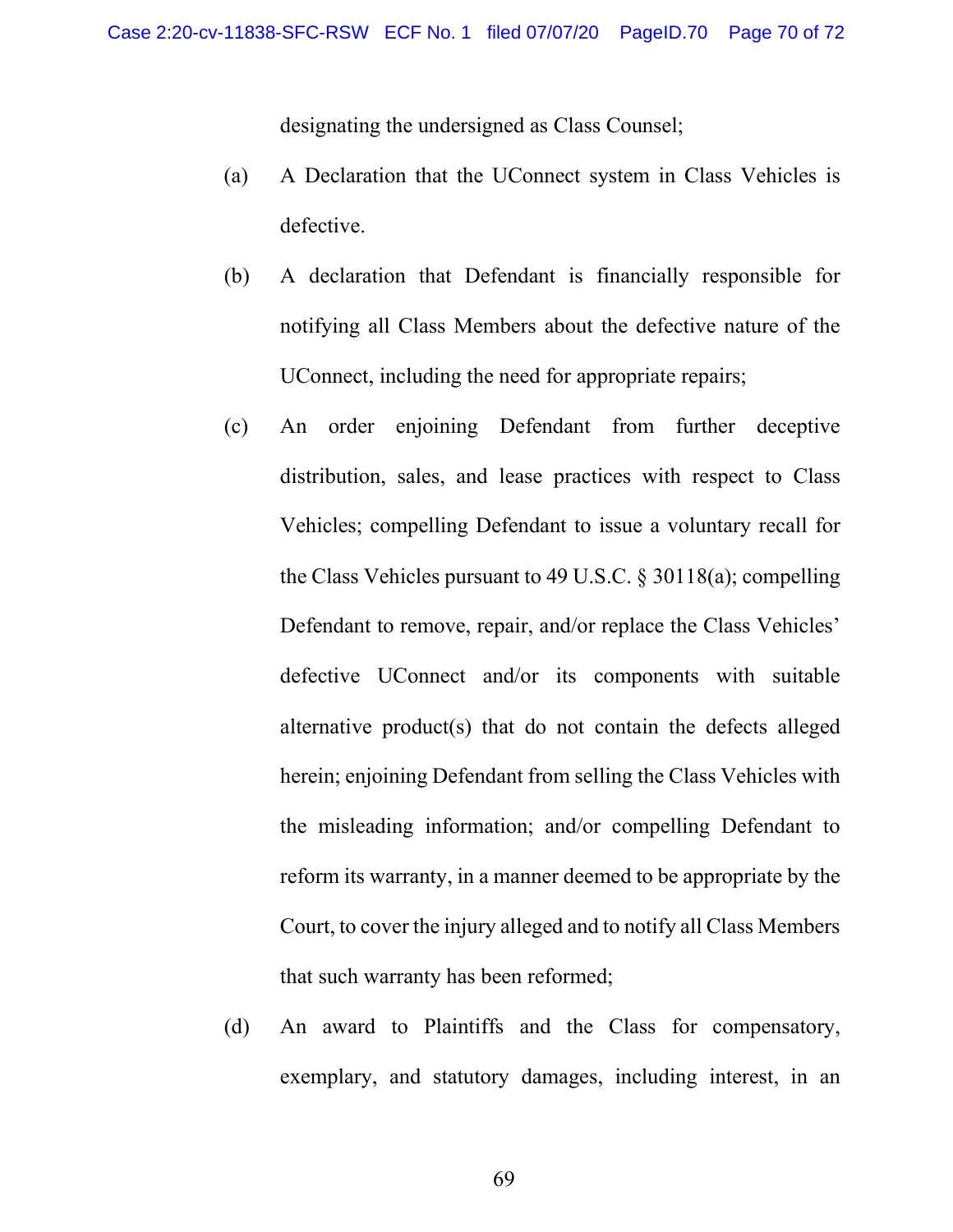designating the undersigned as Class Counsel;

(a) A Declaration that the UConnect system in Class Vehicles is defective.

(b) A declaration that Defendant is financially responsible for notifying all Class Members about the defective nature of the UConnect, including the need for appropriate repairs;

(c) An order enjoining Defendant from further deceptive distribution, sales, and lease practices with respect to Class Vehicles; compelling Defendant to issue a voluntary recall for the Class Vehicles pursuant to 49 U.S.C. § 30118(a); compelling Defendant to remove, repair, and/or replace the Class Vehicles' defective UConnect and/or its components with suitable alternative product(s) that do not contain the defects alleged herein; enjoining Defendant from selling the Class Vehicles with the misleading information; and/or compelling Defendant to reform its warranty, in a manner deemed to be appropriate by the Court, to cover the injury alleged and to notify all Class Members that such warranty has been reformed;

(d) An award to Plaintiffs and the Class for compensatory, exemplary, and statutory damages, including interest, in an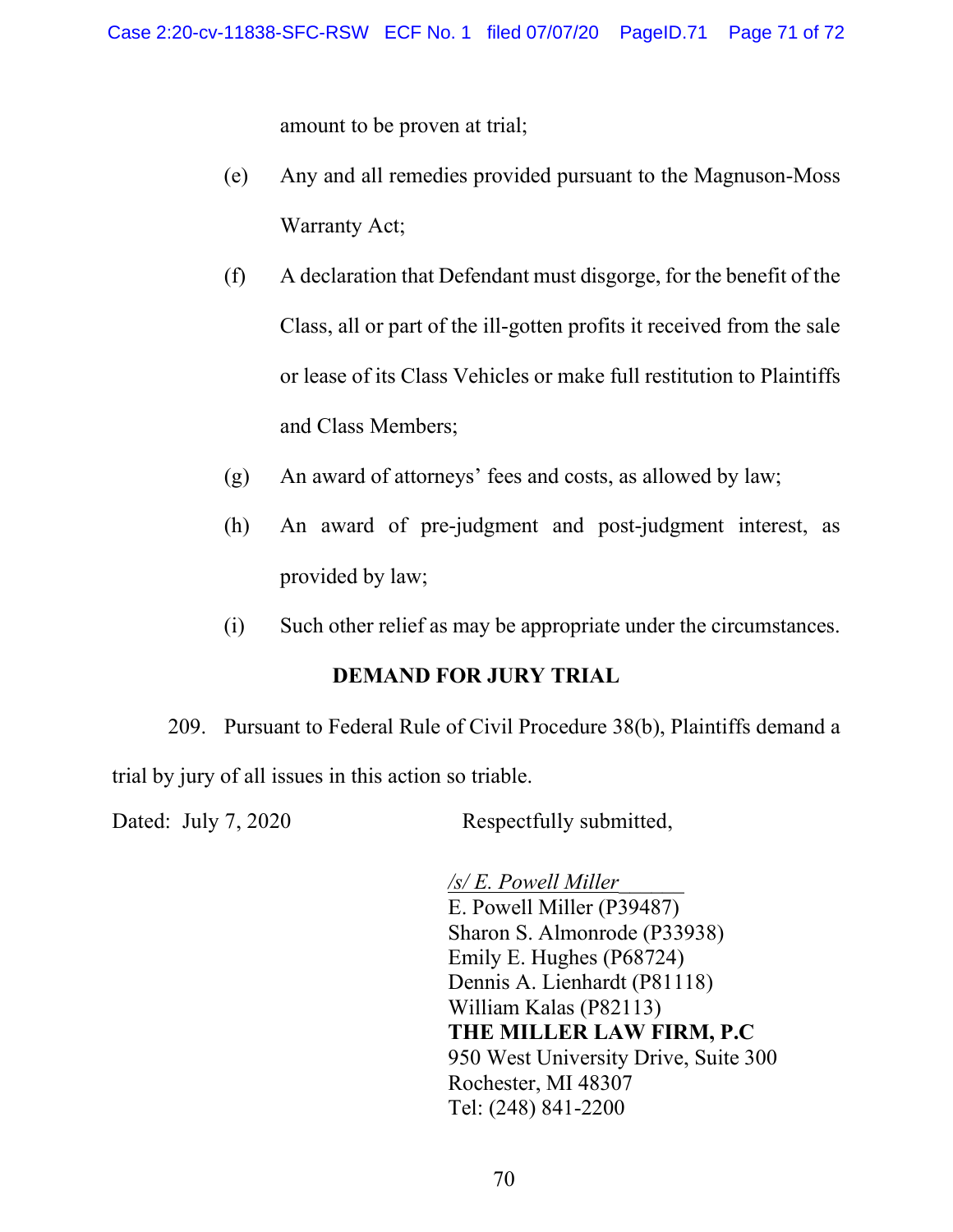amount to be proven at trial;

(e) Any and all remedies provided pursuant to the Magnuson-Moss Warranty Act;

(f) A declaration that Defendant must disgorge, for the benefit of the Class, all or part of the ill-gotten profits it received from the sale or lease of its Class Vehicles or make full restitution to Plaintiffs and Class Members;

(g) An award of attorneys' fees and costs, as allowed by law;

(h) An award of pre-judgment and post-judgment interest, as provided by law;

(i) Such other relief as may be appropriate under the circumstances.

**DEMAND FOR JURY TRIAL**

209. Pursuant to Federal Rule of Civil Procedure 38(b), Plaintiffs demand a trial by jury of all issues in this action so triable.

Dated: July 7, 2020

Respectfully submitted,

*/s/ E. Powell Miller*
E. Powell Miller (P39487)
Sharon S. Almonrode (P33938)
Emily E. Hughes (P68724)
Dennis A. Lienhardt (P81118)
William Kalas (P82113)
**THE MILLER LAW FIRM, P.C**
950 West University Drive, Suite 300
Rochester, MI 48307
Tel: (248) 841-2200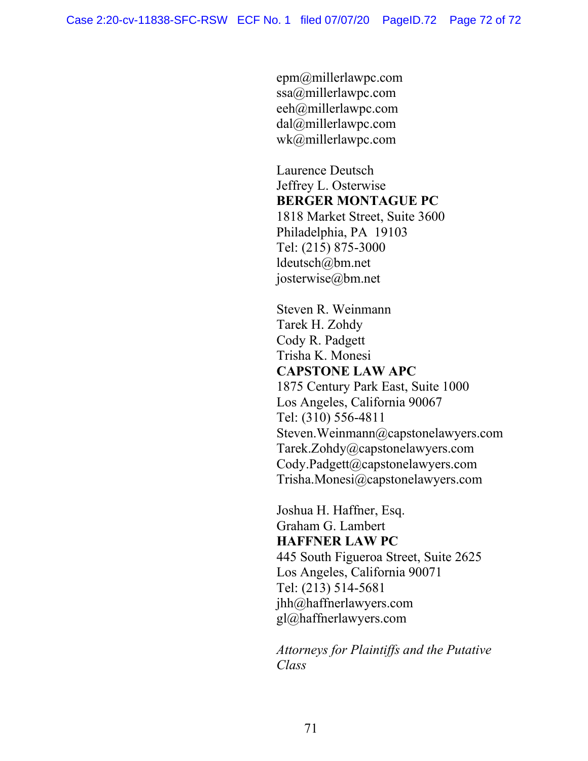epm@millerlawpc.com
ssa@millerlawpc.com
eeh@millerlawpc.com
dal@millerlawpc.com
wk@millerlawpc.com

Laurence Deutsch
Jeffrey L. Osterwise
**BERGER MONTAGUE PC**
1818 Market Street, Suite 3600
Philadelphia, PA 19103
Tel: (215) 875-3000
ldeutsch@bm.net
josterwise@bm.net

Steven R. Weinmann
Tarek H. Zohdy
Cody R. Padgett
Trisha K. Monesi
**CAPSTONE LAW APC**
1875 Century Park East, Suite 1000
Los Angeles, California 90067
Tel: (310) 556-4811
Steven.Weinmann@capstonelawyers.com
Tarek.Zohdy@capstonelawyers.com
Cody.Padgett@capstonelawyers.com
Trisha.Monesi@capstonelawyers.com

Joshua H. Haffner, Esq.
Graham G. Lambert
**HAFFNER LAW PC**
445 South Figueroa Street, Suite 2625
Los Angeles, California 90071
Tel: (213) 514-5681
jhh@haffnerlawyers.com
gl@haffnerlawyers.com

*Attorneys for Plaintiffs and the Putative Class*